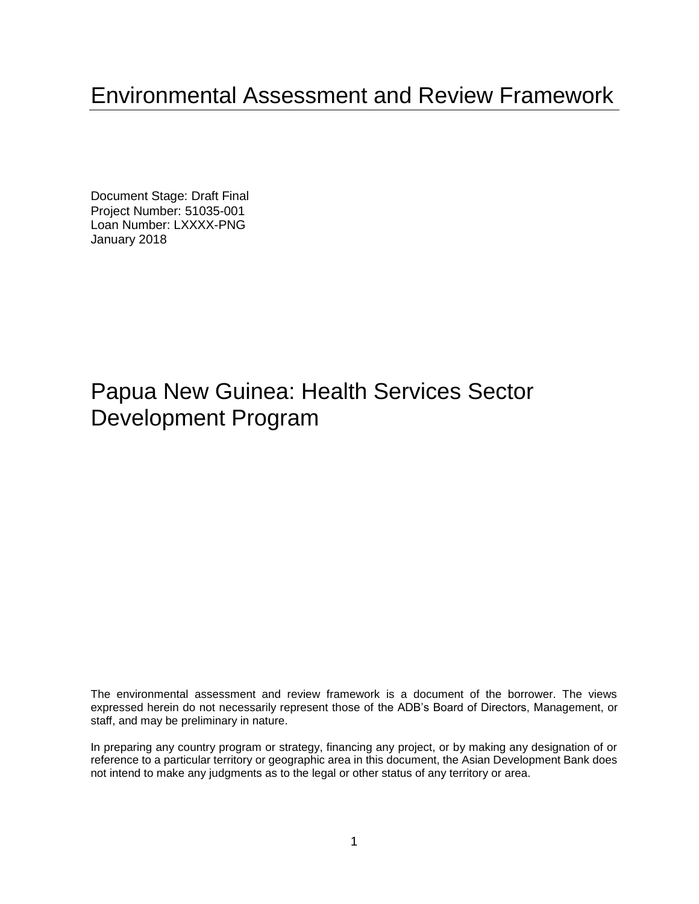# Environmental Assessment and Review Framework

Document Stage: Draft Final
Project Number: 51035-001
Loan Number: LXXXX-PNG
January 2018

# Papua New Guinea: Health Services Sector Development Program

The environmental assessment and review framework is a document of the borrower. The views expressed herein do not necessarily represent those of the ADB's Board of Directors, Management, or staff, and may be preliminary in nature.

In preparing any country program or strategy, financing any project, or by making any designation of or reference to a particular territory or geographic area in this document, the Asian Development Bank does not intend to make any judgments as to the legal or other status of any territory or area.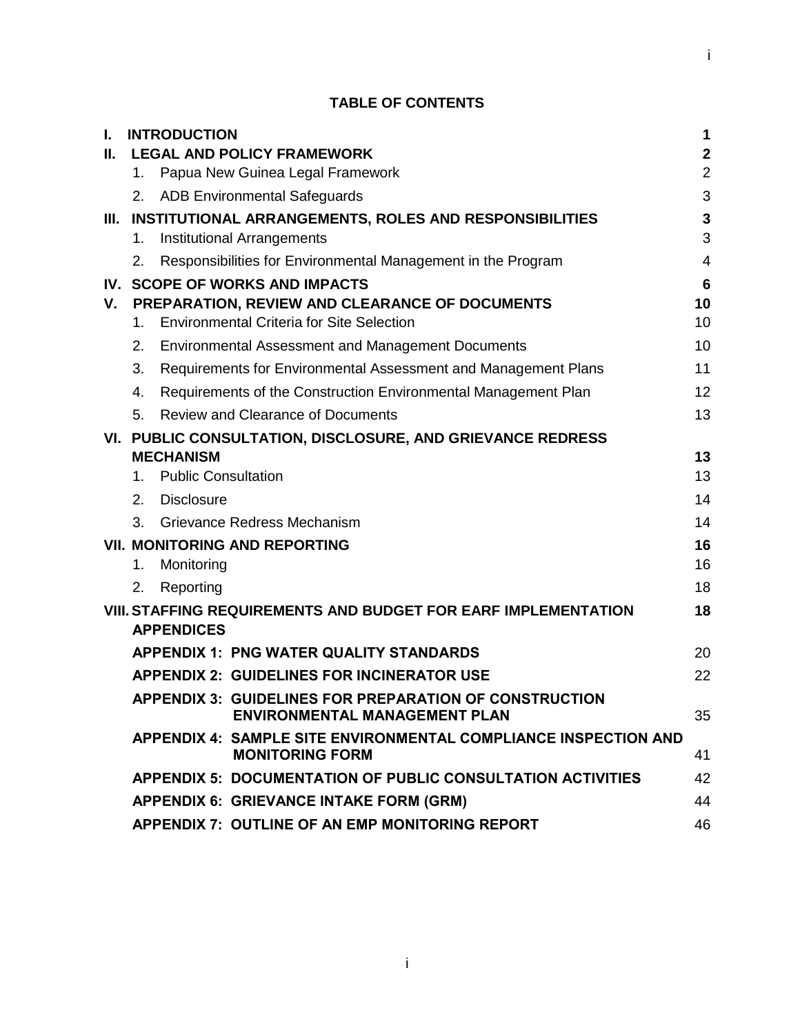**TABLE OF CONTENTS**

| | | | |
|---|---|---|---|
| **I.** | **INTRODUCTION** | | **1** |
| **II.** | **LEGAL AND POLICY FRAMEWORK** | | **2** |
| | 1. | Papua New Guinea Legal Framework | 2 |
| | 2. | ADB Environmental Safeguards | 3 |
| **III.** | **INSTITUTIONAL ARRANGEMENTS, ROLES AND RESPONSIBILITIES** | | **3** |
| | 1. | Institutional Arrangements | 3 |
| | 2. | Responsibilities for Environmental Management in the Program | 4 |
| **IV.** | **SCOPE OF WORKS AND IMPACTS** | | **6** |
| **V.** | **PREPARATION, REVIEW AND CLEARANCE OF DOCUMENTS** | | **10** |
| | 1. | Environmental Criteria for Site Selection | 10 |
| | 2. | Environmental Assessment and Management Documents | 10 |
| | 3. | Requirements for Environmental Assessment and Management Plans | 11 |
| | 4. | Requirements of the Construction Environmental Management Plan | 12 |
| | 5. | Review and Clearance of Documents | 13 |
| **VI.** | **PUBLIC CONSULTATION, DISCLOSURE, AND GRIEVANCE REDRESS MECHANISM** | | **13** |
| | 1. | Public Consultation | 13 |
| | 2. | Disclosure | 14 |
| | 3. | Grievance Redress Mechanism | 14 |
| **VII.** | **MONITORING AND REPORTING** | | **16** |
| | 1. | Monitoring | 16 |
| | 2. | Reporting | 18 |
| **VIII.** | **STAFFING REQUIREMENTS AND BUDGET FOR EARF IMPLEMENTATION** | | **18** |
| | **APPENDICES** | | |
| | **APPENDIX 1: PNG WATER QUALITY STANDARDS** | | 20 |
| | **APPENDIX 2: GUIDELINES FOR INCINERATOR USE** | | 22 |
| | **APPENDIX 3: GUIDELINES FOR PREPARATION OF CONSTRUCTION ENVIRONMENTAL MANAGEMENT PLAN** | | 35 |
| | **APPENDIX 4: SAMPLE SITE ENVIRONMENTAL COMPLIANCE INSPECTION AND MONITORING FORM** | | 41 |
| | **APPENDIX 5: DOCUMENTATION OF PUBLIC CONSULTATION ACTIVITIES** | | 42 |
| | **APPENDIX 6: GRIEVANCE INTAKE FORM (GRM)** | | 44 |
| | **APPENDIX 7: OUTLINE OF AN EMP MONITORING REPORT** | | 46 |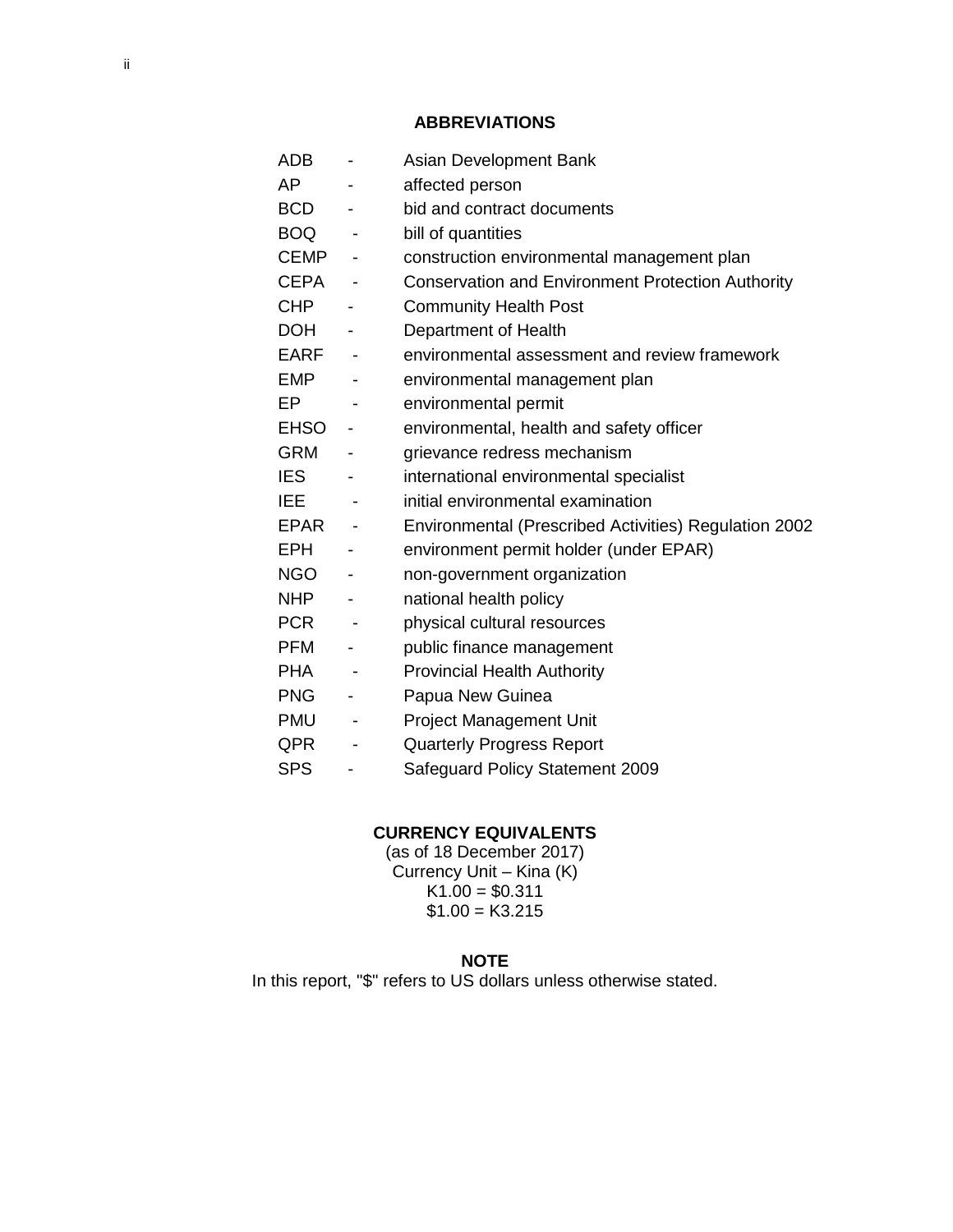## ABBREVIATIONS

| | | |
|---|---|---|
| ADB | - | Asian Development Bank |
| AP | - | affected person |
| BCD | - | bid and contract documents |
| BOQ | - | bill of quantities |
| CEMP | - | construction environmental management plan |
| CEPA | - | Conservation and Environment Protection Authority |
| CHP | - | Community Health Post |
| DOH | - | Department of Health |
| EARF | - | environmental assessment and review framework |
| EMP | - | environmental management plan |
| EP | - | environmental permit |
| EHSO | - | environmental, health and safety officer |
| GRM | - | grievance redress mechanism |
| IES | - | international environmental specialist |
| IEE | - | initial environmental examination |
| EPAR | - | Environmental (Prescribed Activities) Regulation 2002 |
| EPH | - | environment permit holder (under EPAR) |
| NGO | - | non-government organization |
| NHP | - | national health policy |
| PCR | - | physical cultural resources |
| PFM | - | public finance management |
| PHA | - | Provincial Health Authority |
| PNG | - | Papua New Guinea |
| PMU | - | Project Management Unit |
| QPR | - | Quarterly Progress Report |
| SPS | - | Safeguard Policy Statement 2009 |

## CURRENCY EQUIVALENTS

(as of 18 December 2017)
Currency Unit – Kina (K)
K1.00 = $0.311
$1.00 = K3.215

## NOTE

In this report, "$" refers to US dollars unless otherwise stated.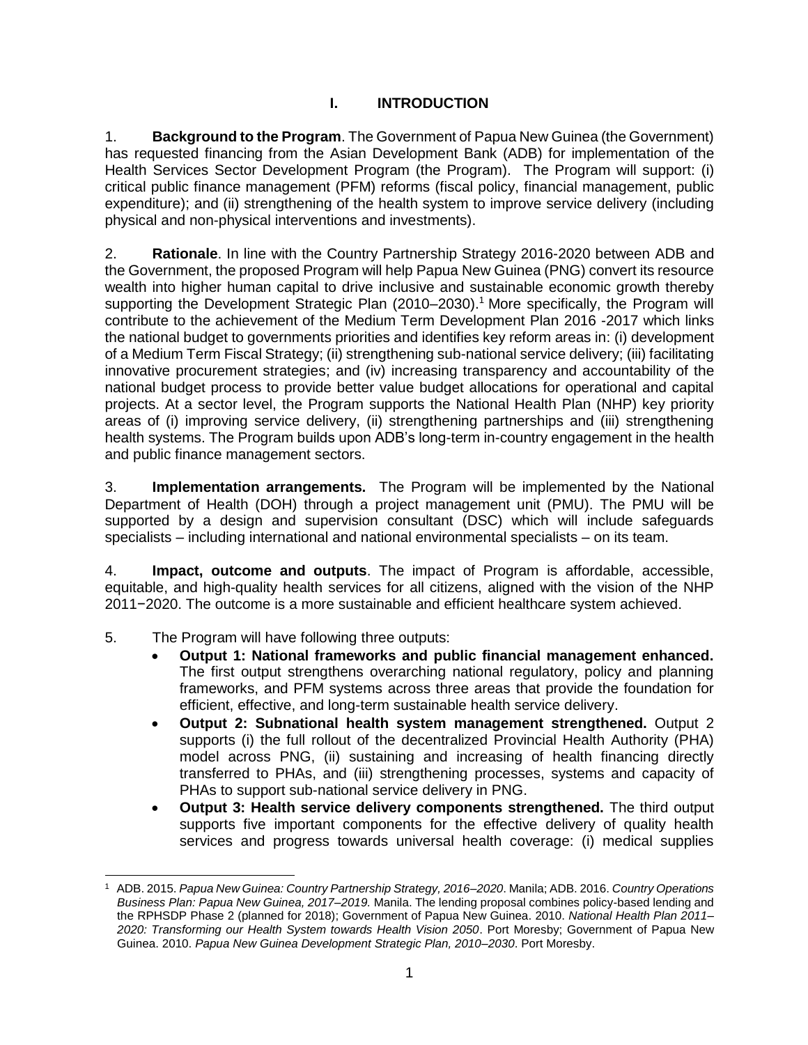# I. INTRODUCTION

1. **Background to the Program**. The Government of Papua New Guinea (the Government) has requested financing from the Asian Development Bank (ADB) for implementation of the Health Services Sector Development Program (the Program). The Program will support: (i) critical public finance management (PFM) reforms (fiscal policy, financial management, public expenditure); and (ii) strengthening of the health system to improve service delivery (including physical and non-physical interventions and investments).

2. **Rationale**. In line with the Country Partnership Strategy 2016-2020 between ADB and the Government, the proposed Program will help Papua New Guinea (PNG) convert its resource wealth into higher human capital to drive inclusive and sustainable economic growth thereby supporting the Development Strategic Plan (2010–2030).[1] More specifically, the Program will contribute to the achievement of the Medium Term Development Plan 2016 -2017 which links the national budget to governments priorities and identifies key reform areas in: (i) development of a Medium Term Fiscal Strategy; (ii) strengthening sub-national service delivery; (iii) facilitating innovative procurement strategies; and (iv) increasing transparency and accountability of the national budget process to provide better value budget allocations for operational and capital projects. At a sector level, the Program supports the National Health Plan (NHP) key priority areas of (i) improving service delivery, (ii) strengthening partnerships and (iii) strengthening health systems. The Program builds upon ADB's long-term in-country engagement in the health and public finance management sectors.

3. **Implementation arrangements.** The Program will be implemented by the National Department of Health (DOH) through a project management unit (PMU). The PMU will be supported by a design and supervision consultant (DSC) which will include safeguards specialists – including international and national environmental specialists – on its team.

4. **Impact, outcome and outputs**. The impact of Program is affordable, accessible, equitable, and high-quality health services for all citizens, aligned with the vision of the NHP 2011−2020. The outcome is a more sustainable and efficient healthcare system achieved.

5. The Program will have following three outputs:

- **Output 1: National frameworks and public financial management enhanced.** The first output strengthens overarching national regulatory, policy and planning frameworks, and PFM systems across three areas that provide the foundation for efficient, effective, and long-term sustainable health service delivery.
- **Output 2: Subnational health system management strengthened.** Output 2 supports (i) the full rollout of the decentralized Provincial Health Authority (PHA) model across PNG, (ii) sustaining and increasing of health financing directly transferred to PHAs, and (iii) strengthening processes, systems and capacity of PHAs to support sub-national service delivery in PNG.
- **Output 3: Health service delivery components strengthened.** The third output supports five important components for the effective delivery of quality health services and progress towards universal health coverage: (i) medical supplies

---

[1] ADB. 2015. *Papua New Guinea: Country Partnership Strategy, 2016–2020*. Manila; ADB. 2016. *Country Operations Business Plan: Papua New Guinea, 2017–2019.* Manila. The lending proposal combines policy-based lending and the RPHSDP Phase 2 (planned for 2018); Government of Papua New Guinea. 2010. *National Health Plan 2011–2020: Transforming our Health System towards Health Vision 2050*. Port Moresby; Government of Papua New Guinea. 2010. *Papua New Guinea Development Strategic Plan, 2010–2030*. Port Moresby.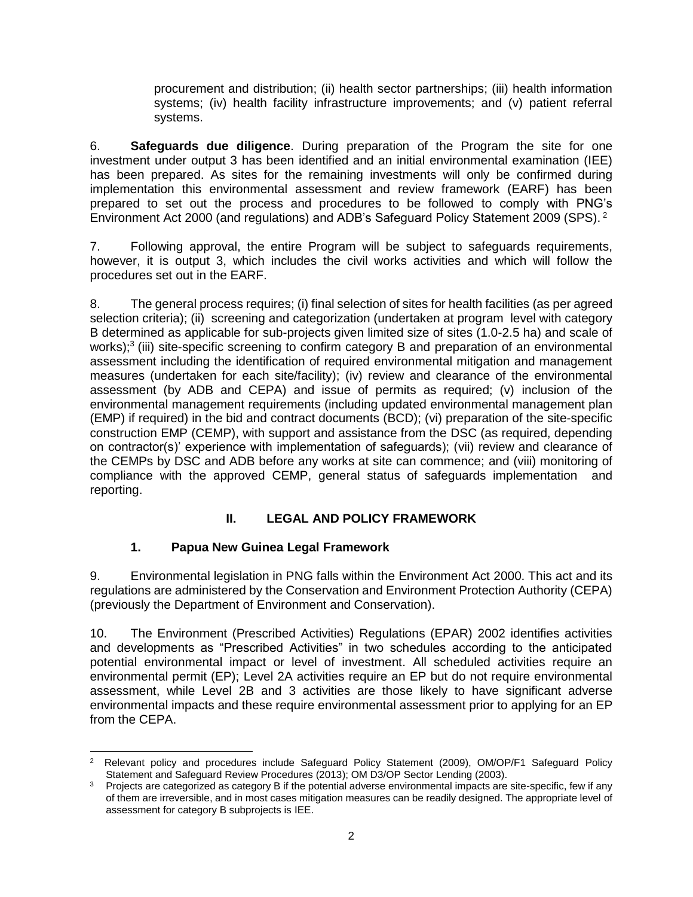procurement and distribution; (ii) health sector partnerships; (iii) health information systems; (iv) health facility infrastructure improvements; and (v) patient referral systems.

6. **Safeguards due diligence**. During preparation of the Program the site for one investment under output 3 has been identified and an initial environmental examination (IEE) has been prepared. As sites for the remaining investments will only be confirmed during implementation this environmental assessment and review framework (EARF) has been prepared to set out the process and procedures to be followed to comply with PNG's Environment Act 2000 (and regulations) and ADB's Safeguard Policy Statement 2009 (SPS).[2]

7. Following approval, the entire Program will be subject to safeguards requirements, however, it is output 3, which includes the civil works activities and which will follow the procedures set out in the EARF.

8. The general process requires; (i) final selection of sites for health facilities (as per agreed selection criteria); (ii) screening and categorization (undertaken at program level with category B determined as applicable for sub-projects given limited size of sites (1.0-2.5 ha) and scale of works);[3] (iii) site-specific screening to confirm category B and preparation of an environmental assessment including the identification of required environmental mitigation and management measures (undertaken for each site/facility); (iv) review and clearance of the environmental assessment (by ADB and CEPA) and issue of permits as required; (v) inclusion of the environmental management requirements (including updated environmental management plan (EMP) if required) in the bid and contract documents (BCD); (vi) preparation of the site-specific construction EMP (CEMP), with support and assistance from the DSC (as required, depending on contractor(s)' experience with implementation of safeguards); (vii) review and clearance of the CEMPs by DSC and ADB before any works at site can commence; and (viii) monitoring of compliance with the approved CEMP, general status of safeguards implementation and reporting.

## II. LEGAL AND POLICY FRAMEWORK

### 1. Papua New Guinea Legal Framework

9. Environmental legislation in PNG falls within the Environment Act 2000. This act and its regulations are administered by the Conservation and Environment Protection Authority (CEPA) (previously the Department of Environment and Conservation).

10. The Environment (Prescribed Activities) Regulations (EPAR) 2002 identifies activities and developments as "Prescribed Activities" in two schedules according to the anticipated potential environmental impact or level of investment. All scheduled activities require an environmental permit (EP); Level 2A activities require an EP but do not require environmental assessment, while Level 2B and 3 activities are those likely to have significant adverse environmental impacts and these require environmental assessment prior to applying for an EP from the CEPA.

---

[2] Relevant policy and procedures include Safeguard Policy Statement (2009), OM/OP/F1 Safeguard Policy Statement and Safeguard Review Procedures (2013); OM D3/OP Sector Lending (2003).

[3] Projects are categorized as category B if the potential adverse environmental impacts are site-specific, few if any of them are irreversible, and in most cases mitigation measures can be readily designed. The appropriate level of assessment for category B subprojects is IEE.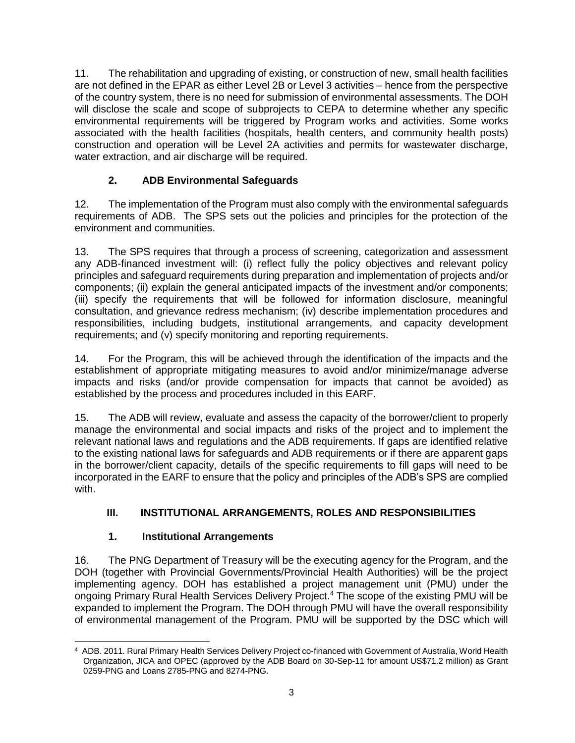11. The rehabilitation and upgrading of existing, or construction of new, small health facilities are not defined in the EPAR as either Level 2B or Level 3 activities – hence from the perspective of the country system, there is no need for submission of environmental assessments. The DOH will disclose the scale and scope of subprojects to CEPA to determine whether any specific environmental requirements will be triggered by Program works and activities. Some works associated with the health facilities (hospitals, health centers, and community health posts) construction and operation will be Level 2A activities and permits for wastewater discharge, water extraction, and air discharge will be required.

### 2. ADB Environmental Safeguards

12. The implementation of the Program must also comply with the environmental safeguards requirements of ADB. The SPS sets out the policies and principles for the protection of the environment and communities.

13. The SPS requires that through a process of screening, categorization and assessment any ADB-financed investment will: (i) reflect fully the policy objectives and relevant policy principles and safeguard requirements during preparation and implementation of projects and/or components; (ii) explain the general anticipated impacts of the investment and/or components; (iii) specify the requirements that will be followed for information disclosure, meaningful consultation, and grievance redress mechanism; (iv) describe implementation procedures and responsibilities, including budgets, institutional arrangements, and capacity development requirements; and (v) specify monitoring and reporting requirements.

14. For the Program, this will be achieved through the identification of the impacts and the establishment of appropriate mitigating measures to avoid and/or minimize/manage adverse impacts and risks (and/or provide compensation for impacts that cannot be avoided) as established by the process and procedures included in this EARF.

15. The ADB will review, evaluate and assess the capacity of the borrower/client to properly manage the environmental and social impacts and risks of the project and to implement the relevant national laws and regulations and the ADB requirements. If gaps are identified relative to the existing national laws for safeguards and ADB requirements or if there are apparent gaps in the borrower/client capacity, details of the specific requirements to fill gaps will need to be incorporated in the EARF to ensure that the policy and principles of the ADB's SPS are complied with.

## III. INSTITUTIONAL ARRANGEMENTS, ROLES AND RESPONSIBILITIES

### 1. Institutional Arrangements

16. The PNG Department of Treasury will be the executing agency for the Program, and the DOH (together with Provincial Governments/Provincial Health Authorities) will be the project implementing agency. DOH has established a project management unit (PMU) under the ongoing Primary Rural Health Services Delivery Project.[4] The scope of the existing PMU will be expanded to implement the Program. The DOH through PMU will have the overall responsibility of environmental management of the Program. PMU will be supported by the DSC which will

[4] ADB. 2011. Rural Primary Health Services Delivery Project co-financed with Government of Australia, World Health Organization, JICA and OPEC (approved by the ADB Board on 30-Sep-11 for amount US$71.2 million) as Grant 0259-PNG and Loans 2785-PNG and 8274-PNG.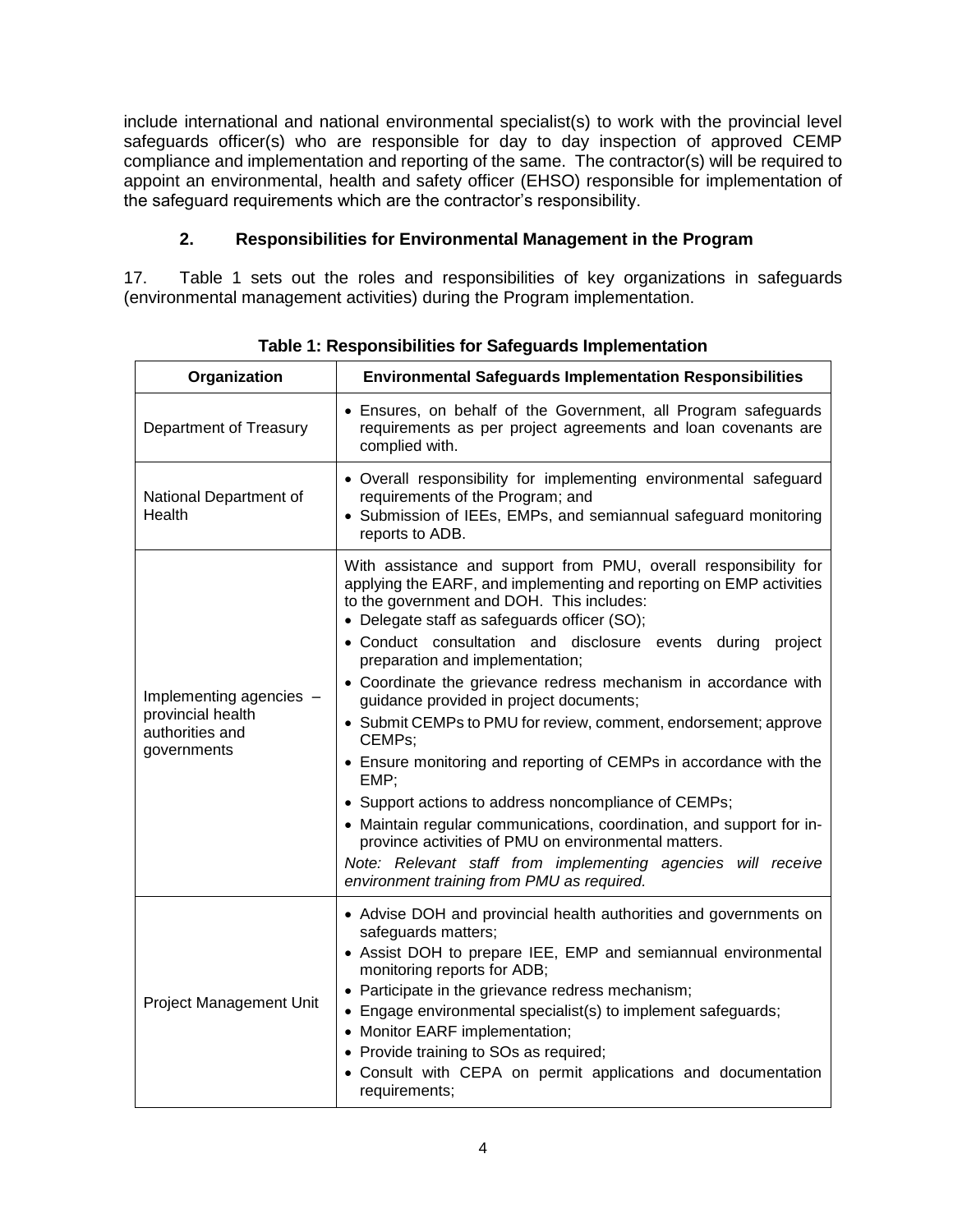include international and national environmental specialist(s) to work with the provincial level safeguards officer(s) who are responsible for day to day inspection of approved CEMP compliance and implementation and reporting of the same. The contractor(s) will be required to appoint an environmental, health and safety officer (EHSO) responsible for implementation of the safeguard requirements which are the contractor's responsibility.

### 2. Responsibilities for Environmental Management in the Program

17. Table 1 sets out the roles and responsibilities of key organizations in safeguards (environmental management activities) during the Program implementation.

**Table 1: Responsibilities for Safeguards Implementation**

| Organization | Environmental Safeguards Implementation Responsibilities |
|---|---|
| Department of Treasury | • Ensures, on behalf of the Government, all Program safeguards requirements as per project agreements and loan covenants are complied with. |
| National Department of Health | • Overall responsibility for implementing environmental safeguard requirements of the Program; and<br>• Submission of IEEs, EMPs, and semiannual safeguard monitoring reports to ADB. |
| Implementing agencies – provincial health authorities and governments | With assistance and support from PMU, overall responsibility for applying the EARF, and implementing and reporting on EMP activities to the government and DOH. This includes:<br>• Delegate staff as safeguards officer (SO);<br>• Conduct consultation and disclosure events during project preparation and implementation;<br>• Coordinate the grievance redress mechanism in accordance with guidance provided in project documents;<br>• Submit CEMPs to PMU for review, comment, endorsement; approve CEMPs;<br>• Ensure monitoring and reporting of CEMPs in accordance with the EMP;<br>• Support actions to address noncompliance of CEMPs;<br>• Maintain regular communications, coordination, and support for in-province activities of PMU on environmental matters.<br>*Note: Relevant staff from implementing agencies will receive environment training from PMU as required.* |
| Project Management Unit | • Advise DOH and provincial health authorities and governments on safeguards matters;<br>• Assist DOH to prepare IEE, EMP and semiannual environmental monitoring reports for ADB;<br>• Participate in the grievance redress mechanism;<br>• Engage environmental specialist(s) to implement safeguards;<br>• Monitor EARF implementation;<br>• Provide training to SOs as required;<br>• Consult with CEPA on permit applications and documentation requirements; |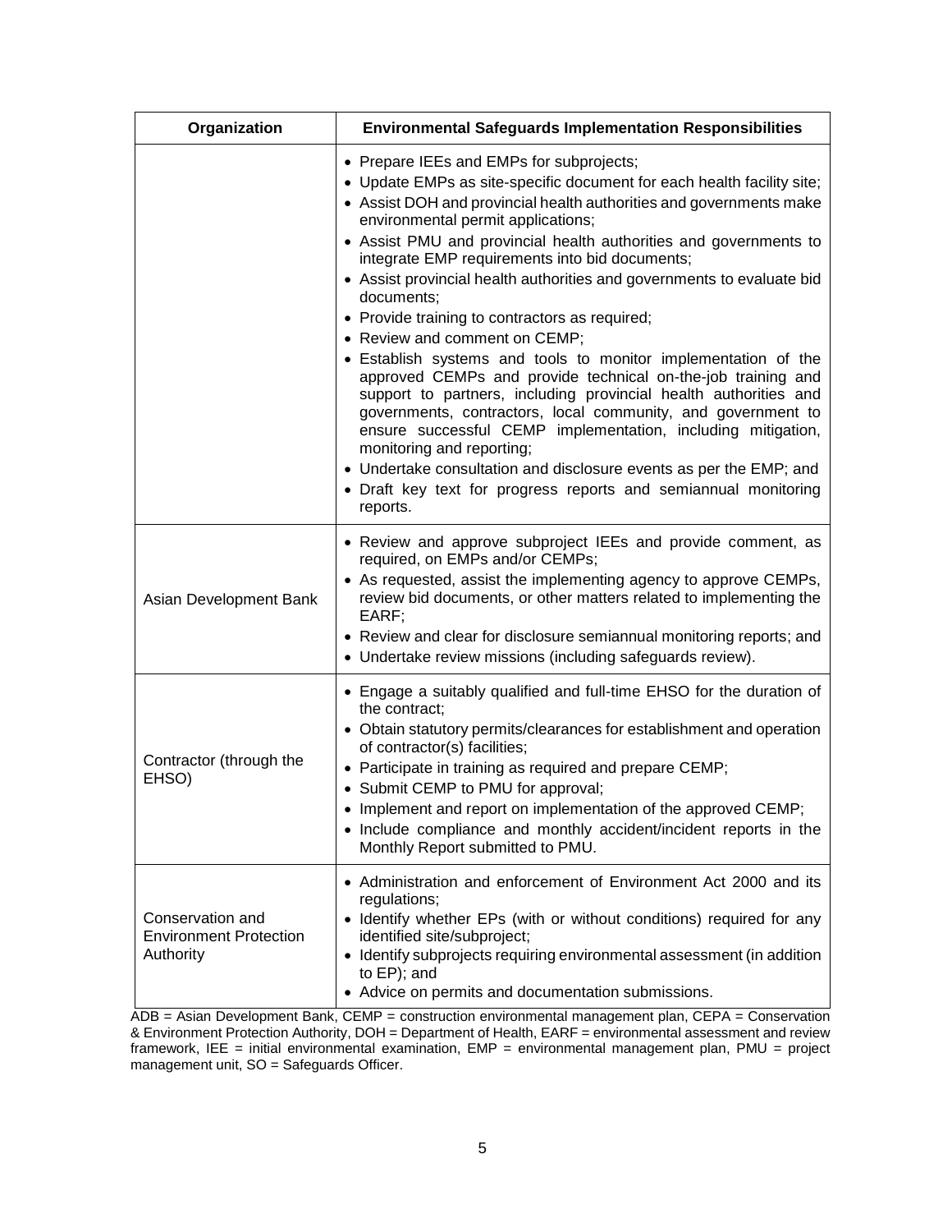| Organization | Environmental Safeguards Implementation Responsibilities |
|---|---|
| | • Prepare IEEs and EMPs for subprojects;<br>• Update EMPs as site-specific document for each health facility site;<br>• Assist DOH and provincial health authorities and governments make environmental permit applications;<br>• Assist PMU and provincial health authorities and governments to integrate EMP requirements into bid documents;<br>• Assist provincial health authorities and governments to evaluate bid documents;<br>• Provide training to contractors as required;<br>• Review and comment on CEMP;<br>• Establish systems and tools to monitor implementation of the approved CEMPs and provide technical on-the-job training and support to partners, including provincial health authorities and governments, contractors, local community, and government to ensure successful CEMP implementation, including mitigation, monitoring and reporting;<br>• Undertake consultation and disclosure events as per the EMP; and<br>• Draft key text for progress reports and semiannual monitoring reports. |
| Asian Development Bank | • Review and approve subproject IEEs and provide comment, as required, on EMPs and/or CEMPs;<br>• As requested, assist the implementing agency to approve CEMPs, review bid documents, or other matters related to implementing the EARF;<br>• Review and clear for disclosure semiannual monitoring reports; and<br>• Undertake review missions (including safeguards review). |
| Contractor (through the EHSO) | • Engage a suitably qualified and full-time EHSO for the duration of the contract;<br>• Obtain statutory permits/clearances for establishment and operation of contractor(s) facilities;<br>• Participate in training as required and prepare CEMP;<br>• Submit CEMP to PMU for approval;<br>• Implement and report on implementation of the approved CEMP;<br>• Include compliance and monthly accident/incident reports in the Monthly Report submitted to PMU. |
| Conservation and Environment Protection Authority | • Administration and enforcement of Environment Act 2000 and its regulations;<br>• Identify whether EPs (with or without conditions) required for any identified site/subproject;<br>• Identify subprojects requiring environmental assessment (in addition to EP); and<br>• Advice on permits and documentation submissions. |

ADB = Asian Development Bank, CEMP = construction environmental management plan, CEPA = Conservation & Environment Protection Authority, DOH = Department of Health, EARF = environmental assessment and review framework, IEE = initial environmental examination, EMP = environmental management plan, PMU = project management unit, SO = Safeguards Officer.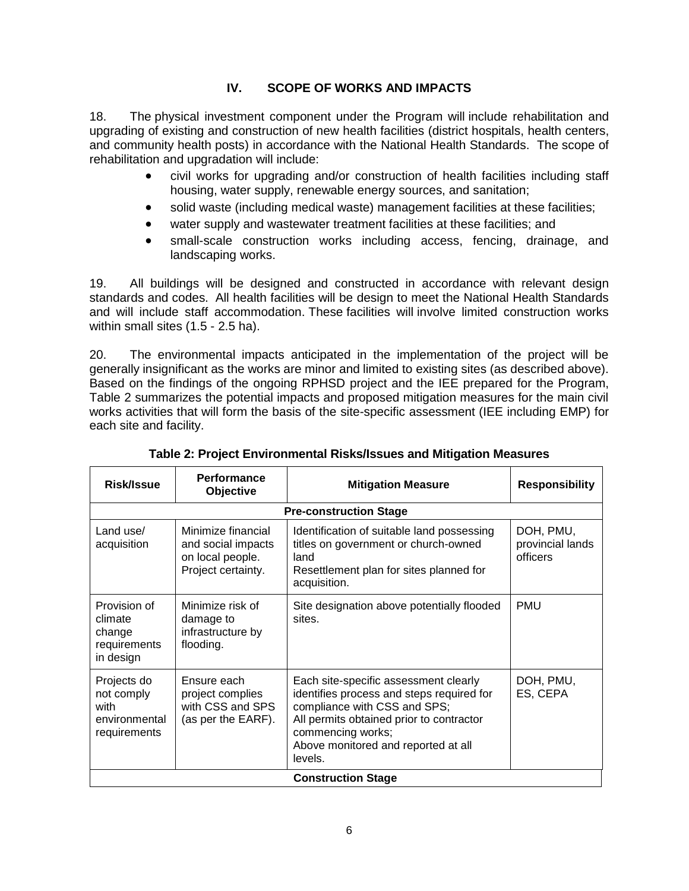## IV. SCOPE OF WORKS AND IMPACTS

18. The physical investment component under the Program will include rehabilitation and upgrading of existing and construction of new health facilities (district hospitals, health centers, and community health posts) in accordance with the National Health Standards. The scope of rehabilitation and upgradation will include:

- civil works for upgrading and/or construction of health facilities including staff housing, water supply, renewable energy sources, and sanitation;
- solid waste (including medical waste) management facilities at these facilities;
- water supply and wastewater treatment facilities at these facilities; and
- small-scale construction works including access, fencing, drainage, and landscaping works.

19. All buildings will be designed and constructed in accordance with relevant design standards and codes. All health facilities will be design to meet the National Health Standards and will include staff accommodation. These facilities will involve limited construction works within small sites (1.5 - 2.5 ha).

20. The environmental impacts anticipated in the implementation of the project will be generally insignificant as the works are minor and limited to existing sites (as described above). Based on the findings of the ongoing RPHSD project and the IEE prepared for the Program, Table 2 summarizes the potential impacts and proposed mitigation measures for the main civil works activities that will form the basis of the site-specific assessment (IEE including EMP) for each site and facility.

**Table 2: Project Environmental Risks/Issues and Mitigation Measures**

| Risk/Issue | Performance Objective | Mitigation Measure | Responsibility |
|---|---|---|---|
| **Pre-construction Stage** | | | |
| Land use/ acquisition | Minimize financial and social impacts on local people. Project certainty. | Identification of suitable land possessing titles on government or church-owned land<br>Resettlement plan for sites planned for acquisition. | DOH, PMU, provincial lands officers |
| Provision of climate change requirements in design | Minimize risk of damage to infrastructure by flooding. | Site designation above potentially flooded sites. | PMU |
| Projects do not comply with environmental requirements | Ensure each project complies with CSS and SPS (as per the EARF). | Each site-specific assessment clearly identifies process and steps required for compliance with CSS and SPS;<br>All permits obtained prior to contractor commencing works;<br>Above monitored and reported at all levels. | DOH, PMU, ES, CEPA |
| **Construction Stage** | | | |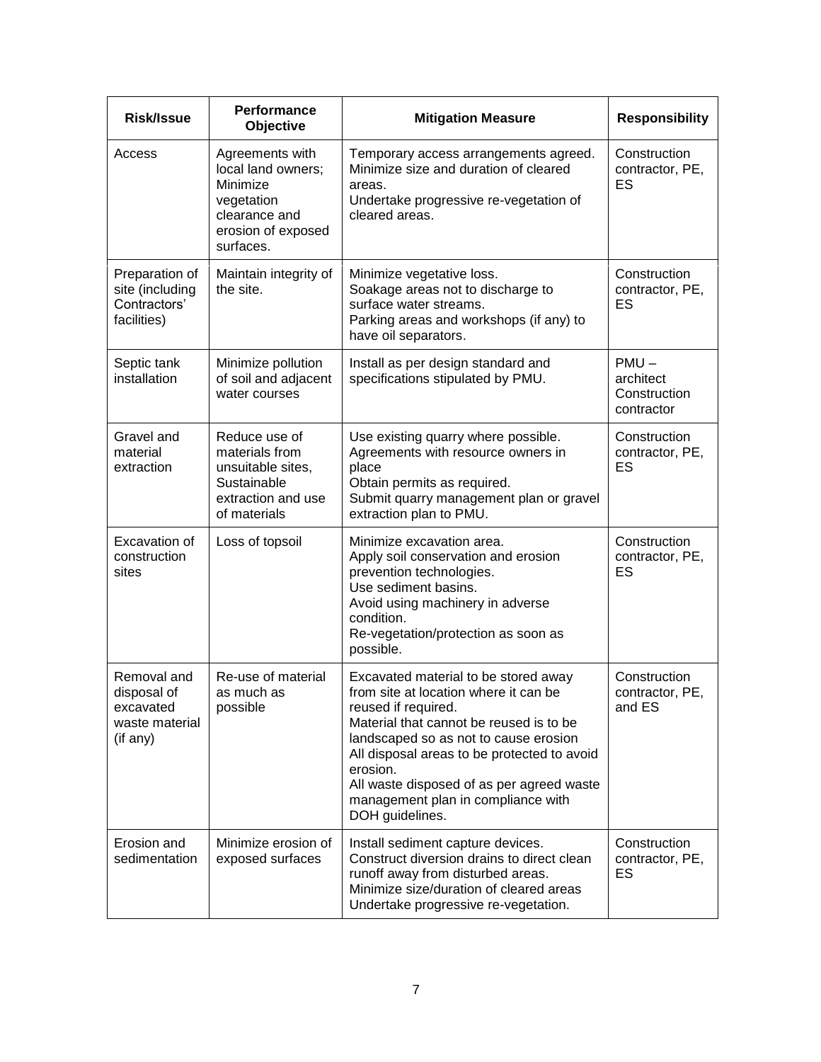| Risk/Issue | Performance Objective | Mitigation Measure | Responsibility |
|---|---|---|---|
| Access | Agreements with local land owners; Minimize vegetation clearance and erosion of exposed surfaces. | Temporary access arrangements agreed. Minimize size and duration of cleared areas. Undertake progressive re-vegetation of cleared areas. | Construction contractor, PE, ES |
| Preparation of site (including Contractors' facilities) | Maintain integrity of the site. | Minimize vegetative loss. Soakage areas not to discharge to surface water streams. Parking areas and workshops (if any) to have oil separators. | Construction contractor, PE, ES |
| Septic tank installation | Minimize pollution of soil and adjacent water courses | Install as per design standard and specifications stipulated by PMU. | PMU – architect Construction contractor |
| Gravel and material extraction | Reduce use of materials from unsuitable sites, Sustainable extraction and use of materials | Use existing quarry where possible. Agreements with resource owners in place Obtain permits as required. Submit quarry management plan or gravel extraction plan to PMU. | Construction contractor, PE, ES |
| Excavation of construction sites | Loss of topsoil | Minimize excavation area. Apply soil conservation and erosion prevention technologies. Use sediment basins. Avoid using machinery in adverse condition. Re-vegetation/protection as soon as possible. | Construction contractor, PE, ES |
| Removal and disposal of excavated waste material (if any) | Re-use of material as much as possible | Excavated material to be stored away from site at location where it can be reused if required. Material that cannot be reused is to be landscaped so as not to cause erosion All disposal areas to be protected to avoid erosion. All waste disposed of as per agreed waste management plan in compliance with DOH guidelines. | Construction contractor, PE, and ES |
| Erosion and sedimentation | Minimize erosion of exposed surfaces | Install sediment capture devices. Construct diversion drains to direct clean runoff away from disturbed areas. Minimize size/duration of cleared areas Undertake progressive re-vegetation. | Construction contractor, PE, ES |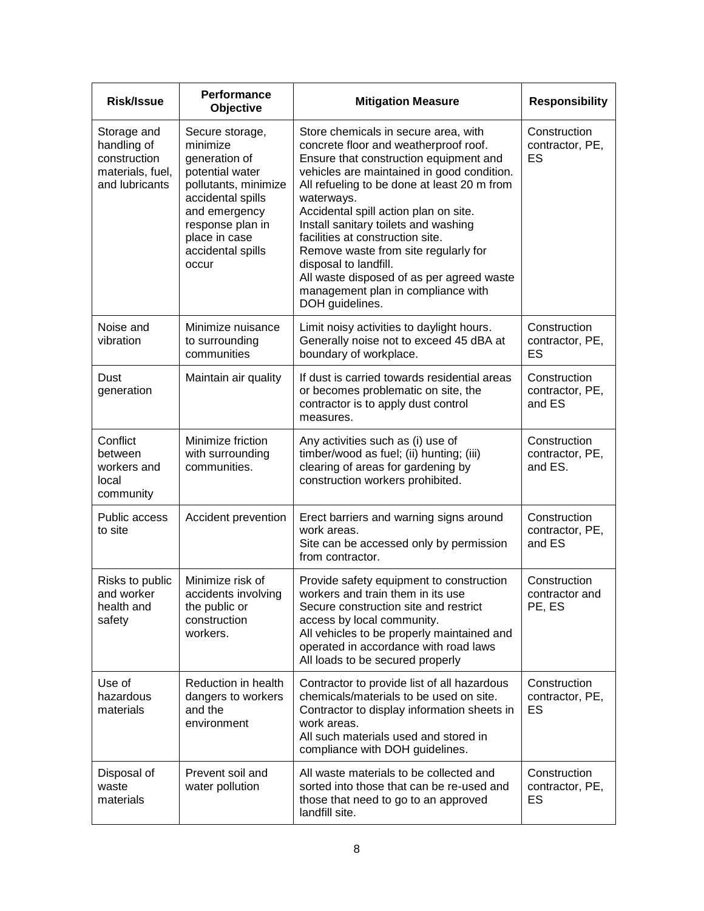| Risk/Issue | Performance Objective | Mitigation Measure | Responsibility |
|---|---|---|---|
| Storage and handling of construction materials, fuel, and lubricants | Secure storage, minimize generation of potential water pollutants, minimize accidental spills and emergency response plan in place in case accidental spills occur | Store chemicals in secure area, with concrete floor and weatherproof roof.<br>Ensure that construction equipment and vehicles are maintained in good condition.<br>All refueling to be done at least 20 m from waterways.<br>Accidental spill action plan on site.<br>Install sanitary toilets and washing facilities at construction site.<br>Remove waste from site regularly for disposal to landfill.<br>All waste disposed of as per agreed waste management plan in compliance with DOH guidelines. | Construction contractor, PE, ES |
| Noise and vibration | Minimize nuisance to surrounding communities | Limit noisy activities to daylight hours.<br>Generally noise not to exceed 45 dBA at boundary of workplace. | Construction contractor, PE, ES |
| Dust generation | Maintain air quality | If dust is carried towards residential areas or becomes problematic on site, the contractor is to apply dust control measures. | Construction contractor, PE, and ES |
| Conflict between workers and local community | Minimize friction with surrounding communities. | Any activities such as (i) use of timber/wood as fuel; (ii) hunting; (iii) clearing of areas for gardening by construction workers prohibited. | Construction contractor, PE, and ES. |
| Public access to site | Accident prevention | Erect barriers and warning signs around work areas.<br>Site can be accessed only by permission from contractor. | Construction contractor, PE, and ES |
| Risks to public and worker health and safety | Minimize risk of accidents involving the public or construction workers. | Provide safety equipment to construction workers and train them in its use<br>Secure construction site and restrict access by local community.<br>All vehicles to be properly maintained and operated in accordance with road laws<br>All loads to be secured properly | Construction contractor and PE, ES |
| Use of hazardous materials | Reduction in health dangers to workers and the environment | Contractor to provide list of all hazardous chemicals/materials to be used on site.<br>Contractor to display information sheets in work areas.<br>All such materials used and stored in compliance with DOH guidelines. | Construction contractor, PE, ES |
| Disposal of waste materials | Prevent soil and water pollution | All waste materials to be collected and sorted into those that can be re-used and those that need to go to an approved landfill site. | Construction contractor, PE, ES |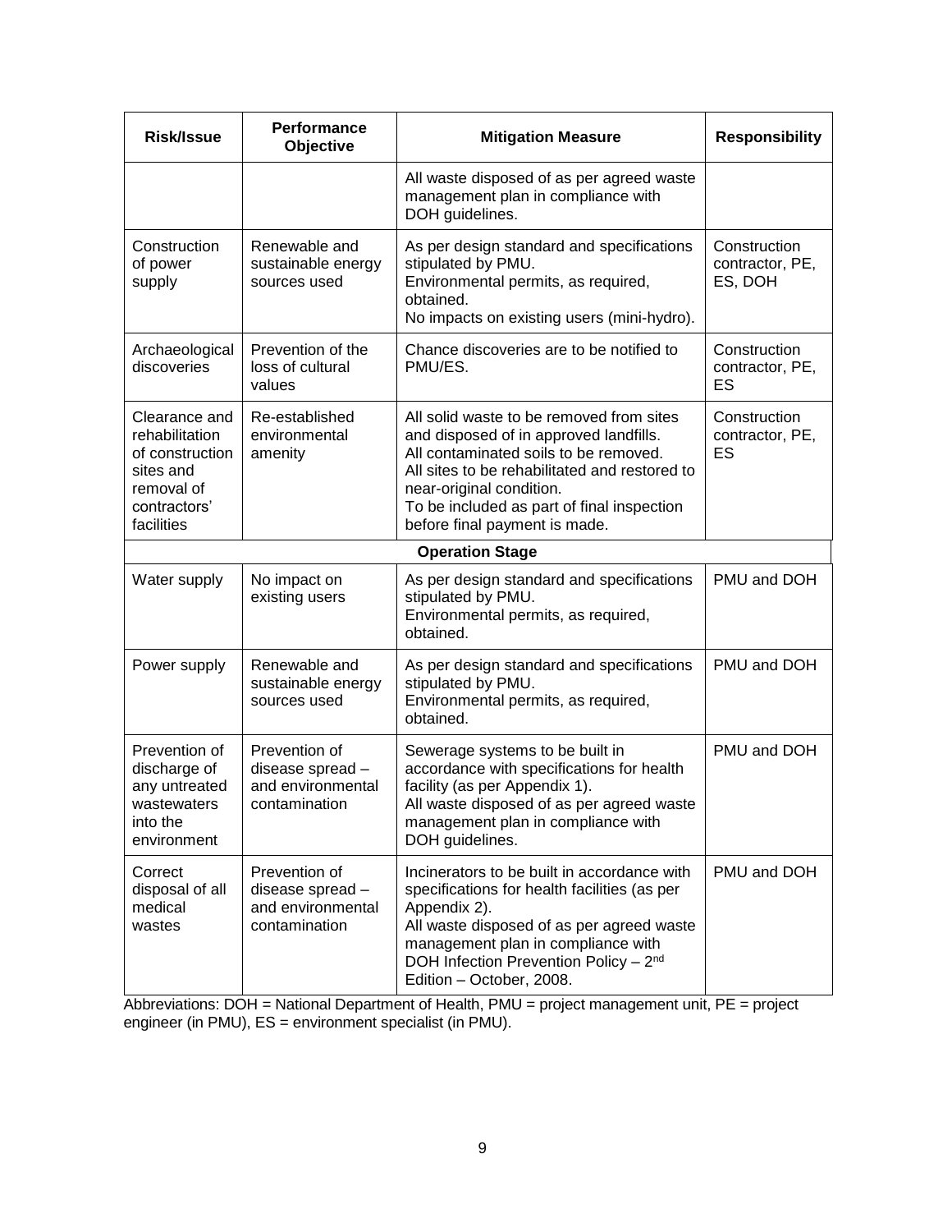| Risk/Issue | Performance Objective | Mitigation Measure | Responsibility |
|---|---|---|---|
| | | All waste disposed of as per agreed waste management plan in compliance with DOH guidelines. | |
| Construction of power supply | Renewable and sustainable energy sources used | As per design standard and specifications stipulated by PMU.<br>Environmental permits, as required, obtained.<br>No impacts on existing users (mini-hydro). | Construction contractor, PE, ES, DOH |
| Archaeological discoveries | Prevention of the loss of cultural values | Chance discoveries are to be notified to PMU/ES. | Construction contractor, PE, ES |
| Clearance and rehabilitation of construction sites and removal of contractors' facilities | Re-established environmental amenity | All solid waste to be removed from sites and disposed of in approved landfills.<br>All contaminated soils to be removed.<br>All sites to be rehabilitated and restored to near-original condition.<br>To be included as part of final inspection before final payment is made. | Construction contractor, PE, ES |
| **Operation Stage** | | | |
| Water supply | No impact on existing users | As per design standard and specifications stipulated by PMU.<br>Environmental permits, as required, obtained. | PMU and DOH |
| Power supply | Renewable and sustainable energy sources used | As per design standard and specifications stipulated by PMU.<br>Environmental permits, as required, obtained. | PMU and DOH |
| Prevention of discharge of any untreated wastewaters into the environment | Prevention of disease spread – and environmental contamination | Sewerage systems to be built in accordance with specifications for health facility (as per Appendix 1).<br>All waste disposed of as per agreed waste management plan in compliance with DOH guidelines. | PMU and DOH |
| Correct disposal of all medical wastes | Prevention of disease spread – and environmental contamination | Incinerators to be built in accordance with specifications for health facilities (as per Appendix 2).<br>All waste disposed of as per agreed waste management plan in compliance with DOH Infection Prevention Policy – 2nd Edition – October, 2008. | PMU and DOH |

Abbreviations: DOH = National Department of Health, PMU = project management unit, PE = project engineer (in PMU), ES = environment specialist (in PMU).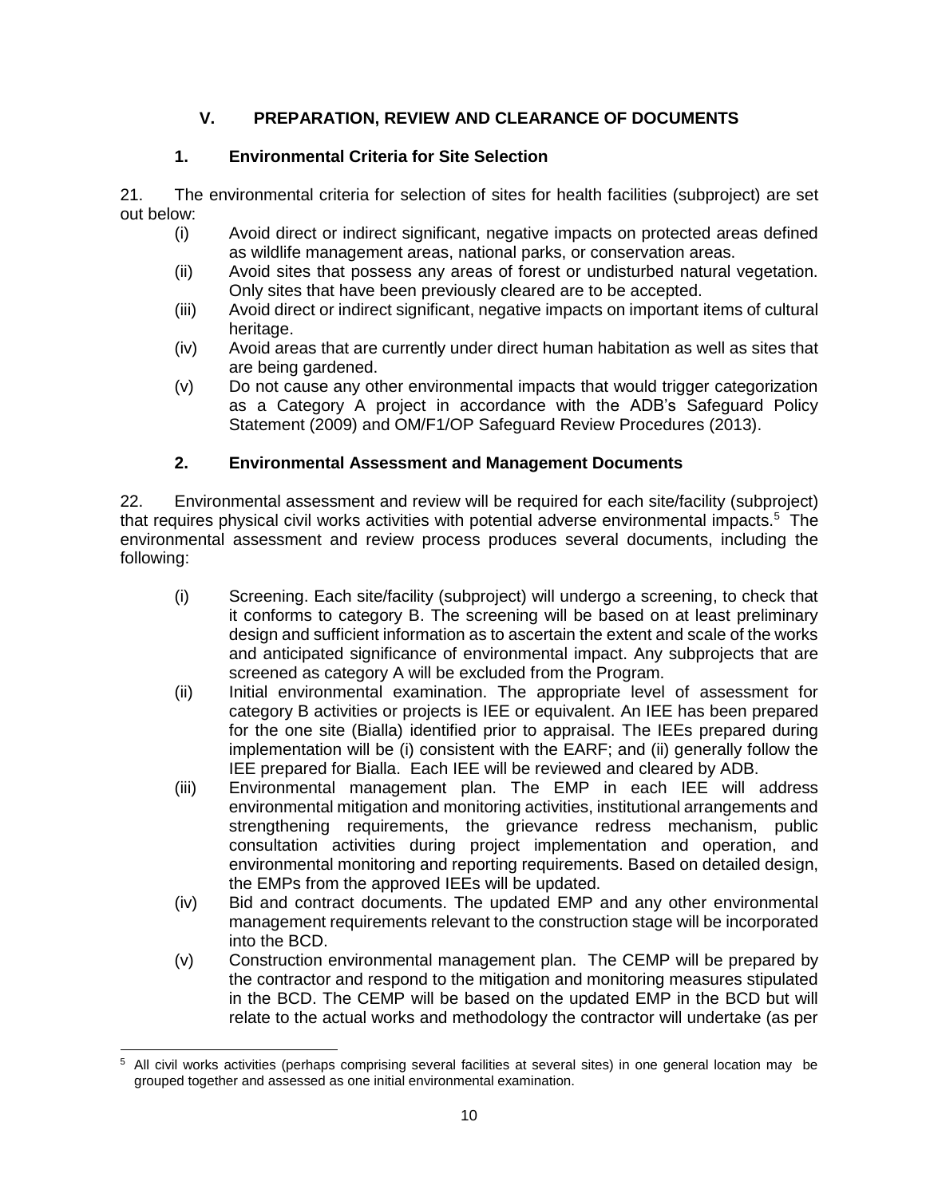## V. PREPARATION, REVIEW AND CLEARANCE OF DOCUMENTS

### 1. Environmental Criteria for Site Selection

21. The environmental criteria for selection of sites for health facilities (subproject) are set out below:

(i) Avoid direct or indirect significant, negative impacts on protected areas defined as wildlife management areas, national parks, or conservation areas.

(ii) Avoid sites that possess any areas of forest or undisturbed natural vegetation. Only sites that have been previously cleared are to be accepted.

(iii) Avoid direct or indirect significant, negative impacts on important items of cultural heritage.

(iv) Avoid areas that are currently under direct human habitation as well as sites that are being gardened.

(v) Do not cause any other environmental impacts that would trigger categorization as a Category A project in accordance with the ADB's Safeguard Policy Statement (2009) and OM/F1/OP Safeguard Review Procedures (2013).

### 2. Environmental Assessment and Management Documents

22. Environmental assessment and review will be required for each site/facility (subproject) that requires physical civil works activities with potential adverse environmental impacts.[5] The environmental assessment and review process produces several documents, including the following:

(i) Screening. Each site/facility (subproject) will undergo a screening, to check that it conforms to category B. The screening will be based on at least preliminary design and sufficient information as to ascertain the extent and scale of the works and anticipated significance of environmental impact. Any subprojects that are screened as category A will be excluded from the Program.

(ii) Initial environmental examination. The appropriate level of assessment for category B activities or projects is IEE or equivalent. An IEE has been prepared for the one site (Bialla) identified prior to appraisal. The IEEs prepared during implementation will be (i) consistent with the EARF; and (ii) generally follow the IEE prepared for Bialla. Each IEE will be reviewed and cleared by ADB.

(iii) Environmental management plan. The EMP in each IEE will address environmental mitigation and monitoring activities, institutional arrangements and strengthening requirements, the grievance redress mechanism, public consultation activities during project implementation and operation, and environmental monitoring and reporting requirements. Based on detailed design, the EMPs from the approved IEEs will be updated.

(iv) Bid and contract documents. The updated EMP and any other environmental management requirements relevant to the construction stage will be incorporated into the BCD.

(v) Construction environmental management plan. The CEMP will be prepared by the contractor and respond to the mitigation and monitoring measures stipulated in the BCD. The CEMP will be based on the updated EMP in the BCD but will relate to the actual works and methodology the contractor will undertake (as per

---

[5] All civil works activities (perhaps comprising several facilities at several sites) in one general location may be grouped together and assessed as one initial environmental examination.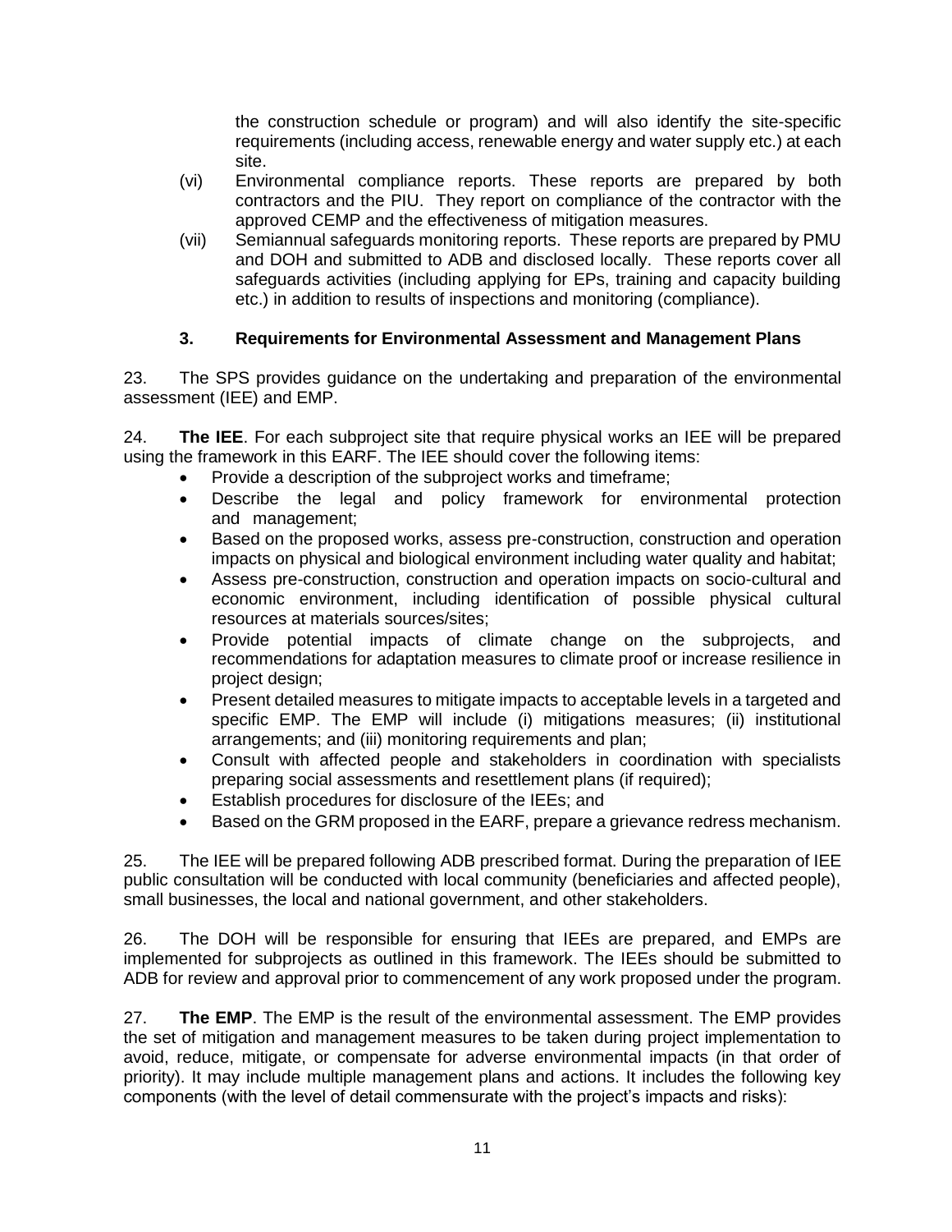the construction schedule or program) and will also identify the site-specific requirements (including access, renewable energy and water supply etc.) at each site.

(vi) Environmental compliance reports. These reports are prepared by both contractors and the PIU. They report on compliance of the contractor with the approved CEMP and the effectiveness of mitigation measures.

(vii) Semiannual safeguards monitoring reports. These reports are prepared by PMU and DOH and submitted to ADB and disclosed locally. These reports cover all safeguards activities (including applying for EPs, training and capacity building etc.) in addition to results of inspections and monitoring (compliance).

### 3. Requirements for Environmental Assessment and Management Plans

23. The SPS provides guidance on the undertaking and preparation of the environmental assessment (IEE) and EMP.

24. **The IEE**. For each subproject site that require physical works an IEE will be prepared using the framework in this EARF. The IEE should cover the following items:

- Provide a description of the subproject works and timeframe;
- Describe the legal and policy framework for environmental protection and management;
- Based on the proposed works, assess pre-construction, construction and operation impacts on physical and biological environment including water quality and habitat;
- Assess pre-construction, construction and operation impacts on socio-cultural and economic environment, including identification of possible physical cultural resources at materials sources/sites;
- Provide potential impacts of climate change on the subprojects, and recommendations for adaptation measures to climate proof or increase resilience in project design;
- Present detailed measures to mitigate impacts to acceptable levels in a targeted and specific EMP. The EMP will include (i) mitigations measures; (ii) institutional arrangements; and (iii) monitoring requirements and plan;
- Consult with affected people and stakeholders in coordination with specialists preparing social assessments and resettlement plans (if required);
- Establish procedures for disclosure of the IEEs; and
- Based on the GRM proposed in the EARF, prepare a grievance redress mechanism.

25. The IEE will be prepared following ADB prescribed format. During the preparation of IEE public consultation will be conducted with local community (beneficiaries and affected people), small businesses, the local and national government, and other stakeholders.

26. The DOH will be responsible for ensuring that IEEs are prepared, and EMPs are implemented for subprojects as outlined in this framework. The IEEs should be submitted to ADB for review and approval prior to commencement of any work proposed under the program.

27. **The EMP**. The EMP is the result of the environmental assessment. The EMP provides the set of mitigation and management measures to be taken during project implementation to avoid, reduce, mitigate, or compensate for adverse environmental impacts (in that order of priority). It may include multiple management plans and actions. It includes the following key components (with the level of detail commensurate with the project's impacts and risks):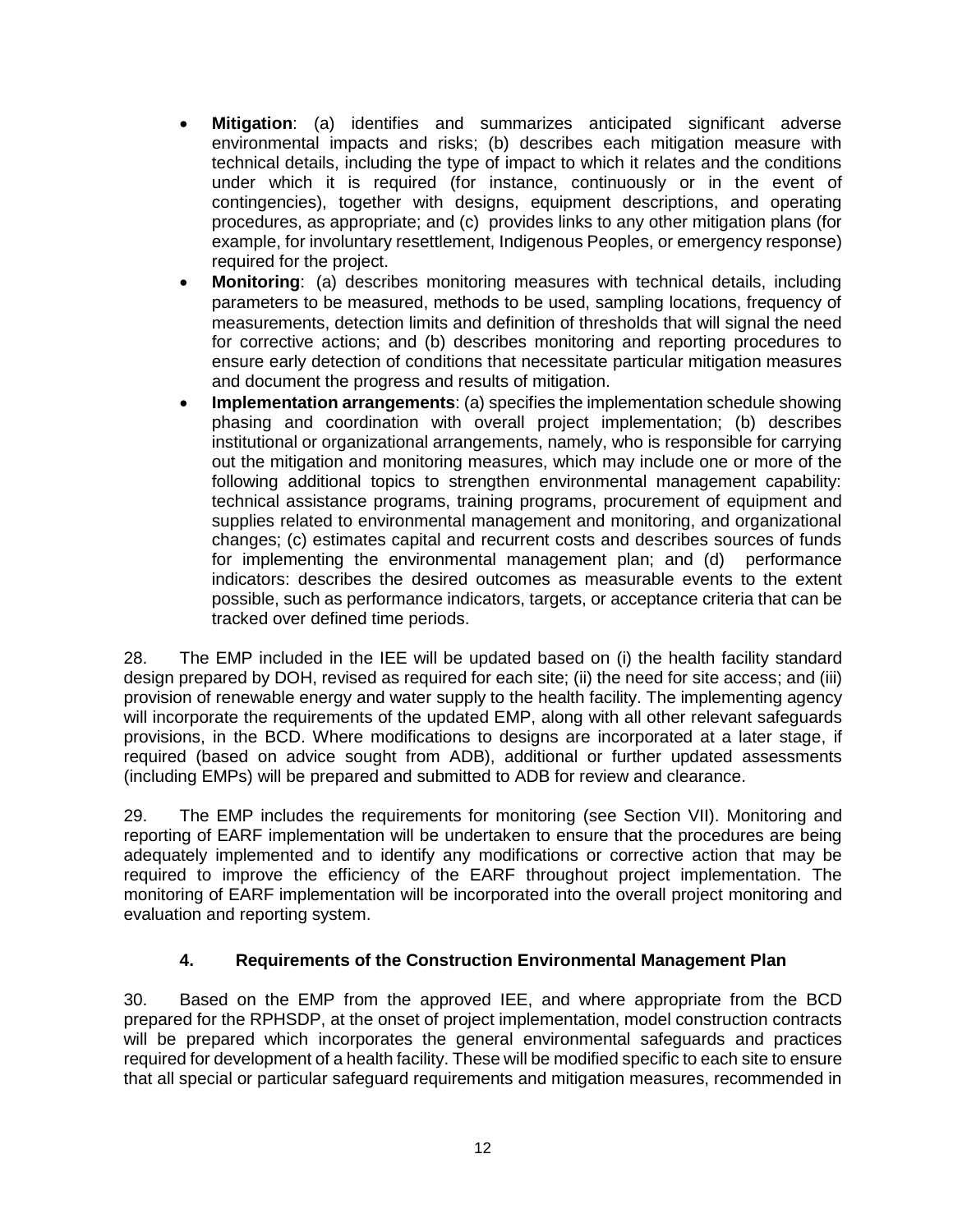- **Mitigation**: (a) identifies and summarizes anticipated significant adverse environmental impacts and risks; (b) describes each mitigation measure with technical details, including the type of impact to which it relates and the conditions under which it is required (for instance, continuously or in the event of contingencies), together with designs, equipment descriptions, and operating procedures, as appropriate; and (c) provides links to any other mitigation plans (for example, for involuntary resettlement, Indigenous Peoples, or emergency response) required for the project.
- **Monitoring**: (a) describes monitoring measures with technical details, including parameters to be measured, methods to be used, sampling locations, frequency of measurements, detection limits and definition of thresholds that will signal the need for corrective actions; and (b) describes monitoring and reporting procedures to ensure early detection of conditions that necessitate particular mitigation measures and document the progress and results of mitigation.
- **Implementation arrangements**: (a) specifies the implementation schedule showing phasing and coordination with overall project implementation; (b) describes institutional or organizational arrangements, namely, who is responsible for carrying out the mitigation and monitoring measures, which may include one or more of the following additional topics to strengthen environmental management capability: technical assistance programs, training programs, procurement of equipment and supplies related to environmental management and monitoring, and organizational changes; (c) estimates capital and recurrent costs and describes sources of funds for implementing the environmental management plan; and (d) performance indicators: describes the desired outcomes as measurable events to the extent possible, such as performance indicators, targets, or acceptance criteria that can be tracked over defined time periods.

28. The EMP included in the IEE will be updated based on (i) the health facility standard design prepared by DOH, revised as required for each site; (ii) the need for site access; and (iii) provision of renewable energy and water supply to the health facility. The implementing agency will incorporate the requirements of the updated EMP, along with all other relevant safeguards provisions, in the BCD. Where modifications to designs are incorporated at a later stage, if required (based on advice sought from ADB), additional or further updated assessments (including EMPs) will be prepared and submitted to ADB for review and clearance.

29. The EMP includes the requirements for monitoring (see Section VII). Monitoring and reporting of EARF implementation will be undertaken to ensure that the procedures are being adequately implemented and to identify any modifications or corrective action that may be required to improve the efficiency of the EARF throughout project implementation. The monitoring of EARF implementation will be incorporated into the overall project monitoring and evaluation and reporting system.

### 4. Requirements of the Construction Environmental Management Plan

30. Based on the EMP from the approved IEE, and where appropriate from the BCD prepared for the RPHSDP, at the onset of project implementation, model construction contracts will be prepared which incorporates the general environmental safeguards and practices required for development of a health facility. These will be modified specific to each site to ensure that all special or particular safeguard requirements and mitigation measures, recommended in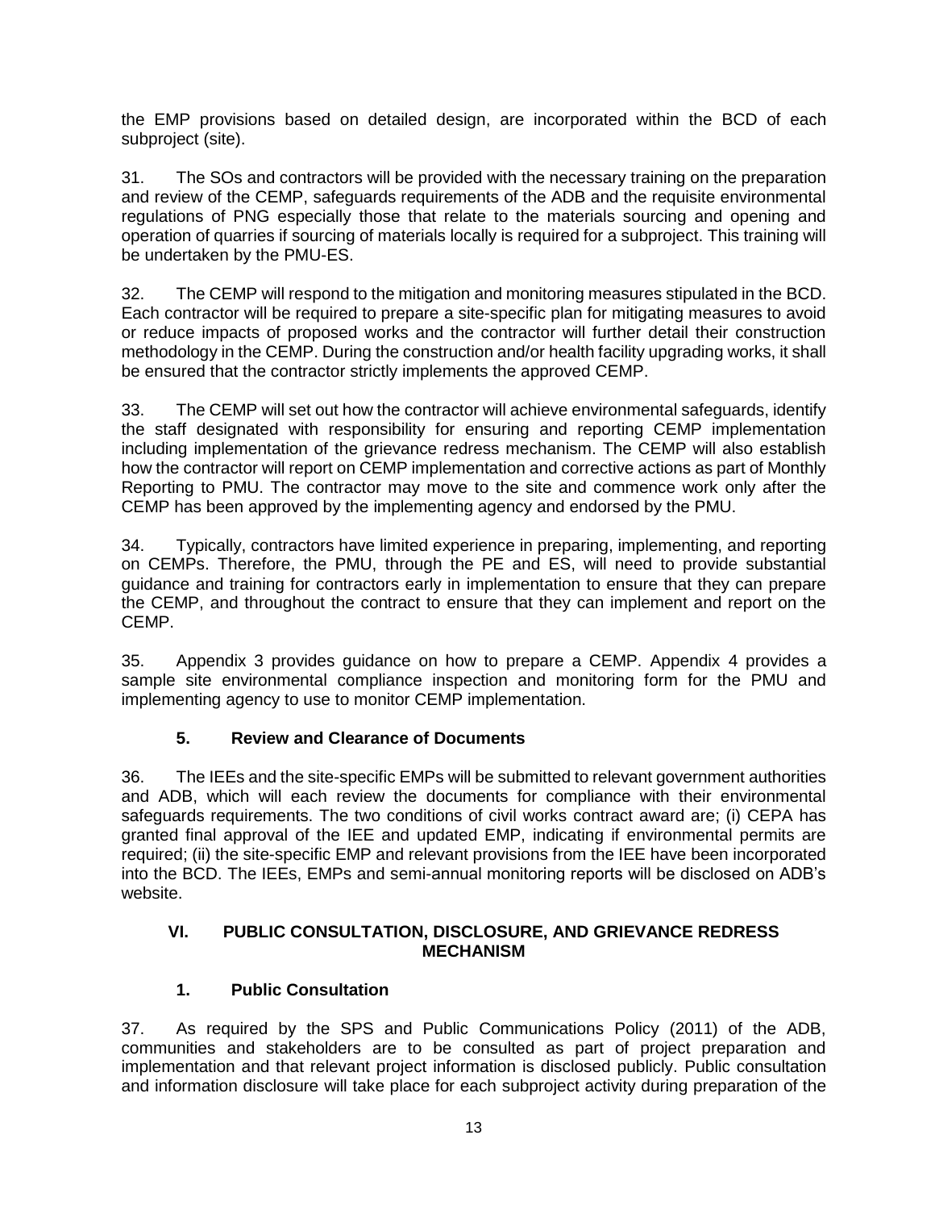the EMP provisions based on detailed design, are incorporated within the BCD of each subproject (site).

31. The SOs and contractors will be provided with the necessary training on the preparation and review of the CEMP, safeguards requirements of the ADB and the requisite environmental regulations of PNG especially those that relate to the materials sourcing and opening and operation of quarries if sourcing of materials locally is required for a subproject. This training will be undertaken by the PMU-ES.

32. The CEMP will respond to the mitigation and monitoring measures stipulated in the BCD. Each contractor will be required to prepare a site-specific plan for mitigating measures to avoid or reduce impacts of proposed works and the contractor will further detail their construction methodology in the CEMP. During the construction and/or health facility upgrading works, it shall be ensured that the contractor strictly implements the approved CEMP.

33. The CEMP will set out how the contractor will achieve environmental safeguards, identify the staff designated with responsibility for ensuring and reporting CEMP implementation including implementation of the grievance redress mechanism. The CEMP will also establish how the contractor will report on CEMP implementation and corrective actions as part of Monthly Reporting to PMU. The contractor may move to the site and commence work only after the CEMP has been approved by the implementing agency and endorsed by the PMU.

34. Typically, contractors have limited experience in preparing, implementing, and reporting on CEMPs. Therefore, the PMU, through the PE and ES, will need to provide substantial guidance and training for contractors early in implementation to ensure that they can prepare the CEMP, and throughout the contract to ensure that they can implement and report on the CEMP.

35. Appendix 3 provides guidance on how to prepare a CEMP. Appendix 4 provides a sample site environmental compliance inspection and monitoring form for the PMU and implementing agency to use to monitor CEMP implementation.

### 5. Review and Clearance of Documents

36. The IEEs and the site-specific EMPs will be submitted to relevant government authorities and ADB, which will each review the documents for compliance with their environmental safeguards requirements. The two conditions of civil works contract award are; (i) CEPA has granted final approval of the IEE and updated EMP, indicating if environmental permits are required; (ii) the site-specific EMP and relevant provisions from the IEE have been incorporated into the BCD. The IEEs, EMPs and semi-annual monitoring reports will be disclosed on ADB's website.

## VI. PUBLIC CONSULTATION, DISCLOSURE, AND GRIEVANCE REDRESS MECHANISM

### 1. Public Consultation

37. As required by the SPS and Public Communications Policy (2011) of the ADB, communities and stakeholders are to be consulted as part of project preparation and implementation and that relevant project information is disclosed publicly. Public consultation and information disclosure will take place for each subproject activity during preparation of the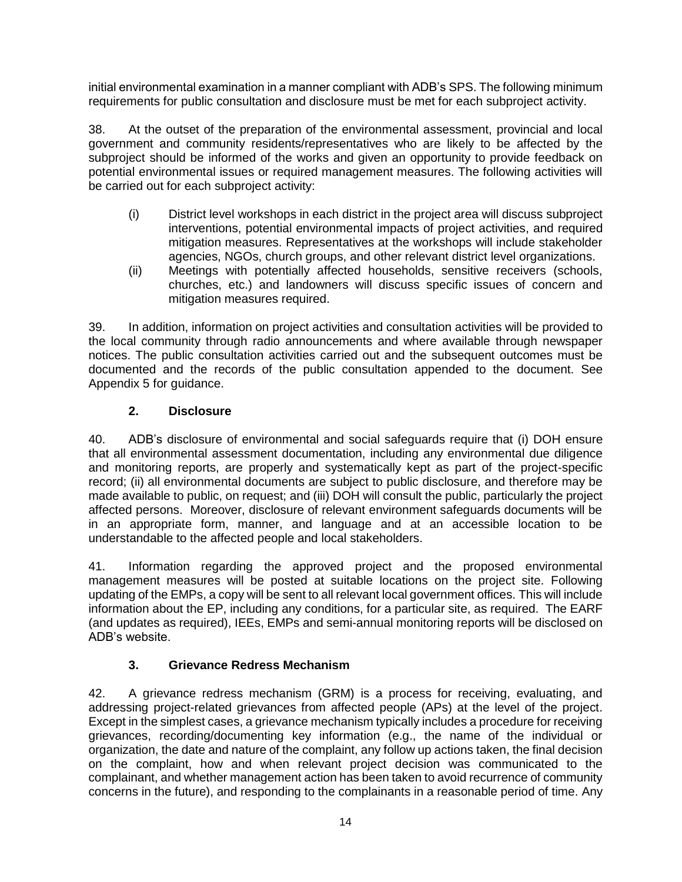initial environmental examination in a manner compliant with ADB's SPS. The following minimum requirements for public consultation and disclosure must be met for each subproject activity.

38. At the outset of the preparation of the environmental assessment, provincial and local government and community residents/representatives who are likely to be affected by the subproject should be informed of the works and given an opportunity to provide feedback on potential environmental issues or required management measures. The following activities will be carried out for each subproject activity:

(i) District level workshops in each district in the project area will discuss subproject interventions, potential environmental impacts of project activities, and required mitigation measures. Representatives at the workshops will include stakeholder agencies, NGOs, church groups, and other relevant district level organizations.

(ii) Meetings with potentially affected households, sensitive receivers (schools, churches, etc.) and landowners will discuss specific issues of concern and mitigation measures required.

39. In addition, information on project activities and consultation activities will be provided to the local community through radio announcements and where available through newspaper notices. The public consultation activities carried out and the subsequent outcomes must be documented and the records of the public consultation appended to the document. See Appendix 5 for guidance.

### 2. Disclosure

40. ADB's disclosure of environmental and social safeguards require that (i) DOH ensure that all environmental assessment documentation, including any environmental due diligence and monitoring reports, are properly and systematically kept as part of the project-specific record; (ii) all environmental documents are subject to public disclosure, and therefore may be made available to public, on request; and (iii) DOH will consult the public, particularly the project affected persons. Moreover, disclosure of relevant environment safeguards documents will be in an appropriate form, manner, and language and at an accessible location to be understandable to the affected people and local stakeholders.

41. Information regarding the approved project and the proposed environmental management measures will be posted at suitable locations on the project site. Following updating of the EMPs, a copy will be sent to all relevant local government offices. This will include information about the EP, including any conditions, for a particular site, as required. The EARF (and updates as required), IEEs, EMPs and semi-annual monitoring reports will be disclosed on ADB's website.

### 3. Grievance Redress Mechanism

42. A grievance redress mechanism (GRM) is a process for receiving, evaluating, and addressing project-related grievances from affected people (APs) at the level of the project. Except in the simplest cases, a grievance mechanism typically includes a procedure for receiving grievances, recording/documenting key information (e.g., the name of the individual or organization, the date and nature of the complaint, any follow up actions taken, the final decision on the complaint, how and when relevant project decision was communicated to the complainant, and whether management action has been taken to avoid recurrence of community concerns in the future), and responding to the complainants in a reasonable period of time. Any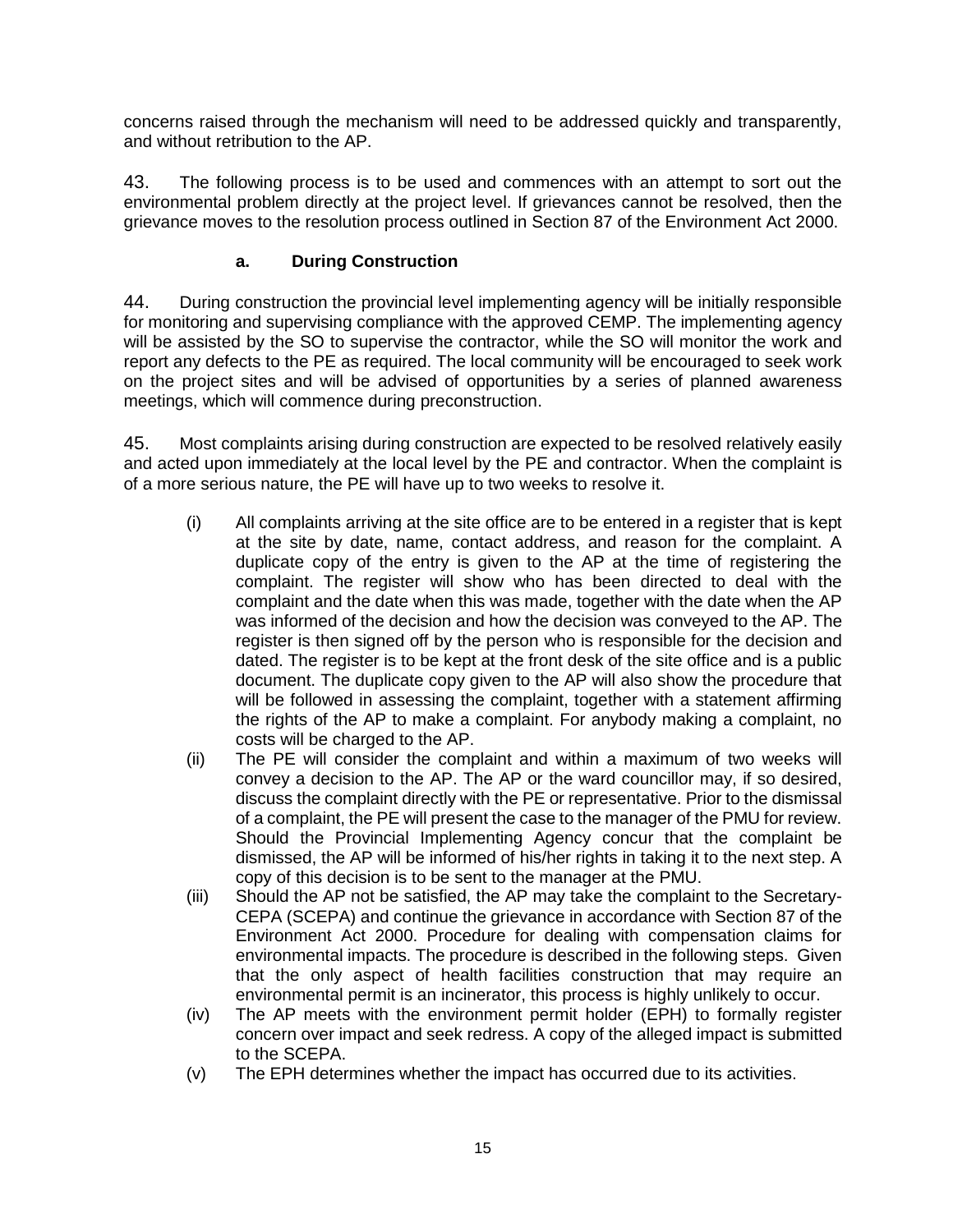concerns raised through the mechanism will need to be addressed quickly and transparently, and without retribution to the AP.

43. The following process is to be used and commences with an attempt to sort out the environmental problem directly at the project level. If grievances cannot be resolved, then the grievance moves to the resolution process outlined in Section 87 of the Environment Act 2000.

### a. During Construction

44. During construction the provincial level implementing agency will be initially responsible for monitoring and supervising compliance with the approved CEMP. The implementing agency will be assisted by the SO to supervise the contractor, while the SO will monitor the work and report any defects to the PE as required. The local community will be encouraged to seek work on the project sites and will be advised of opportunities by a series of planned awareness meetings, which will commence during preconstruction.

45. Most complaints arising during construction are expected to be resolved relatively easily and acted upon immediately at the local level by the PE and contractor. When the complaint is of a more serious nature, the PE will have up to two weeks to resolve it.

(i) All complaints arriving at the site office are to be entered in a register that is kept at the site by date, name, contact address, and reason for the complaint. A duplicate copy of the entry is given to the AP at the time of registering the complaint. The register will show who has been directed to deal with the complaint and the date when this was made, together with the date when the AP was informed of the decision and how the decision was conveyed to the AP. The register is then signed off by the person who is responsible for the decision and dated. The register is to be kept at the front desk of the site office and is a public document. The duplicate copy given to the AP will also show the procedure that will be followed in assessing the complaint, together with a statement affirming the rights of the AP to make a complaint. For anybody making a complaint, no costs will be charged to the AP.

(ii) The PE will consider the complaint and within a maximum of two weeks will convey a decision to the AP. The AP or the ward councillor may, if so desired, discuss the complaint directly with the PE or representative. Prior to the dismissal of a complaint, the PE will present the case to the manager of the PMU for review. Should the Provincial Implementing Agency concur that the complaint be dismissed, the AP will be informed of his/her rights in taking it to the next step. A copy of this decision is to be sent to the manager at the PMU.

(iii) Should the AP not be satisfied, the AP may take the complaint to the Secretary-CEPA (SCEPA) and continue the grievance in accordance with Section 87 of the Environment Act 2000. Procedure for dealing with compensation claims for environmental impacts. The procedure is described in the following steps. Given that the only aspect of health facilities construction that may require an environmental permit is an incinerator, this process is highly unlikely to occur.

(iv) The AP meets with the environment permit holder (EPH) to formally register concern over impact and seek redress. A copy of the alleged impact is submitted to the SCEPA.

(v) The EPH determines whether the impact has occurred due to its activities.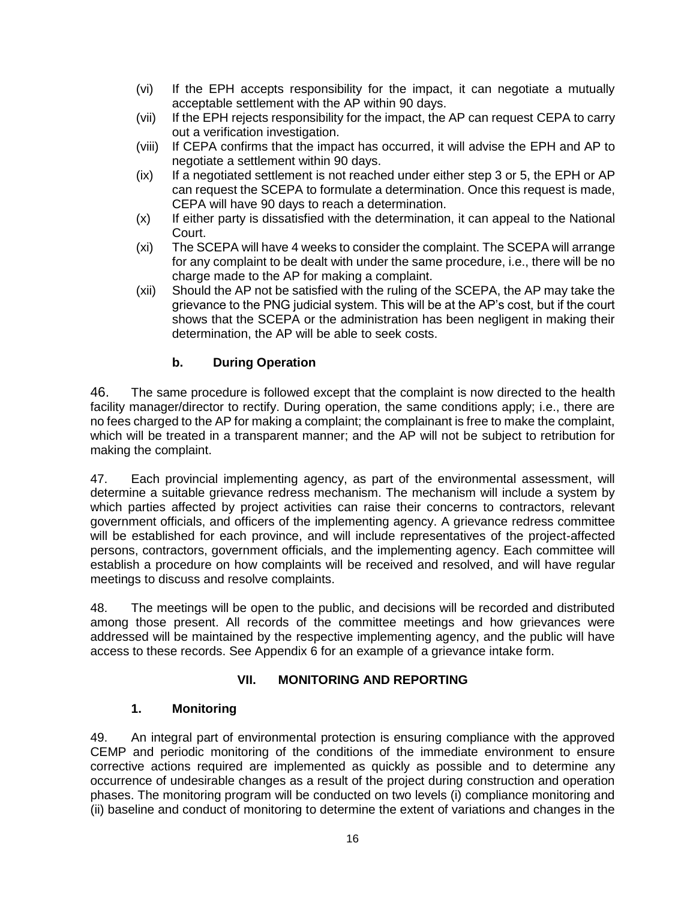(vi) If the EPH accepts responsibility for the impact, it can negotiate a mutually acceptable settlement with the AP within 90 days.

(vii) If the EPH rejects responsibility for the impact, the AP can request CEPA to carry out a verification investigation.

(viii) If CEPA confirms that the impact has occurred, it will advise the EPH and AP to negotiate a settlement within 90 days.

(ix) If a negotiated settlement is not reached under either step 3 or 5, the EPH or AP can request the SCEPA to formulate a determination. Once this request is made, CEPA will have 90 days to reach a determination.

(x) If either party is dissatisfied with the determination, it can appeal to the National Court.

(xi) The SCEPA will have 4 weeks to consider the complaint. The SCEPA will arrange for any complaint to be dealt with under the same procedure, i.e., there will be no charge made to the AP for making a complaint.

(xii) Should the AP not be satisfied with the ruling of the SCEPA, the AP may take the grievance to the PNG judicial system. This will be at the AP's cost, but if the court shows that the SCEPA or the administration has been negligent in making their determination, the AP will be able to seek costs.

### b. During Operation

46. The same procedure is followed except that the complaint is now directed to the health facility manager/director to rectify. During operation, the same conditions apply; i.e., there are no fees charged to the AP for making a complaint; the complainant is free to make the complaint, which will be treated in a transparent manner; and the AP will not be subject to retribution for making the complaint.

47. Each provincial implementing agency, as part of the environmental assessment, will determine a suitable grievance redress mechanism. The mechanism will include a system by which parties affected by project activities can raise their concerns to contractors, relevant government officials, and officers of the implementing agency. A grievance redress committee will be established for each province, and will include representatives of the project-affected persons, contractors, government officials, and the implementing agency. Each committee will establish a procedure on how complaints will be received and resolved, and will have regular meetings to discuss and resolve complaints.

48. The meetings will be open to the public, and decisions will be recorded and distributed among those present. All records of the committee meetings and how grievances were addressed will be maintained by the respective implementing agency, and the public will have access to these records. See Appendix 6 for an example of a grievance intake form.

## VII. MONITORING AND REPORTING

### 1. Monitoring

49. An integral part of environmental protection is ensuring compliance with the approved CEMP and periodic monitoring of the conditions of the immediate environment to ensure corrective actions required are implemented as quickly as possible and to determine any occurrence of undesirable changes as a result of the project during construction and operation phases. The monitoring program will be conducted on two levels (i) compliance monitoring and (ii) baseline and conduct of monitoring to determine the extent of variations and changes in the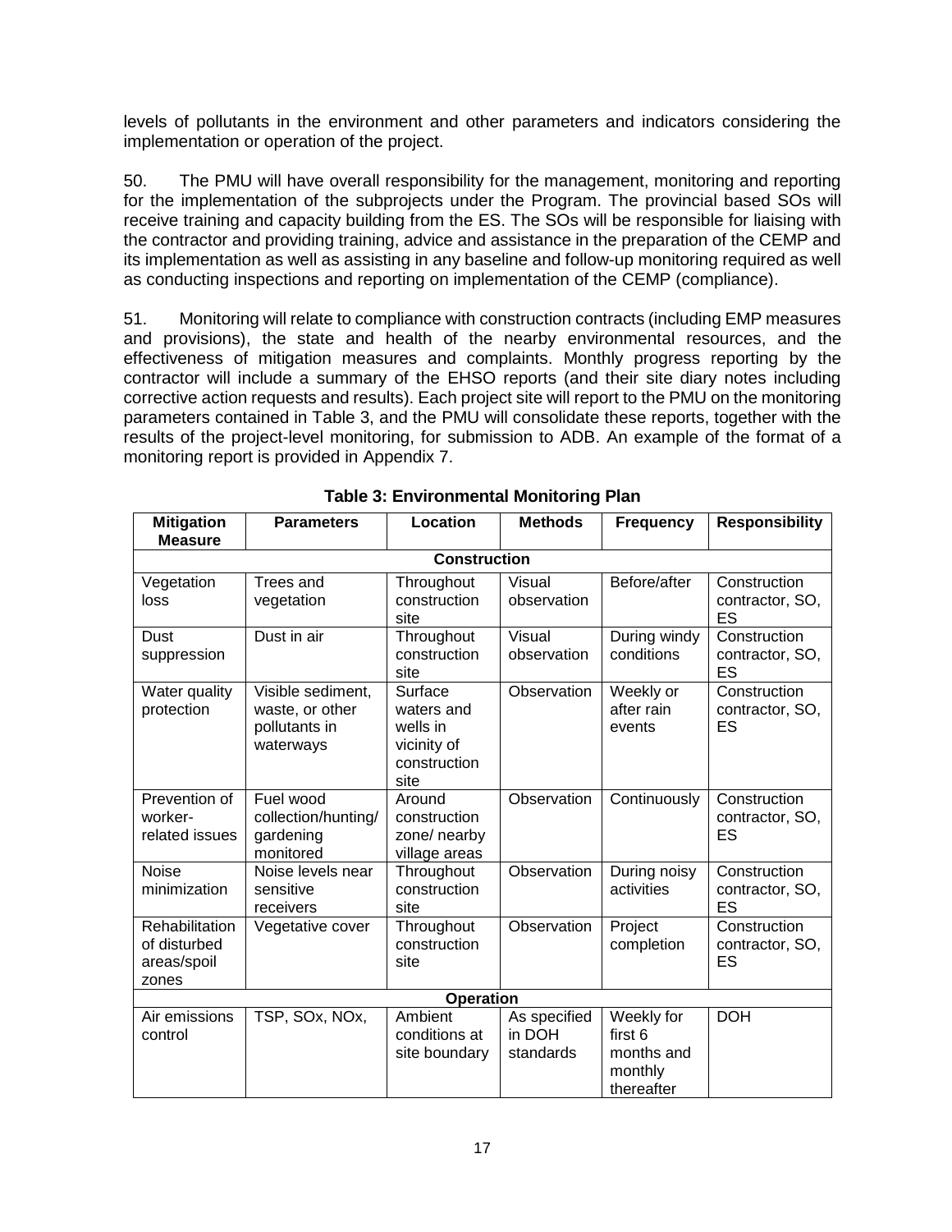levels of pollutants in the environment and other parameters and indicators considering the implementation or operation of the project.

50. The PMU will have overall responsibility for the management, monitoring and reporting for the implementation of the subprojects under the Program. The provincial based SOs will receive training and capacity building from the ES. The SOs will be responsible for liaising with the contractor and providing training, advice and assistance in the preparation of the CEMP and its implementation as well as assisting in any baseline and follow-up monitoring required as well as conducting inspections and reporting on implementation of the CEMP (compliance).

51. Monitoring will relate to compliance with construction contracts (including EMP measures and provisions), the state and health of the nearby environmental resources, and the effectiveness of mitigation measures and complaints. Monthly progress reporting by the contractor will include a summary of the EHSO reports (and their site diary notes including corrective action requests and results). Each project site will report to the PMU on the monitoring parameters contained in Table 3, and the PMU will consolidate these reports, together with the results of the project-level monitoring, for submission to ADB. An example of the format of a monitoring report is provided in Appendix 7.

**Table 3: Environmental Monitoring Plan**

| Mitigation Measure | Parameters | Location | Methods | Frequency | Responsibility |
|---|---|---|---|---|---|
| **Construction** | | | | | |
| Vegetation loss | Trees and vegetation | Throughout construction site | Visual observation | Before/after | Construction contractor, SO, ES |
| Dust suppression | Dust in air | Throughout construction site | Visual observation | During windy conditions | Construction contractor, SO, ES |
| Water quality protection | Visible sediment, waste, or other pollutants in waterways | Surface waters and wells in vicinity of construction site | Observation | Weekly or after rain events | Construction contractor, SO, ES |
| Prevention of worker-related issues | Fuel wood collection/hunting/ gardening monitored | Around construction zone/ nearby village areas | Observation | Continuously | Construction contractor, SO, ES |
| Noise minimization | Noise levels near sensitive receivers | Throughout construction site | Observation | During noisy activities | Construction contractor, SO, ES |
| Rehabilitation of disturbed areas/spoil zones | Vegetative cover | Throughout construction site | Observation | Project completion | Construction contractor, SO, ES |
| **Operation** | | | | | |
| Air emissions control | TSP, $SO_x$, $NO_x$, | Ambient conditions at site boundary | As specified in DOH standards | Weekly for first 6 months and monthly thereafter | DOH |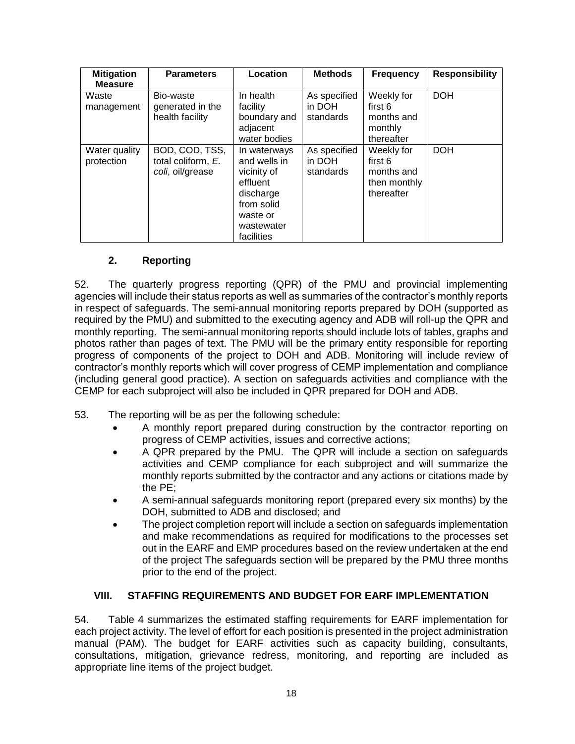| Mitigation Measure | Parameters | Location | Methods | Frequency | Responsibility |
|---|---|---|---|---|---|
| Waste management | Bio-waste generated in the health facility | In health facility boundary and adjacent water bodies | As specified in DOH standards | Weekly for first 6 months and monthly thereafter | DOH |
| Water quality protection | BOD, COD, TSS, total coliform, *E. coli*, oil/grease | In waterways and wells in vicinity of effluent discharge from solid waste or wastewater facilities | As specified in DOH standards | Weekly for first 6 months and then monthly thereafter | DOH |

### 2. Reporting

52. The quarterly progress reporting (QPR) of the PMU and provincial implementing agencies will include their status reports as well as summaries of the contractor's monthly reports in respect of safeguards. The semi-annual monitoring reports prepared by DOH (supported as required by the PMU) and submitted to the executing agency and ADB will roll-up the QPR and monthly reporting. The semi-annual monitoring reports should include lots of tables, graphs and photos rather than pages of text. The PMU will be the primary entity responsible for reporting progress of components of the project to DOH and ADB. Monitoring will include review of contractor's monthly reports which will cover progress of CEMP implementation and compliance (including general good practice). A section on safeguards activities and compliance with the CEMP for each subproject will also be included in QPR prepared for DOH and ADB.

53. The reporting will be as per the following schedule:

- A monthly report prepared during construction by the contractor reporting on progress of CEMP activities, issues and corrective actions;
- A QPR prepared by the PMU. The QPR will include a section on safeguards activities and CEMP compliance for each subproject and will summarize the monthly reports submitted by the contractor and any actions or citations made by the PE;
- A semi-annual safeguards monitoring report (prepared every six months) by the DOH, submitted to ADB and disclosed; and
- The project completion report will include a section on safeguards implementation and make recommendations as required for modifications to the processes set out in the EARF and EMP procedures based on the review undertaken at the end of the project The safeguards section will be prepared by the PMU three months prior to the end of the project.

## VIII. STAFFING REQUIREMENTS AND BUDGET FOR EARF IMPLEMENTATION

54. Table 4 summarizes the estimated staffing requirements for EARF implementation for each project activity. The level of effort for each position is presented in the project administration manual (PAM). The budget for EARF activities such as capacity building, consultants, consultations, mitigation, grievance redress, monitoring, and reporting are included as appropriate line items of the project budget.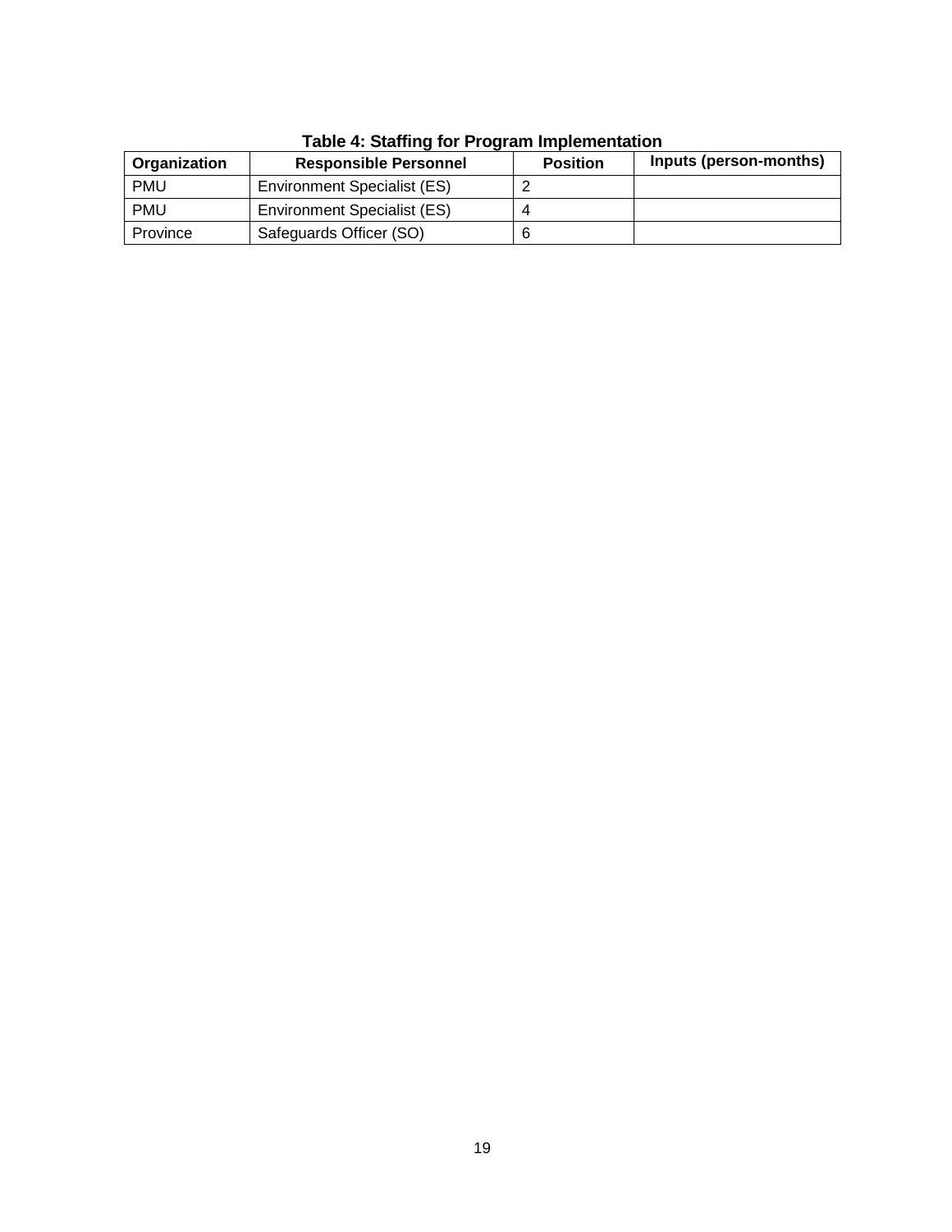**Table 4: Staffing for Program Implementation**

| Organization | Responsible Personnel | Position | Inputs (person-months) |
|---|---|---|---|
| PMU | Environment Specialist (ES) | 2 | |
| PMU | Environment Specialist (ES) | 4 | |
| Province | Safeguards Officer (SO) | 6 | |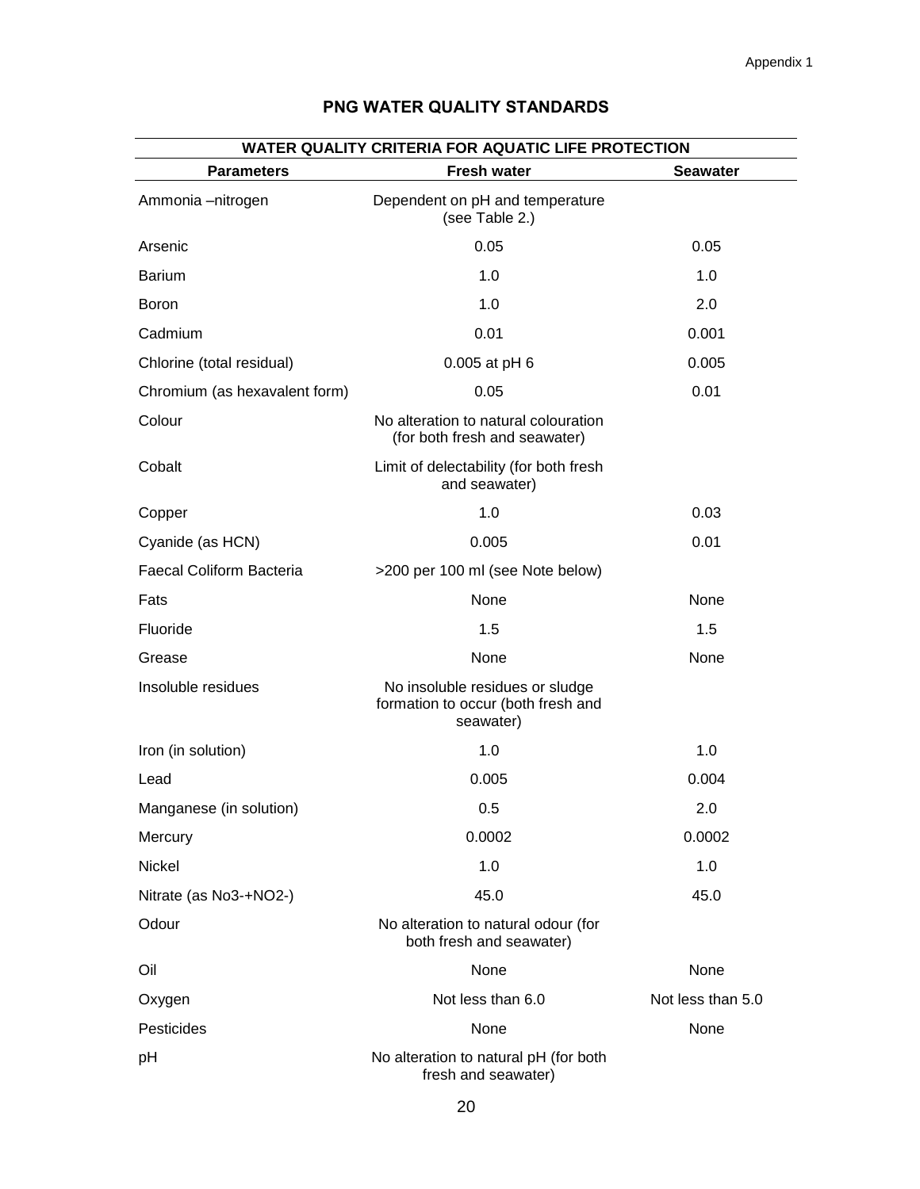## PNG WATER QUALITY STANDARDS

| WATER QUALITY CRITERIA FOR AQUATIC LIFE PROTECTION | | |
|---|---|---|
| **Parameters** | **Fresh water** | **Seawater** |
| Ammonia –nitrogen | Dependent on pH and temperature (see Table 2.) | |
| Arsenic | 0.05 | 0.05 |
| Barium | 1.0 | 1.0 |
| Boron | 1.0 | 2.0 |
| Cadmium | 0.01 | 0.001 |
| Chlorine (total residual) | 0.005 at pH 6 | 0.005 |
| Chromium (as hexavalent form) | 0.05 | 0.01 |
| Colour | No alteration to natural colouration (for both fresh and seawater) | |
| Cobalt | Limit of delectability (for both fresh and seawater) | |
| Copper | 1.0 | 0.03 |
| Cyanide (as HCN) | 0.005 | 0.01 |
| Faecal Coliform Bacteria | >200 per 100 ml (see Note below) | |
| Fats | None | None |
| Fluoride | 1.5 | 1.5 |
| Grease | None | None |
| Insoluble residues | No insoluble residues or sludge formation to occur (both fresh and seawater) | |
| Iron (in solution) | 1.0 | 1.0 |
| Lead | 0.005 | 0.004 |
| Manganese (in solution) | 0.5 | 2.0 |
| Mercury | 0.0002 | 0.0002 |
| Nickel | 1.0 | 1.0 |
| Nitrate (as No3-+NO2-) | 45.0 | 45.0 |
| Odour | No alteration to natural odour (for both fresh and seawater) | |
| Oil | None | None |
| Oxygen | Not less than 6.0 | Not less than 5.0 |
| Pesticides | None | None |
| pH | No alteration to natural pH (for both fresh and seawater) | |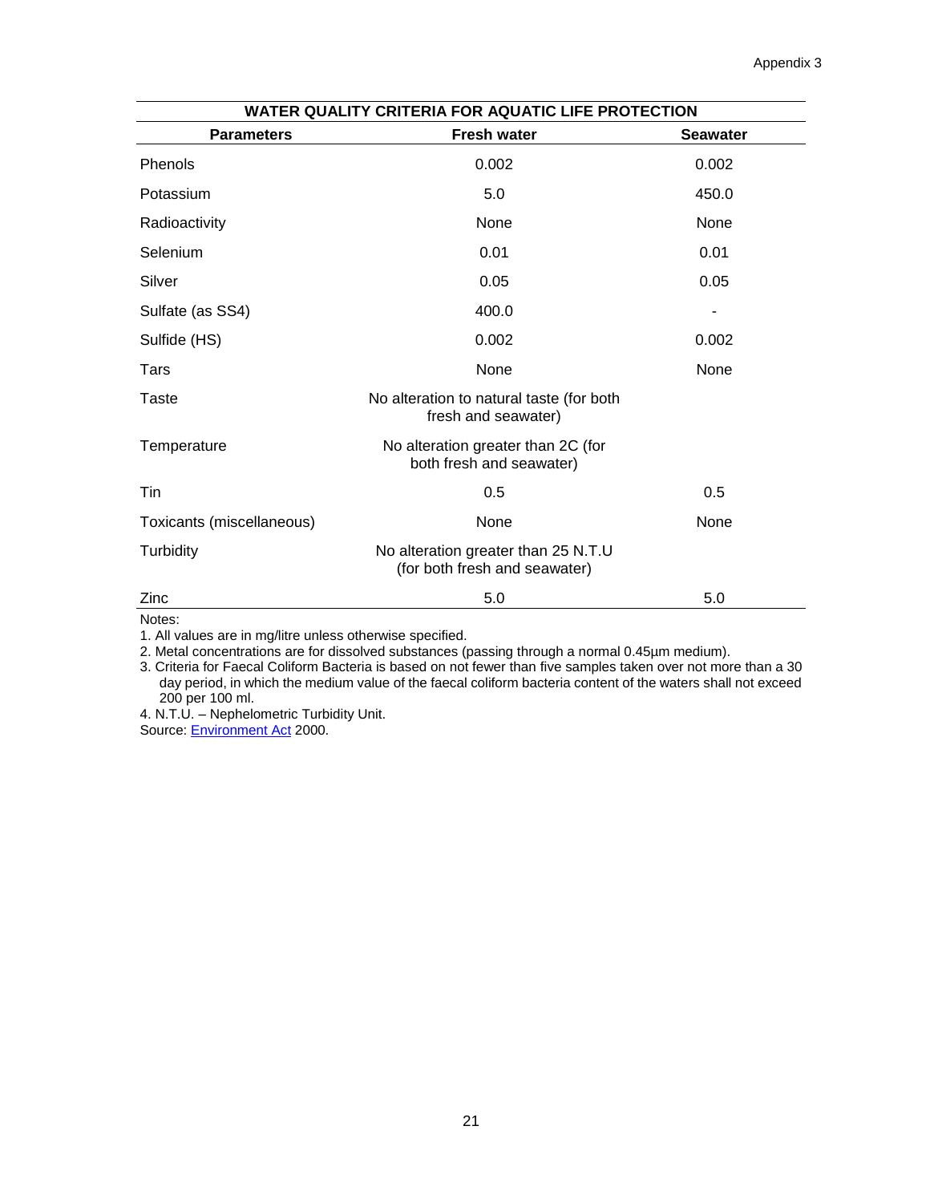| WATER QUALITY CRITERIA FOR AQUATIC LIFE PROTECTION | | |
|---|---|---|
| **Parameters** | **Fresh water** | **Seawater** |
| Phenols | 0.002 | 0.002 |
| Potassium | 5.0 | 450.0 |
| Radioactivity | None | None |
| Selenium | 0.01 | 0.01 |
| Silver | 0.05 | 0.05 |
| Sulfate (as SS4) | 400.0 | - |
| Sulfide (HS) | 0.002 | 0.002 |
| Tars | None | None |
| Taste | No alteration to natural taste (for both fresh and seawater) | |
| Temperature | No alteration greater than 2C (for both fresh and seawater) | |
| Tin | 0.5 | 0.5 |
| Toxicants (miscellaneous) | None | None |
| Turbidity | No alteration greater than 25 N.T.U (for both fresh and seawater) | |
| Zinc | 5.0 | 5.0 |

Notes:

1. All values are in mg/litre unless otherwise specified.
2. Metal concentrations are for dissolved substances (passing through a normal 0.45µm medium).
3. Criteria for Faecal Coliform Bacteria is based on not fewer than five samples taken over not more than a 30 day period, in which the medium value of the faecal coliform bacteria content of the waters shall not exceed 200 per 100 ml.
4. N.T.U. – Nephelometric Turbidity Unit.

Source: Environment Act 2000.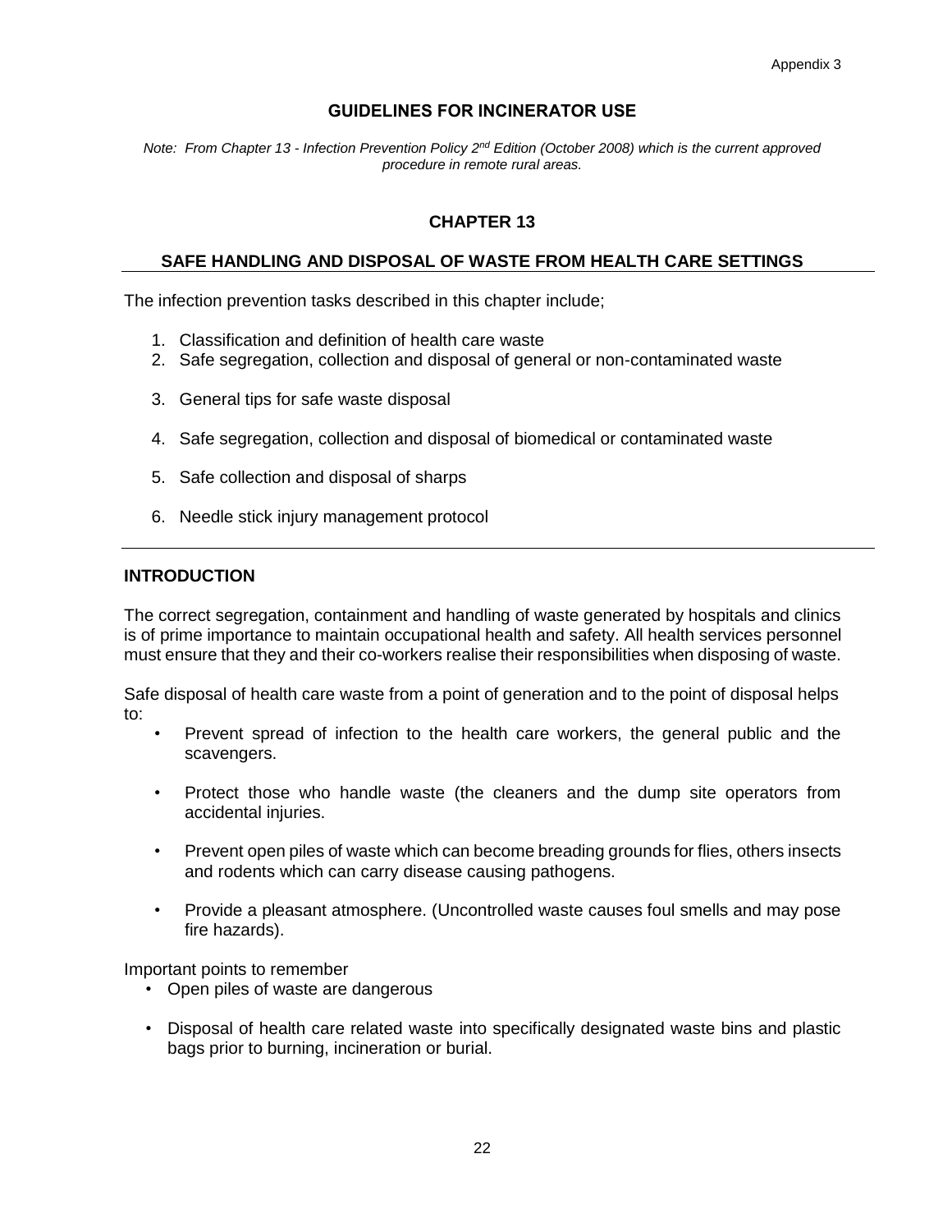Appendix 3

# GUIDELINES FOR INCINERATOR USE

*Note: From Chapter 13 - Infection Prevention Policy 2nd Edition (October 2008) which is the current approved procedure in remote rural areas.*

## CHAPTER 13

## SAFE HANDLING AND DISPOSAL OF WASTE FROM HEALTH CARE SETTINGS

The infection prevention tasks described in this chapter include;

1. Classification and definition of health care waste
2. Safe segregation, collection and disposal of general or non-contaminated waste
3. General tips for safe waste disposal
4. Safe segregation, collection and disposal of biomedical or contaminated waste
5. Safe collection and disposal of sharps
6. Needle stick injury management protocol

### INTRODUCTION

The correct segregation, containment and handling of waste generated by hospitals and clinics is of prime importance to maintain occupational health and safety. All health services personnel must ensure that they and their co-workers realise their responsibilities when disposing of waste.

Safe disposal of health care waste from a point of generation and to the point of disposal helps to:

- Prevent spread of infection to the health care workers, the general public and the scavengers.
- Protect those who handle waste (the cleaners and the dump site operators from accidental injuries.
- Prevent open piles of waste which can become breading grounds for flies, others insects and rodents which can carry disease causing pathogens.
- Provide a pleasant atmosphere. (Uncontrolled waste causes foul smells and may pose fire hazards).

Important points to remember

- Open piles of waste are dangerous
- Disposal of health care related waste into specifically designated waste bins and plastic bags prior to burning, incineration or burial.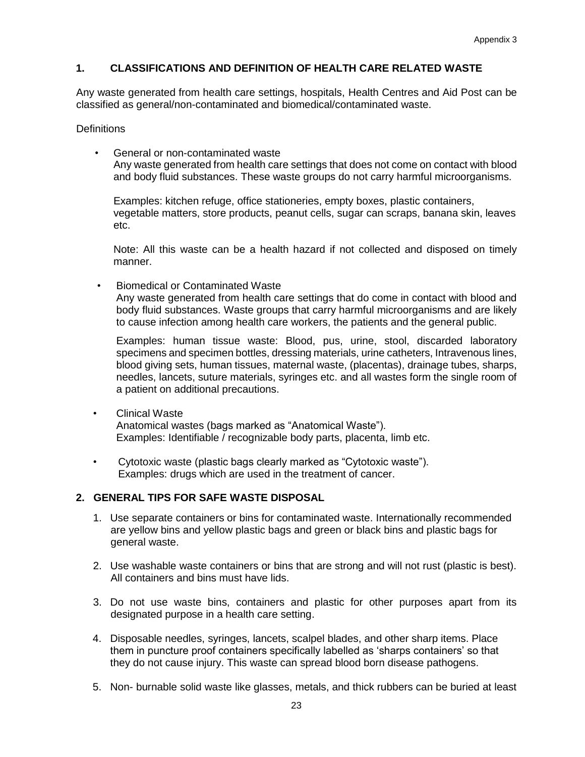Appendix 3

## 1. CLASSIFICATIONS AND DEFINITION OF HEALTH CARE RELATED WASTE

Any waste generated from health care settings, hospitals, Health Centres and Aid Post can be classified as general/non-contaminated and biomedical/contaminated waste.

Definitions

- General or non-contaminated waste
  Any waste generated from health care settings that does not come on contact with blood and body fluid substances. These waste groups do not carry harmful microorganisms.

  Examples: kitchen refuge, office stationeries, empty boxes, plastic containers, vegetable matters, store products, peanut cells, sugar can scraps, banana skin, leaves etc.

  Note: All this waste can be a health hazard if not collected and disposed on timely manner.

- Biomedical or Contaminated Waste
  Any waste generated from health care settings that do come in contact with blood and body fluid substances. Waste groups that carry harmful microorganisms and are likely to cause infection among health care workers, the patients and the general public.

  Examples: human tissue waste: Blood, pus, urine, stool, discarded laboratory specimens and specimen bottles, dressing materials, urine catheters, Intravenous lines, blood giving sets, human tissues, maternal waste, (placentas), drainage tubes, sharps, needles, lancets, suture materials, syringes etc. and all wastes form the single room of a patient on additional precautions.

- Clinical Waste
  Anatomical wastes (bags marked as "Anatomical Waste").
  Examples: Identifiable / recognizable body parts, placenta, limb etc.

- Cytotoxic waste (plastic bags clearly marked as "Cytotoxic waste").
  Examples: drugs which are used in the treatment of cancer.

## 2. GENERAL TIPS FOR SAFE WASTE DISPOSAL

1. Use separate containers or bins for contaminated waste. Internationally recommended are yellow bins and yellow plastic bags and green or black bins and plastic bags for general waste.

2. Use washable waste containers or bins that are strong and will not rust (plastic is best). All containers and bins must have lids.

3. Do not use waste bins, containers and plastic for other purposes apart from its designated purpose in a health care setting.

4. Disposable needles, syringes, lancets, scalpel blades, and other sharp items. Place them in puncture proof containers specifically labelled as 'sharps containers' so that they do not cause injury. This waste can spread blood born disease pathogens.

5. Non- burnable solid waste like glasses, metals, and thick rubbers can be buried at least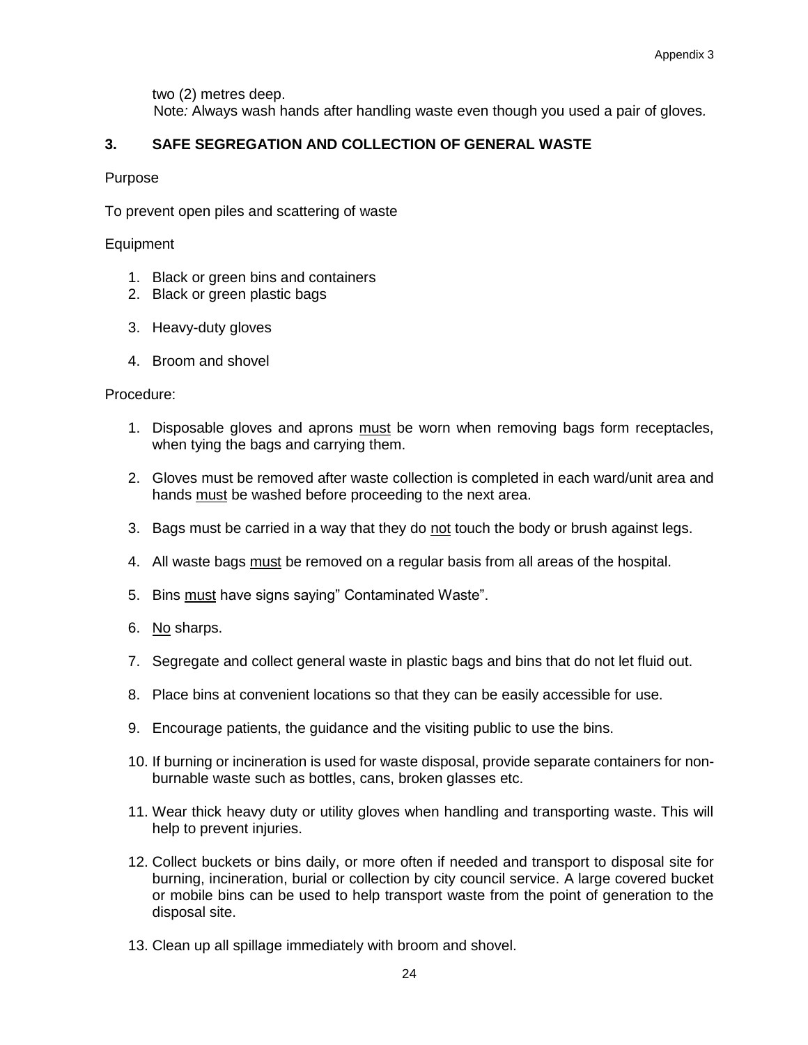two (2) metres deep.

Note*:* Always wash hands after handling waste even though you used a pair of gloves.

## 3. SAFE SEGREGATION AND COLLECTION OF GENERAL WASTE

Purpose

To prevent open piles and scattering of waste

Equipment

1. Black or green bins and containers
2. Black or green plastic bags
3. Heavy-duty gloves
4. Broom and shovel

Procedure:

1. Disposable gloves and aprons must be worn when removing bags form receptacles, when tying the bags and carrying them.
2. Gloves must be removed after waste collection is completed in each ward/unit area and hands must be washed before proceeding to the next area.
3. Bags must be carried in a way that they do not touch the body or brush against legs.
4. All waste bags must be removed on a regular basis from all areas of the hospital.
5. Bins must have signs saying" Contaminated Waste".
6. No sharps.
7. Segregate and collect general waste in plastic bags and bins that do not let fluid out.
8. Place bins at convenient locations so that they can be easily accessible for use.
9. Encourage patients, the guidance and the visiting public to use the bins.
10. If burning or incineration is used for waste disposal, provide separate containers for non-burnable waste such as bottles, cans, broken glasses etc.
11. Wear thick heavy duty or utility gloves when handling and transporting waste. This will help to prevent injuries.
12. Collect buckets or bins daily, or more often if needed and transport to disposal site for burning, incineration, burial or collection by city council service. A large covered bucket or mobile bins can be used to help transport waste from the point of generation to the disposal site.
13. Clean up all spillage immediately with broom and shovel.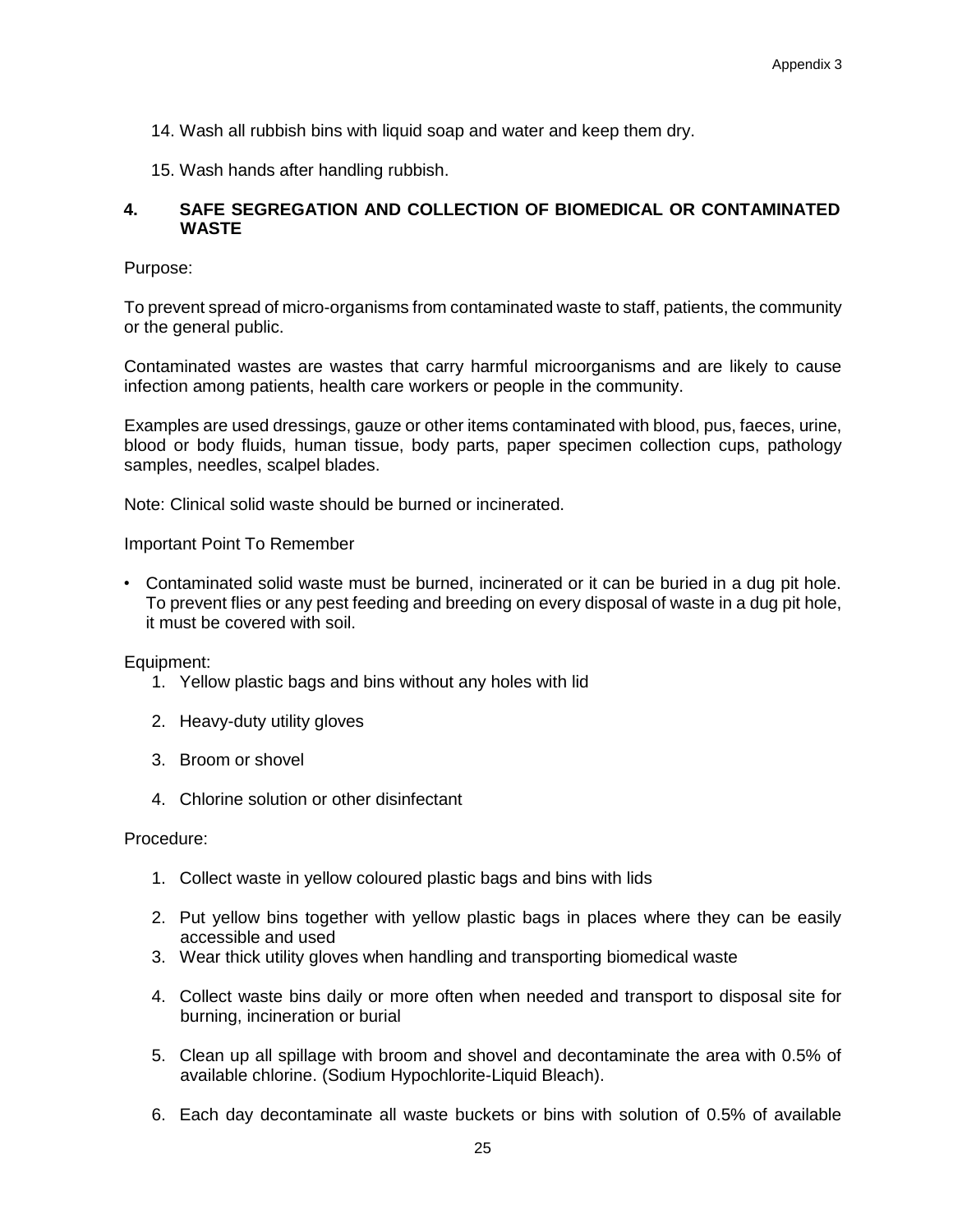14. Wash all rubbish bins with liquid soap and water and keep them dry.

15. Wash hands after handling rubbish.

## 4. SAFE SEGREGATION AND COLLECTION OF BIOMEDICAL OR CONTAMINATED WASTE

Purpose:

To prevent spread of micro-organisms from contaminated waste to staff, patients, the community or the general public.

Contaminated wastes are wastes that carry harmful microorganisms and are likely to cause infection among patients, health care workers or people in the community.

Examples are used dressings, gauze or other items contaminated with blood, pus, faeces, urine, blood or body fluids, human tissue, body parts, paper specimen collection cups, pathology samples, needles, scalpel blades.

Note: Clinical solid waste should be burned or incinerated.

Important Point To Remember

- Contaminated solid waste must be burned, incinerated or it can be buried in a dug pit hole. To prevent flies or any pest feeding and breeding on every disposal of waste in a dug pit hole, it must be covered with soil.

Equipment:

1. Yellow plastic bags and bins without any holes with lid
2. Heavy-duty utility gloves
3. Broom or shovel
4. Chlorine solution or other disinfectant

Procedure:

1. Collect waste in yellow coloured plastic bags and bins with lids
2. Put yellow bins together with yellow plastic bags in places where they can be easily accessible and used
3. Wear thick utility gloves when handling and transporting biomedical waste
4. Collect waste bins daily or more often when needed and transport to disposal site for burning, incineration or burial
5. Clean up all spillage with broom and shovel and decontaminate the area with 0.5% of available chlorine. (Sodium Hypochlorite-Liquid Bleach).
6. Each day decontaminate all waste buckets or bins with solution of 0.5% of available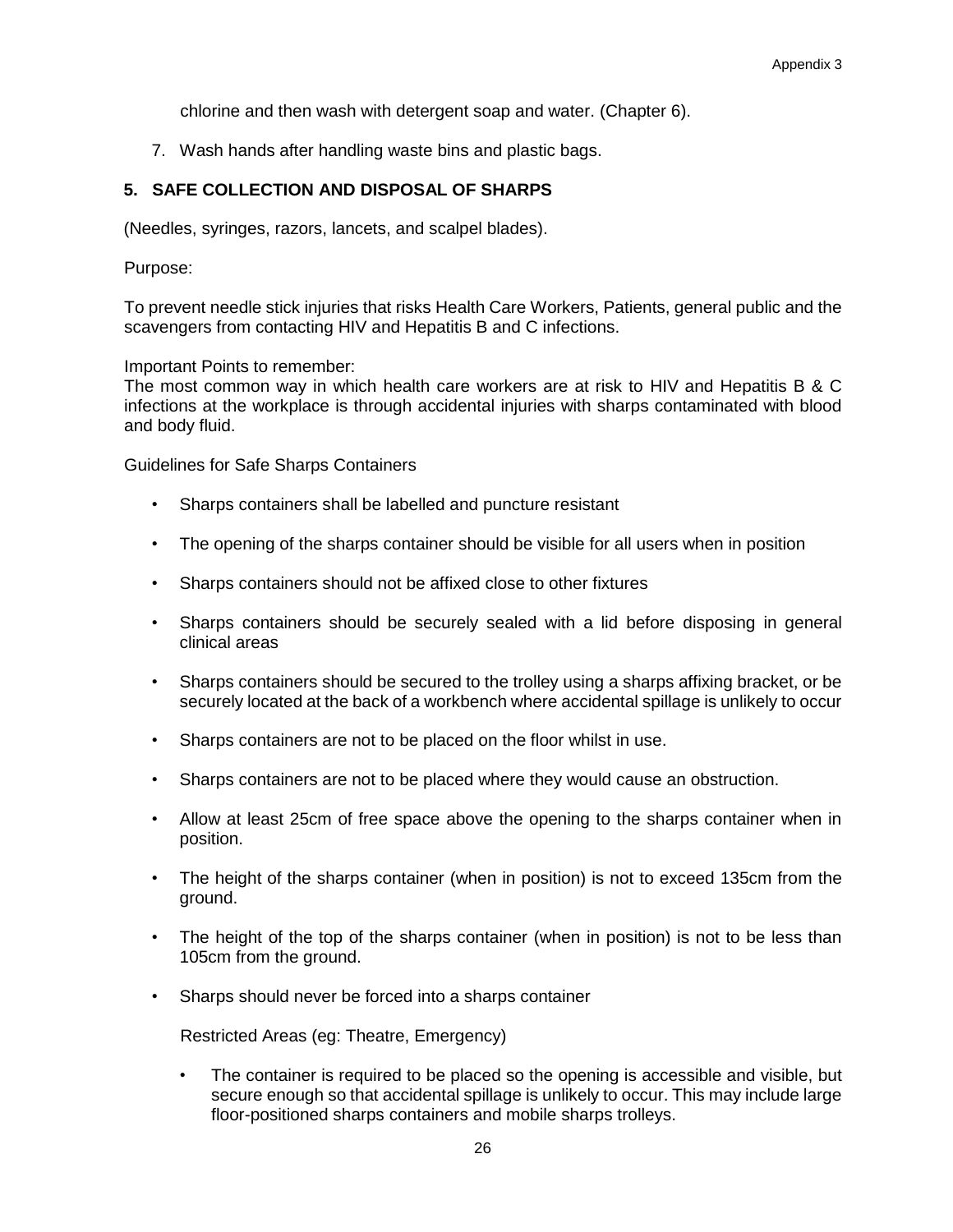chlorine and then wash with detergent soap and water. (Chapter 6).

7. Wash hands after handling waste bins and plastic bags.

## 5. SAFE COLLECTION AND DISPOSAL OF SHARPS

(Needles, syringes, razors, lancets, and scalpel blades).

Purpose:

To prevent needle stick injuries that risks Health Care Workers, Patients, general public and the scavengers from contacting HIV and Hepatitis B and C infections.

Important Points to remember:
The most common way in which health care workers are at risk to HIV and Hepatitis B & C infections at the workplace is through accidental injuries with sharps contaminated with blood and body fluid.

Guidelines for Safe Sharps Containers

- Sharps containers shall be labelled and puncture resistant
- The opening of the sharps container should be visible for all users when in position
- Sharps containers should not be affixed close to other fixtures
- Sharps containers should be securely sealed with a lid before disposing in general clinical areas
- Sharps containers should be secured to the trolley using a sharps affixing bracket, or be securely located at the back of a workbench where accidental spillage is unlikely to occur
- Sharps containers are not to be placed on the floor whilst in use.
- Sharps containers are not to be placed where they would cause an obstruction.
- Allow at least 25cm of free space above the opening to the sharps container when in position.
- The height of the sharps container (when in position) is not to exceed 135cm from the ground.
- The height of the top of the sharps container (when in position) is not to be less than 105cm from the ground.
- Sharps should never be forced into a sharps container

  Restricted Areas (eg: Theatre, Emergency)

  - The container is required to be placed so the opening is accessible and visible, but secure enough so that accidental spillage is unlikely to occur. This may include large floor-positioned sharps containers and mobile sharps trolleys.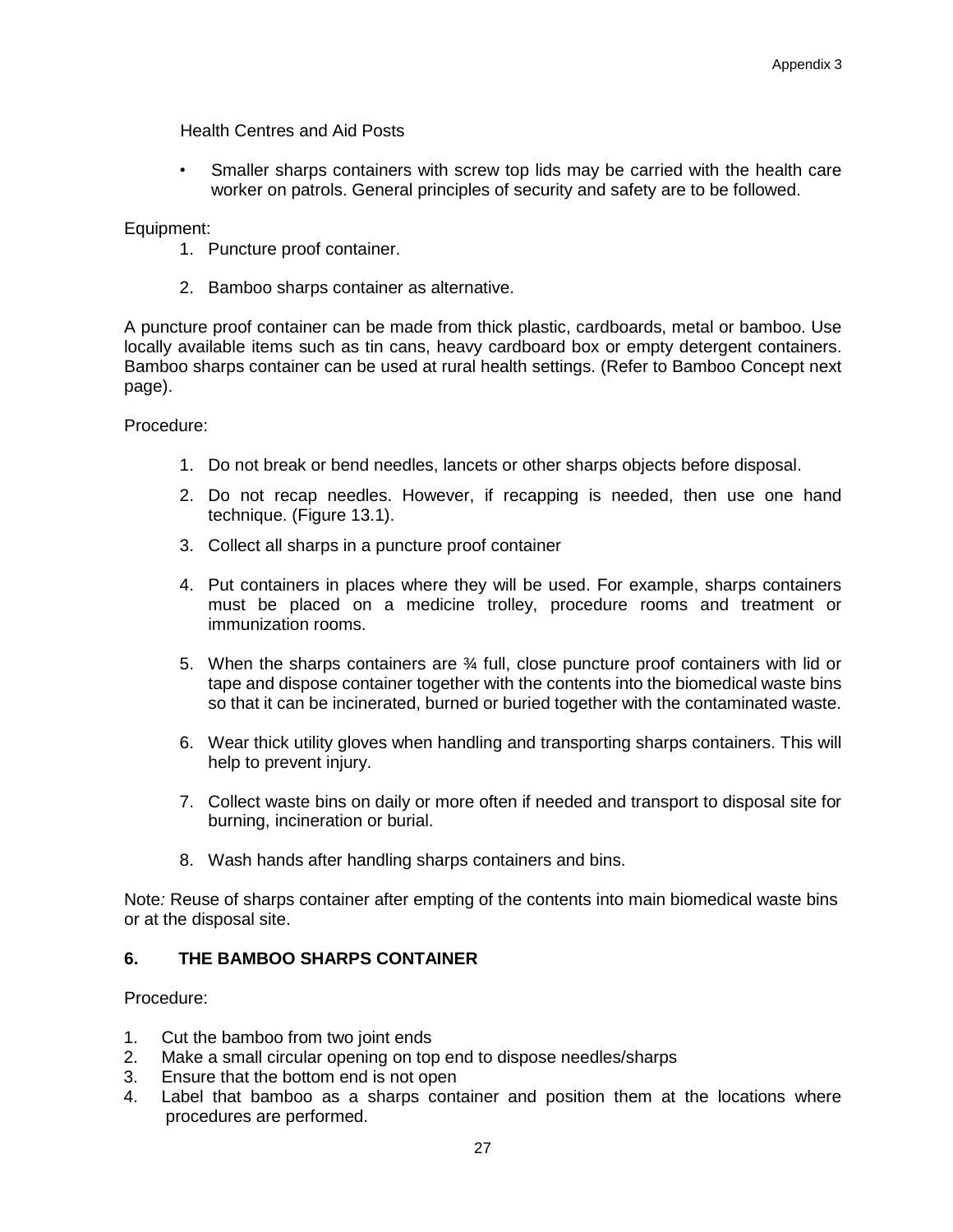Health Centres and Aid Posts

- Smaller sharps containers with screw top lids may be carried with the health care worker on patrols. General principles of security and safety are to be followed.

Equipment:

1. Puncture proof container.
2. Bamboo sharps container as alternative.

A puncture proof container can be made from thick plastic, cardboards, metal or bamboo. Use locally available items such as tin cans, heavy cardboard box or empty detergent containers. Bamboo sharps container can be used at rural health settings. (Refer to Bamboo Concept next page).

Procedure:

1. Do not break or bend needles, lancets or other sharps objects before disposal.
2. Do not recap needles. However, if recapping is needed, then use one hand technique. (Figure 13.1).
3. Collect all sharps in a puncture proof container
4. Put containers in places where they will be used. For example, sharps containers must be placed on a medicine trolley, procedure rooms and treatment or immunization rooms.
5. When the sharps containers are ¾ full, close puncture proof containers with lid or tape and dispose container together with the contents into the biomedical waste bins so that it can be incinerated, burned or buried together with the contaminated waste.
6. Wear thick utility gloves when handling and transporting sharps containers. This will help to prevent injury.
7. Collect waste bins on daily or more often if needed and transport to disposal site for burning, incineration or burial.
8. Wash hands after handling sharps containers and bins.

Note*:* Reuse of sharps container after empting of the contents into main biomedical waste bins or at the disposal site.

## 6. THE BAMBOO SHARPS CONTAINER

Procedure:

1. Cut the bamboo from two joint ends
2. Make a small circular opening on top end to dispose needles/sharps
3. Ensure that the bottom end is not open
4. Label that bamboo as a sharps container and position them at the locations where procedures are performed.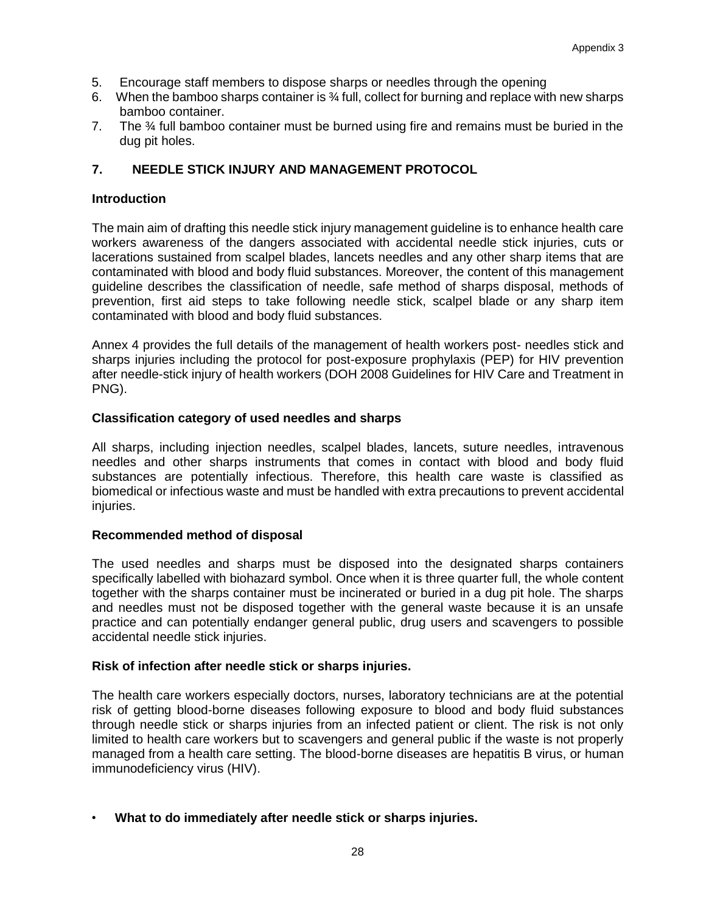5. Encourage staff members to dispose sharps or needles through the opening
6. When the bamboo sharps container is ¾ full, collect for burning and replace with new sharps bamboo container.
7. The ¾ full bamboo container must be burned using fire and remains must be buried in the dug pit holes.

## 7. NEEDLE STICK INJURY AND MANAGEMENT PROTOCOL

### Introduction

The main aim of drafting this needle stick injury management guideline is to enhance health care workers awareness of the dangers associated with accidental needle stick injuries, cuts or lacerations sustained from scalpel blades, lancets needles and any other sharp items that are contaminated with blood and body fluid substances. Moreover, the content of this management guideline describes the classification of needle, safe method of sharps disposal, methods of prevention, first aid steps to take following needle stick, scalpel blade or any sharp item contaminated with blood and body fluid substances.

Annex 4 provides the full details of the management of health workers post- needles stick and sharps injuries including the protocol for post-exposure prophylaxis (PEP) for HIV prevention after needle-stick injury of health workers (DOH 2008 Guidelines for HIV Care and Treatment in PNG).

### Classification category of used needles and sharps

All sharps, including injection needles, scalpel blades, lancets, suture needles, intravenous needles and other sharps instruments that comes in contact with blood and body fluid substances are potentially infectious. Therefore, this health care waste is classified as biomedical or infectious waste and must be handled with extra precautions to prevent accidental injuries.

### Recommended method of disposal

The used needles and sharps must be disposed into the designated sharps containers specifically labelled with biohazard symbol. Once when it is three quarter full, the whole content together with the sharps container must be incinerated or buried in a dug pit hole. The sharps and needles must not be disposed together with the general waste because it is an unsafe practice and can potentially endanger general public, drug users and scavengers to possible accidental needle stick injuries.

### Risk of infection after needle stick or sharps injuries.

The health care workers especially doctors, nurses, laboratory technicians are at the potential risk of getting blood-borne diseases following exposure to blood and body fluid substances through needle stick or sharps injuries from an infected patient or client. The risk is not only limited to health care workers but to scavengers and general public if the waste is not properly managed from a health care setting. The blood-borne diseases are hepatitis B virus, or human immunodeficiency virus (HIV).

- **What to do immediately after needle stick or sharps injuries.**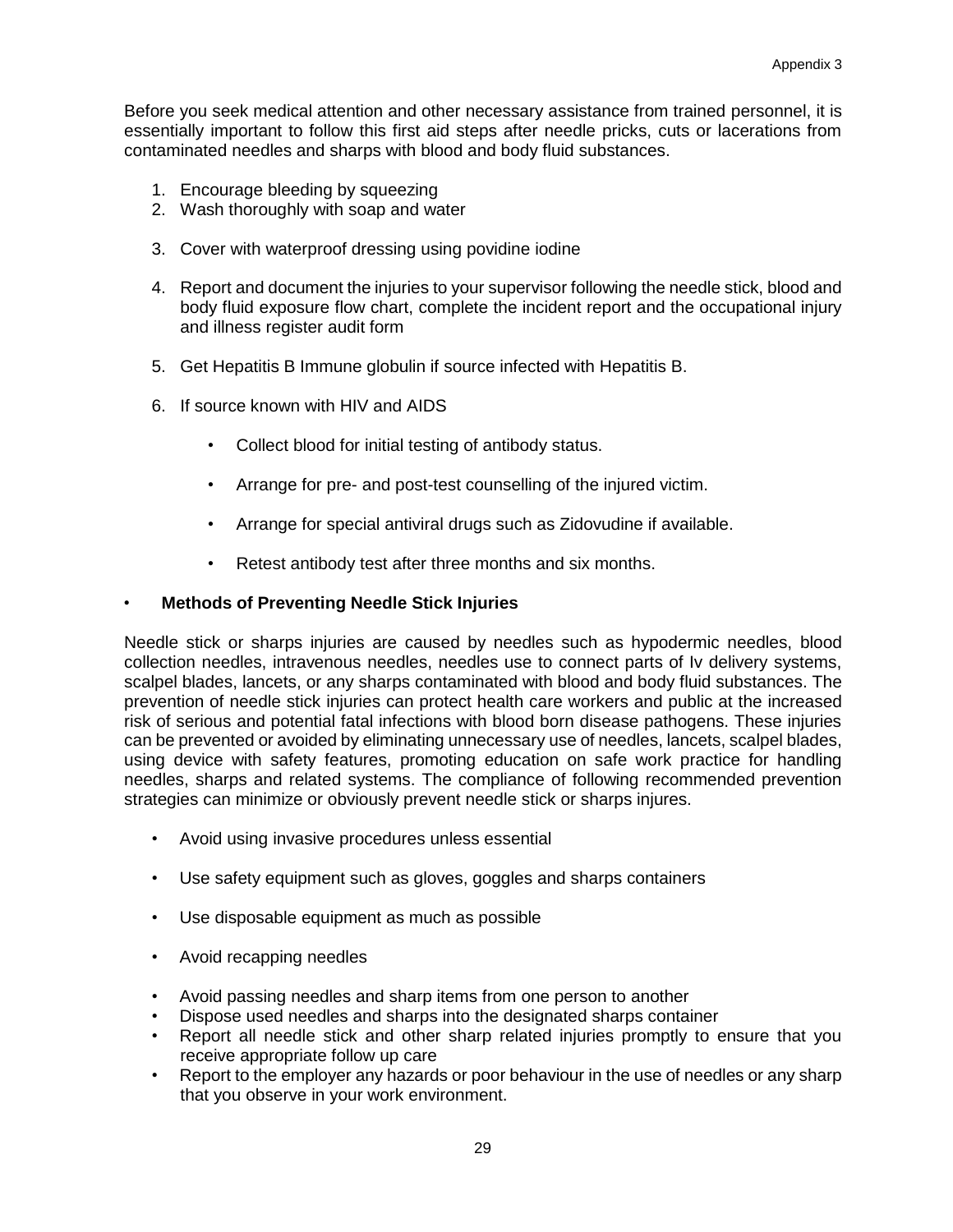Appendix 3

Before you seek medical attention and other necessary assistance from trained personnel, it is essentially important to follow this first aid steps after needle pricks, cuts or lacerations from contaminated needles and sharps with blood and body fluid substances.

1. Encourage bleeding by squeezing
2. Wash thoroughly with soap and water
3. Cover with waterproof dressing using povidine iodine
4. Report and document the injuries to your supervisor following the needle stick, blood and body fluid exposure flow chart, complete the incident report and the occupational injury and illness register audit form
5. Get Hepatitis B Immune globulin if source infected with Hepatitis B.
6. If source known with HIV and AIDS
    - Collect blood for initial testing of antibody status.
    - Arrange for pre- and post-test counselling of the injured victim.
    - Arrange for special antiviral drugs such as Zidovudine if available.
    - Retest antibody test after three months and six months.

- **Methods of Preventing Needle Stick Injuries**

Needle stick or sharps injuries are caused by needles such as hypodermic needles, blood collection needles, intravenous needles, needles use to connect parts of Iv delivery systems, scalpel blades, lancets, or any sharps contaminated with blood and body fluid substances. The prevention of needle stick injuries can protect health care workers and public at the increased risk of serious and potential fatal infections with blood born disease pathogens. These injuries can be prevented or avoided by eliminating unnecessary use of needles, lancets, scalpel blades, using device with safety features, promoting education on safe work practice for handling needles, sharps and related systems. The compliance of following recommended prevention strategies can minimize or obviously prevent needle stick or sharps injures.

- Avoid using invasive procedures unless essential
- Use safety equipment such as gloves, goggles and sharps containers
- Use disposable equipment as much as possible
- Avoid recapping needles
- Avoid passing needles and sharp items from one person to another
- Dispose used needles and sharps into the designated sharps container
- Report all needle stick and other sharp related injuries promptly to ensure that you receive appropriate follow up care
- Report to the employer any hazards or poor behaviour in the use of needles or any sharp that you observe in your work environment.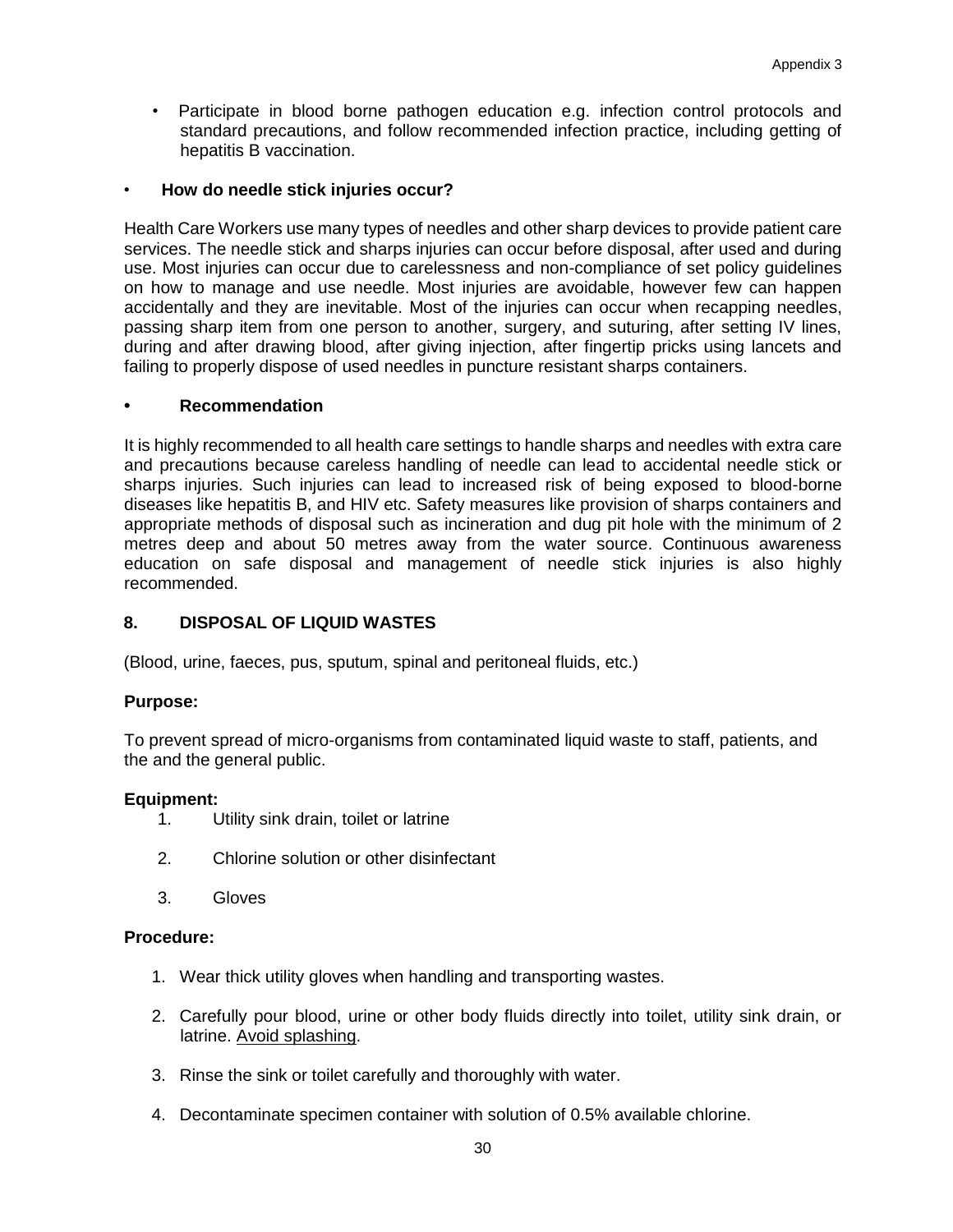- Participate in blood borne pathogen education e.g. infection control protocols and standard precautions, and follow recommended infection practice, including getting of hepatitis B vaccination.

- **How do needle stick injuries occur?**

Health Care Workers use many types of needles and other sharp devices to provide patient care services. The needle stick and sharps injuries can occur before disposal, after used and during use. Most injuries can occur due to carelessness and non-compliance of set policy guidelines on how to manage and use needle. Most injuries are avoidable, however few can happen accidentally and they are inevitable. Most of the injuries can occur when recapping needles, passing sharp item from one person to another, surgery, and suturing, after setting IV lines, during and after drawing blood, after giving injection, after fingertip pricks using lancets and failing to properly dispose of used needles in puncture resistant sharps containers.

- **Recommendation**

It is highly recommended to all health care settings to handle sharps and needles with extra care and precautions because careless handling of needle can lead to accidental needle stick or sharps injuries. Such injuries can lead to increased risk of being exposed to blood-borne diseases like hepatitis B, and HIV etc. Safety measures like provision of sharps containers and appropriate methods of disposal such as incineration and dug pit hole with the minimum of 2 metres deep and about 50 metres away from the water source. Continuous awareness education on safe disposal and management of needle stick injuries is also highly recommended.

## 8. DISPOSAL OF LIQUID WASTES

(Blood, urine, faeces, pus, sputum, spinal and peritoneal fluids, etc.)

**Purpose:**

To prevent spread of micro-organisms from contaminated liquid waste to staff, patients, and the and the general public.

**Equipment:**

1. Utility sink drain, toilet or latrine
2. Chlorine solution or other disinfectant
3. Gloves

**Procedure:**

1. Wear thick utility gloves when handling and transporting wastes.
2. Carefully pour blood, urine or other body fluids directly into toilet, utility sink drain, or latrine. Avoid splashing.
3. Rinse the sink or toilet carefully and thoroughly with water.
4. Decontaminate specimen container with solution of 0.5% available chlorine.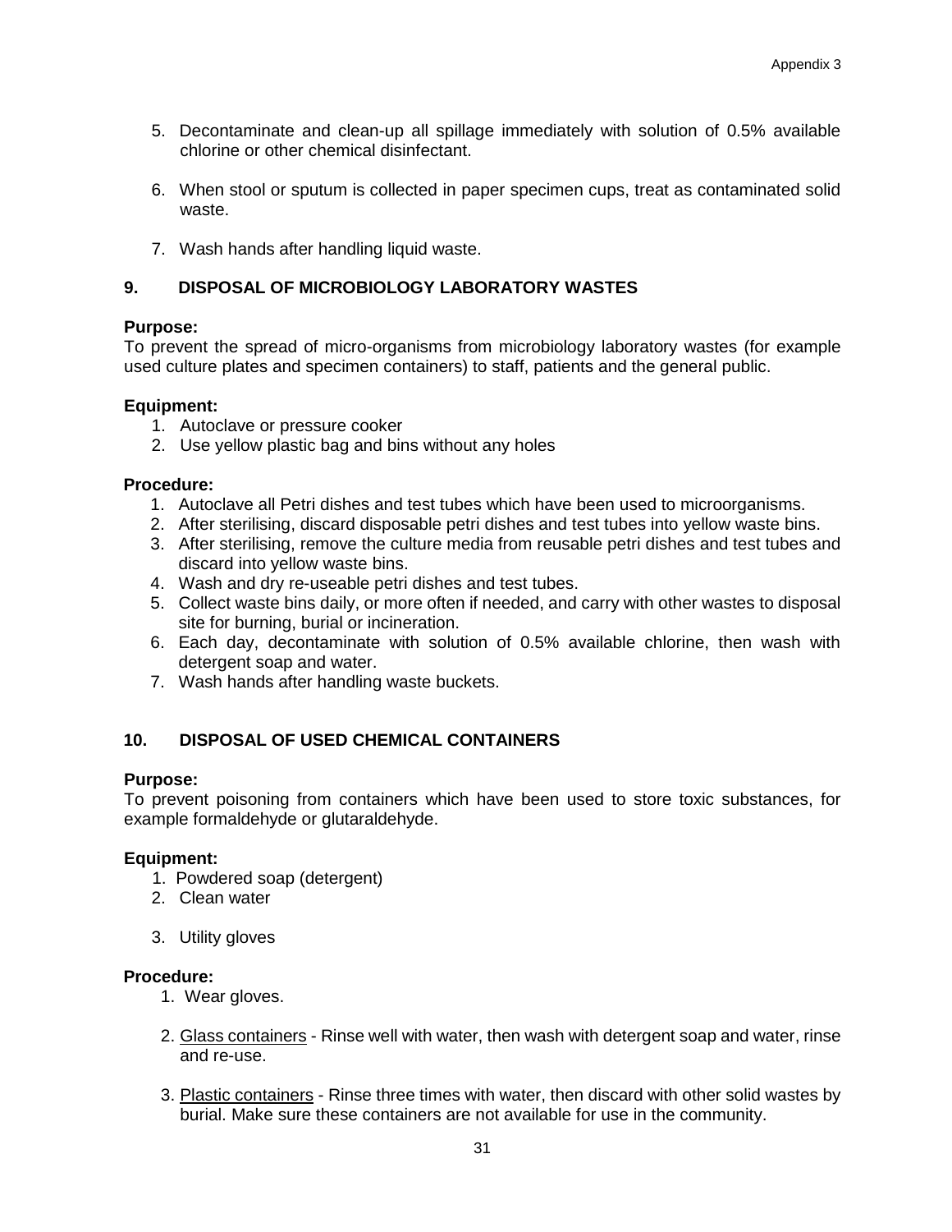5. Decontaminate and clean-up all spillage immediately with solution of 0.5% available chlorine or other chemical disinfectant.

6. When stool or sputum is collected in paper specimen cups, treat as contaminated solid waste.

7. Wash hands after handling liquid waste.

## 9. DISPOSAL OF MICROBIOLOGY LABORATORY WASTES

**Purpose:**
To prevent the spread of micro-organisms from microbiology laboratory wastes (for example used culture plates and specimen containers) to staff, patients and the general public.

**Equipment:**

1. Autoclave or pressure cooker
2. Use yellow plastic bag and bins without any holes

**Procedure:**

1. Autoclave all Petri dishes and test tubes which have been used to microorganisms.
2. After sterilising, discard disposable petri dishes and test tubes into yellow waste bins.
3. After sterilising, remove the culture media from reusable petri dishes and test tubes and discard into yellow waste bins.
4. Wash and dry re-useable petri dishes and test tubes.
5. Collect waste bins daily, or more often if needed, and carry with other wastes to disposal site for burning, burial or incineration.
6. Each day, decontaminate with solution of 0.5% available chlorine, then wash with detergent soap and water.
7. Wash hands after handling waste buckets.

## 10. DISPOSAL OF USED CHEMICAL CONTAINERS

**Purpose:**
To prevent poisoning from containers which have been used to store toxic substances, for example formaldehyde or glutaraldehyde.

**Equipment:**

1. Powdered soap (detergent)
2. Clean water
3. Utility gloves

**Procedure:**

1. Wear gloves.

2. Glass containers - Rinse well with water, then wash with detergent soap and water, rinse and re-use.

3. Plastic containers - Rinse three times with water, then discard with other solid wastes by burial. Make sure these containers are not available for use in the community.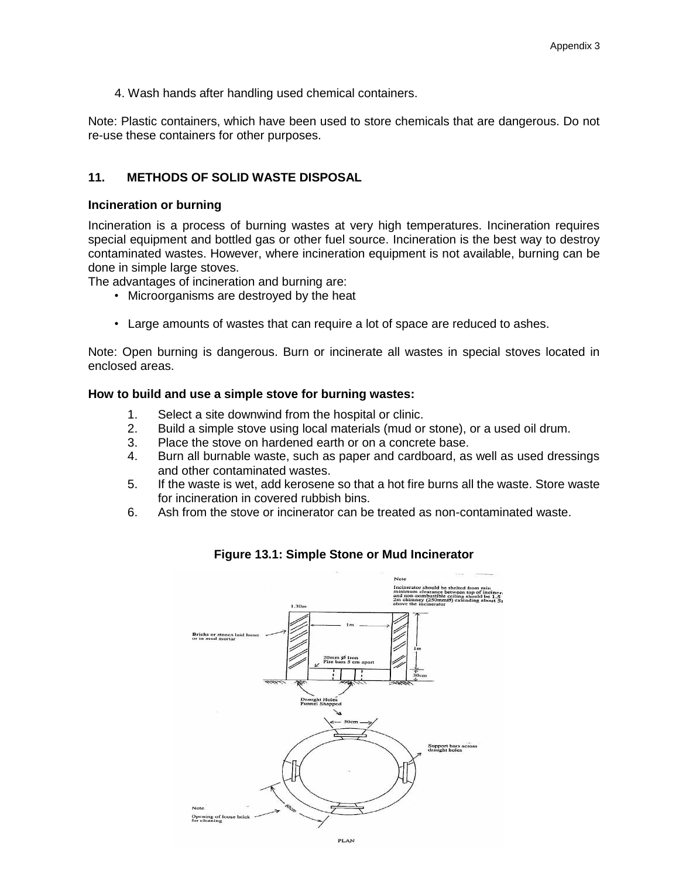4. Wash hands after handling used chemical containers.

Note: Plastic containers, which have been used to store chemicals that are dangerous. Do not re-use these containers for other purposes.

## 11. METHODS OF SOLID WASTE DISPOSAL

### Incineration or burning

Incineration is a process of burning wastes at very high temperatures. Incineration requires special equipment and bottled gas or other fuel source. Incineration is the best way to destroy contaminated wastes. However, where incineration equipment is not available, burning can be done in simple large stoves.

The advantages of incineration and burning are:

- Microorganisms are destroyed by the heat
- Large amounts of wastes that can require a lot of space are reduced to ashes.

Note: Open burning is dangerous. Burn or incinerate all wastes in special stoves located in enclosed areas.

### How to build and use a simple stove for burning wastes:

1. Select a site downwind from the hospital or clinic.
2. Build a simple stove using local materials (mud or stone), or a used oil drum.
3. Place the stove on hardened earth or on a concrete base.
4. Burn all burnable waste, such as paper and cardboard, as well as used dressings and other contaminated wastes.
5. If the waste is wet, add kerosene so that a hot fire burns all the waste. Store waste for incineration in covered rubbish bins.
6. Ash from the stove or incinerator can be treated as non-contaminated waste.

**Figure 13.1: Simple Stone or Mud Incinerator**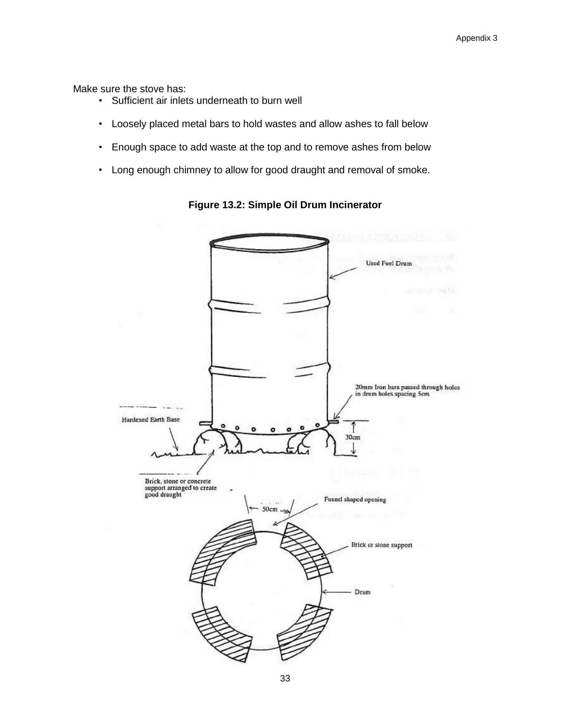Make sure the stove has:

- Sufficient air inlets underneath to burn well
- Loosely placed metal bars to hold wastes and allow ashes to fall below
- Enough space to add waste at the top and to remove ashes from below
- Long enough chimney to allow for good draught and removal of smoke.

**Figure 13.2: Simple Oil Drum Incinerator**

Used Fuel Drum

20mm Iron bars passed through holes in drum holes spacing 5cm

Hardened Earth Base

30cm

Brick, stone or concrete support arranged to create good draught

50cm

Funnel shaped opening

Brick or stone support

Drum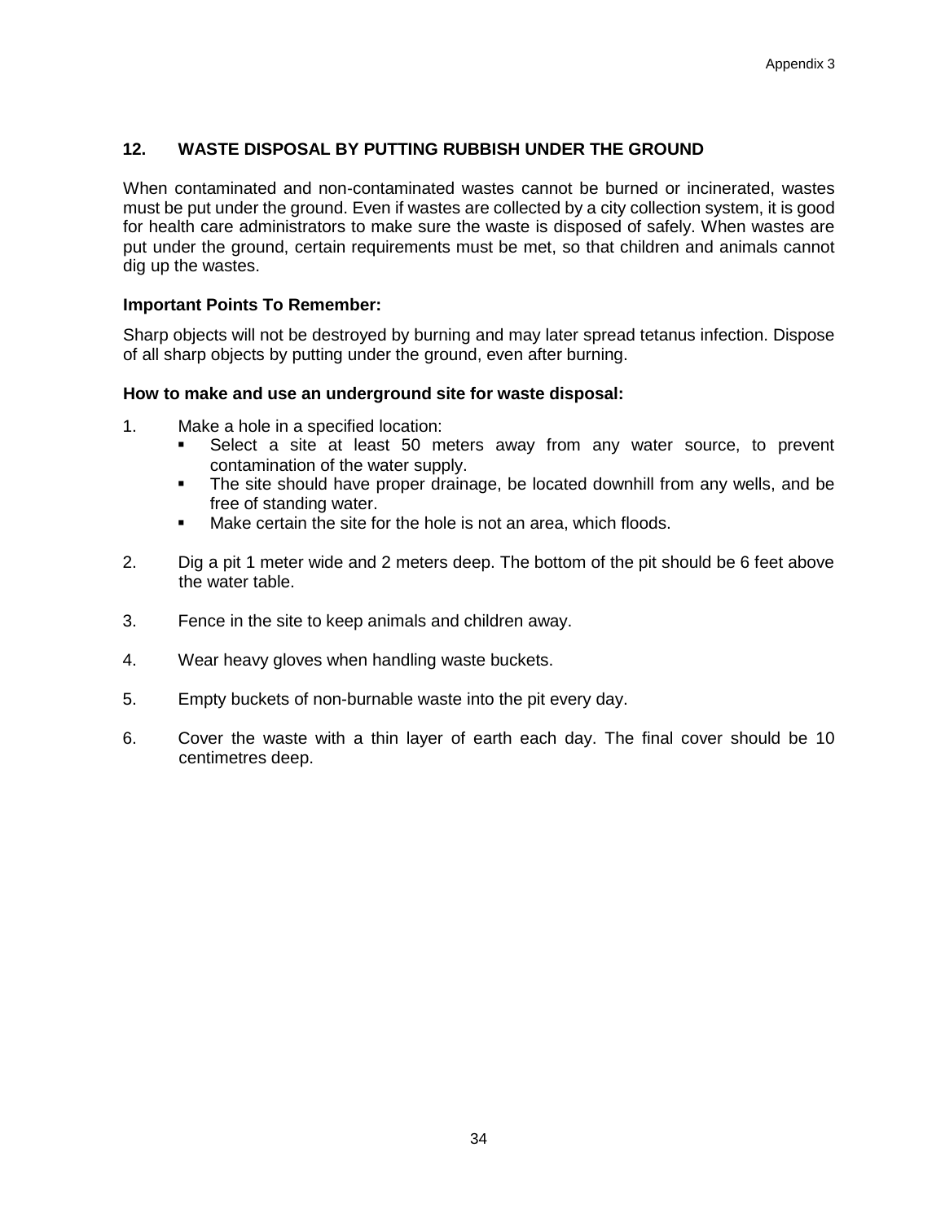## 12. WASTE DISPOSAL BY PUTTING RUBBISH UNDER THE GROUND

When contaminated and non-contaminated wastes cannot be burned or incinerated, wastes must be put under the ground. Even if wastes are collected by a city collection system, it is good for health care administrators to make sure the waste is disposed of safely. When wastes are put under the ground, certain requirements must be met, so that children and animals cannot dig up the wastes.

**Important Points To Remember:**

Sharp objects will not be destroyed by burning and may later spread tetanus infection. Dispose of all sharp objects by putting under the ground, even after burning.

**How to make and use an underground site for waste disposal:**

1. Make a hole in a specified location:
   - Select a site at least 50 meters away from any water source, to prevent contamination of the water supply.
   - The site should have proper drainage, be located downhill from any wells, and be free of standing water.
   - Make certain the site for the hole is not an area, which floods.

2. Dig a pit 1 meter wide and 2 meters deep. The bottom of the pit should be 6 feet above the water table.

3. Fence in the site to keep animals and children away.

4. Wear heavy gloves when handling waste buckets.

5. Empty buckets of non-burnable waste into the pit every day.

6. Cover the waste with a thin layer of earth each day. The final cover should be 10 centimetres deep.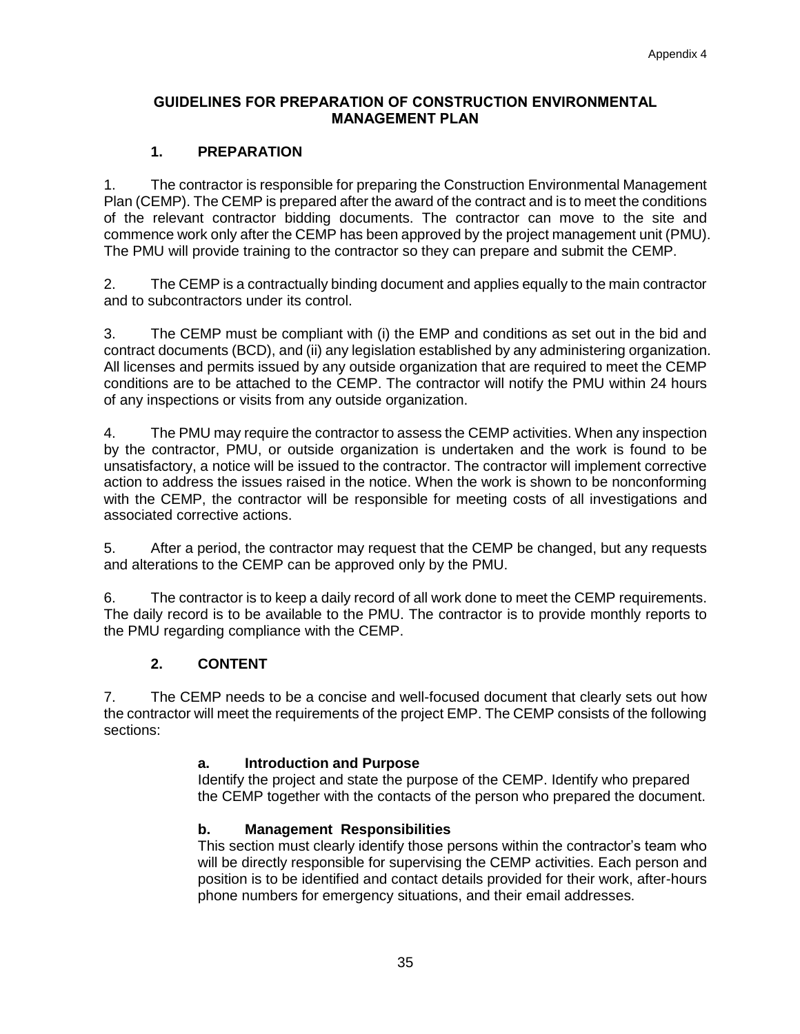Appendix 4

## GUIDELINES FOR PREPARATION OF CONSTRUCTION ENVIRONMENTAL MANAGEMENT PLAN

### 1. PREPARATION

1. The contractor is responsible for preparing the Construction Environmental Management Plan (CEMP). The CEMP is prepared after the award of the contract and is to meet the conditions of the relevant contractor bidding documents. The contractor can move to the site and commence work only after the CEMP has been approved by the project management unit (PMU). The PMU will provide training to the contractor so they can prepare and submit the CEMP.

2. The CEMP is a contractually binding document and applies equally to the main contractor and to subcontractors under its control.

3. The CEMP must be compliant with (i) the EMP and conditions as set out in the bid and contract documents (BCD), and (ii) any legislation established by any administering organization. All licenses and permits issued by any outside organization that are required to meet the CEMP conditions are to be attached to the CEMP. The contractor will notify the PMU within 24 hours of any inspections or visits from any outside organization.

4. The PMU may require the contractor to assess the CEMP activities. When any inspection by the contractor, PMU, or outside organization is undertaken and the work is found to be unsatisfactory, a notice will be issued to the contractor. The contractor will implement corrective action to address the issues raised in the notice. When the work is shown to be nonconforming with the CEMP, the contractor will be responsible for meeting costs of all investigations and associated corrective actions.

5. After a period, the contractor may request that the CEMP be changed, but any requests and alterations to the CEMP can be approved only by the PMU.

6. The contractor is to keep a daily record of all work done to meet the CEMP requirements. The daily record is to be available to the PMU. The contractor is to provide monthly reports to the PMU regarding compliance with the CEMP.

### 2. CONTENT

7. The CEMP needs to be a concise and well-focused document that clearly sets out how the contractor will meet the requirements of the project EMP. The CEMP consists of the following sections:

**a. Introduction and Purpose**
Identify the project and state the purpose of the CEMP. Identify who prepared the CEMP together with the contacts of the person who prepared the document.

**b. Management Responsibilities**
This section must clearly identify those persons within the contractor's team who will be directly responsible for supervising the CEMP activities. Each person and position is to be identified and contact details provided for their work, after-hours phone numbers for emergency situations, and their email addresses.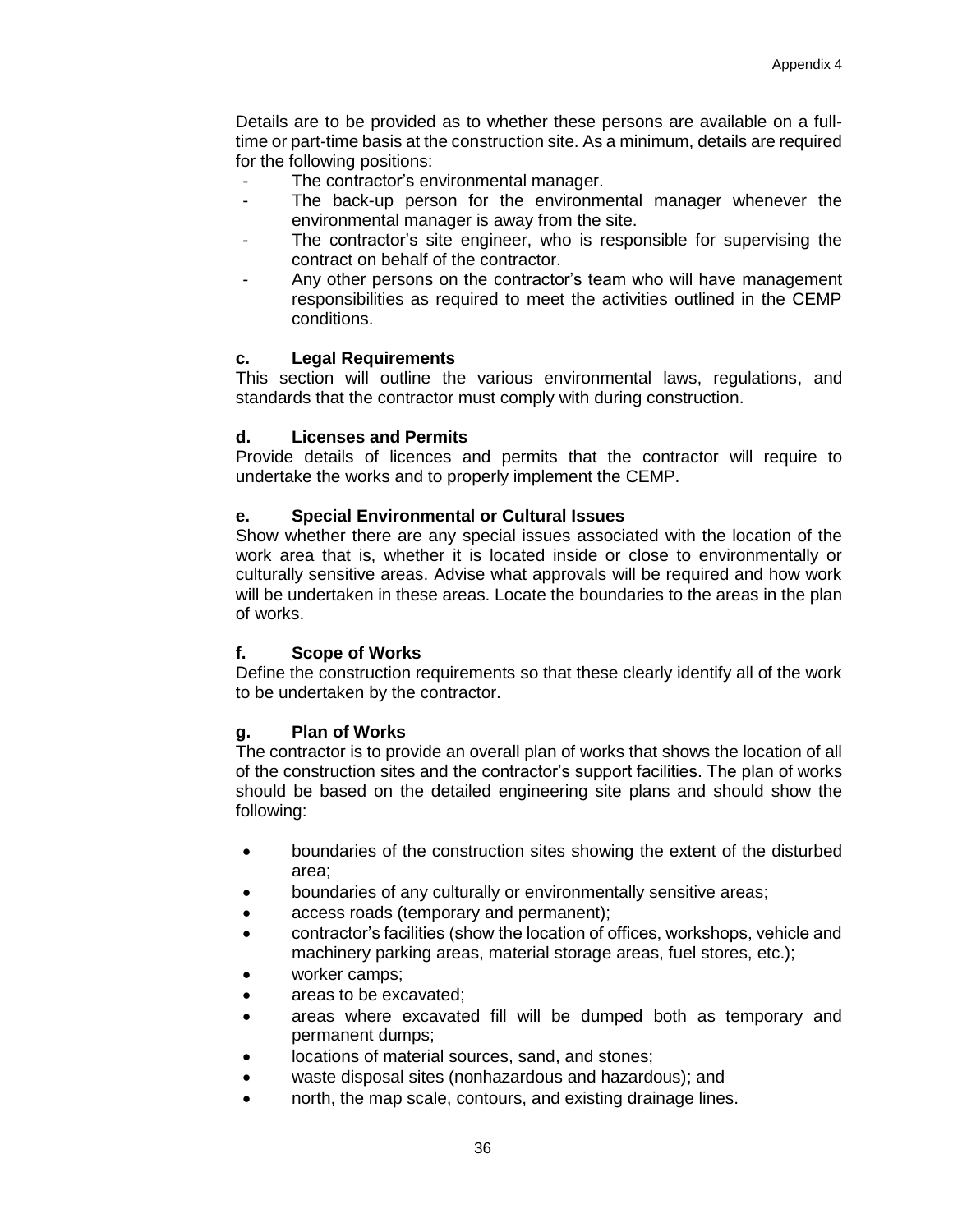Details are to be provided as to whether these persons are available on a full-time or part-time basis at the construction site. As a minimum, details are required for the following positions:

- The contractor's environmental manager.
- The back-up person for the environmental manager whenever the environmental manager is away from the site.
- The contractor's site engineer, who is responsible for supervising the contract on behalf of the contractor.
- Any other persons on the contractor's team who will have management responsibilities as required to meet the activities outlined in the CEMP conditions.

**c. Legal Requirements**

This section will outline the various environmental laws, regulations, and standards that the contractor must comply with during construction.

**d. Licenses and Permits**

Provide details of licences and permits that the contractor will require to undertake the works and to properly implement the CEMP.

**e. Special Environmental or Cultural Issues**

Show whether there are any special issues associated with the location of the work area that is, whether it is located inside or close to environmentally or culturally sensitive areas. Advise what approvals will be required and how work will be undertaken in these areas. Locate the boundaries to the areas in the plan of works.

**f. Scope of Works**

Define the construction requirements so that these clearly identify all of the work to be undertaken by the contractor.

**g. Plan of Works**

The contractor is to provide an overall plan of works that shows the location of all of the construction sites and the contractor's support facilities. The plan of works should be based on the detailed engineering site plans and should show the following:

- boundaries of the construction sites showing the extent of the disturbed area;
- boundaries of any culturally or environmentally sensitive areas;
- access roads (temporary and permanent);
- contractor's facilities (show the location of offices, workshops, vehicle and machinery parking areas, material storage areas, fuel stores, etc.);
- worker camps;
- areas to be excavated;
- areas where excavated fill will be dumped both as temporary and permanent dumps;
- locations of material sources, sand, and stones;
- waste disposal sites (nonhazardous and hazardous); and
- north, the map scale, contours, and existing drainage lines.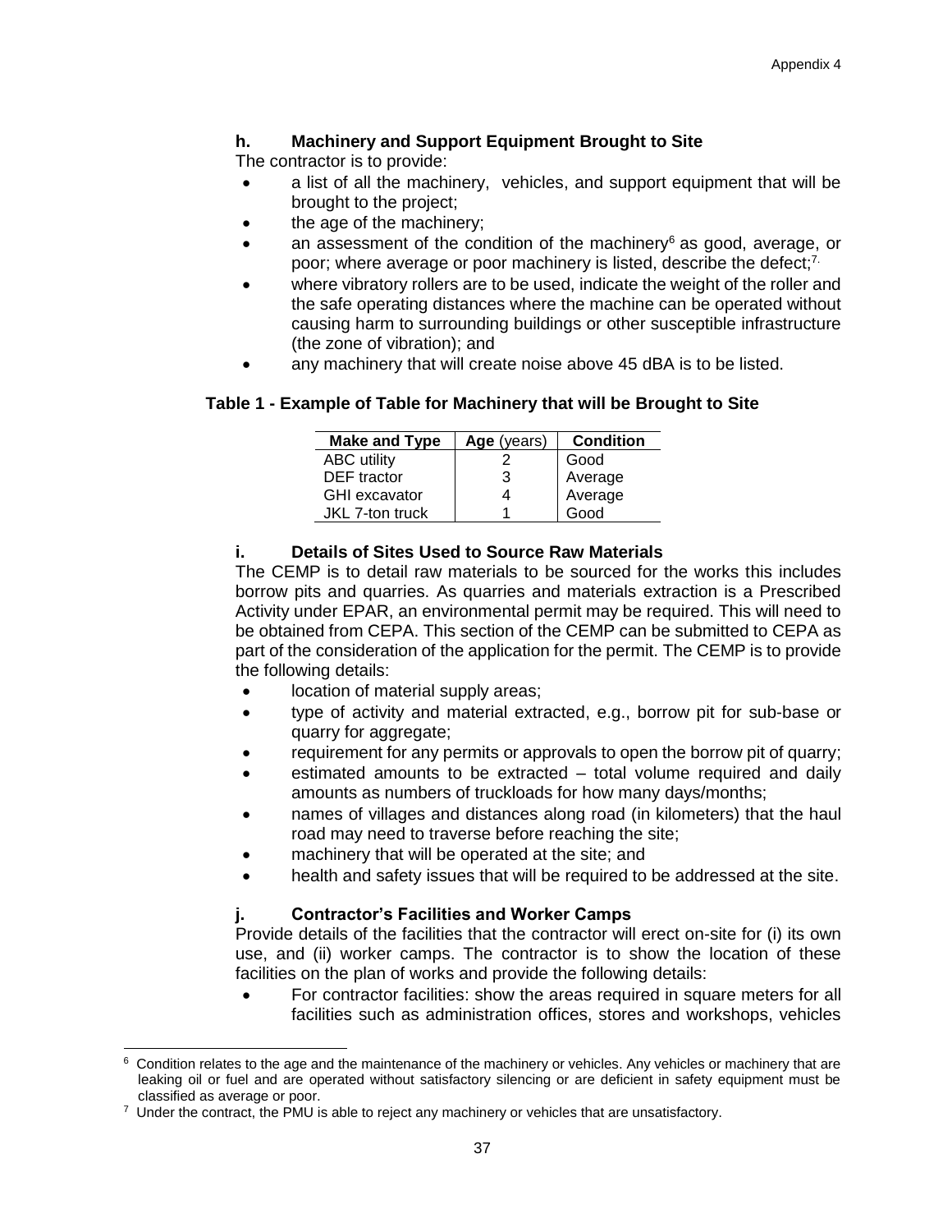### h. Machinery and Support Equipment Brought to Site

The contractor is to provide:

- a list of all the machinery, vehicles, and support equipment that will be brought to the project;
- the age of the machinery;
- an assessment of the condition of the machinery[6] as good, average, or poor; where average or poor machinery is listed, describe the defect;[7]
- where vibratory rollers are to be used, indicate the weight of the roller and the safe operating distances where the machine can be operated without causing harm to surrounding buildings or other susceptible infrastructure (the zone of vibration); and
- any machinery that will create noise above 45 dBA is to be listed.

**Table 1 - Example of Table for Machinery that will be Brought to Site**

| Make and Type | Age (years) | Condition |
|---|---|---|
| ABC utility | 2 | Good |
| DEF tractor | 3 | Average |
| GHI excavator | 4 | Average |
| JKL 7-ton truck | 1 | Good |

### i. Details of Sites Used to Source Raw Materials

The CEMP is to detail raw materials to be sourced for the works this includes borrow pits and quarries. As quarries and materials extraction is a Prescribed Activity under EPAR, an environmental permit may be required. This will need to be obtained from CEPA. This section of the CEMP can be submitted to CEPA as part of the consideration of the application for the permit. The CEMP is to provide the following details:

- location of material supply areas;
- type of activity and material extracted, e.g., borrow pit for sub-base or quarry for aggregate;
- requirement for any permits or approvals to open the borrow pit of quarry;
- estimated amounts to be extracted – total volume required and daily amounts as numbers of truckloads for how many days/months;
- names of villages and distances along road (in kilometers) that the haul road may need to traverse before reaching the site;
- machinery that will be operated at the site; and
- health and safety issues that will be required to be addressed at the site.

### j. Contractor's Facilities and Worker Camps

Provide details of the facilities that the contractor will erect on-site for (i) its own use, and (ii) worker camps. The contractor is to show the location of these facilities on the plan of works and provide the following details:

- For contractor facilities: show the areas required in square meters for all facilities such as administration offices, stores and workshops, vehicles

---

[6] Condition relates to the age and the maintenance of the machinery or vehicles. Any vehicles or machinery that are leaking oil or fuel and are operated without satisfactory silencing or are deficient in safety equipment must be classified as average or poor.

[7] Under the contract, the PMU is able to reject any machinery or vehicles that are unsatisfactory.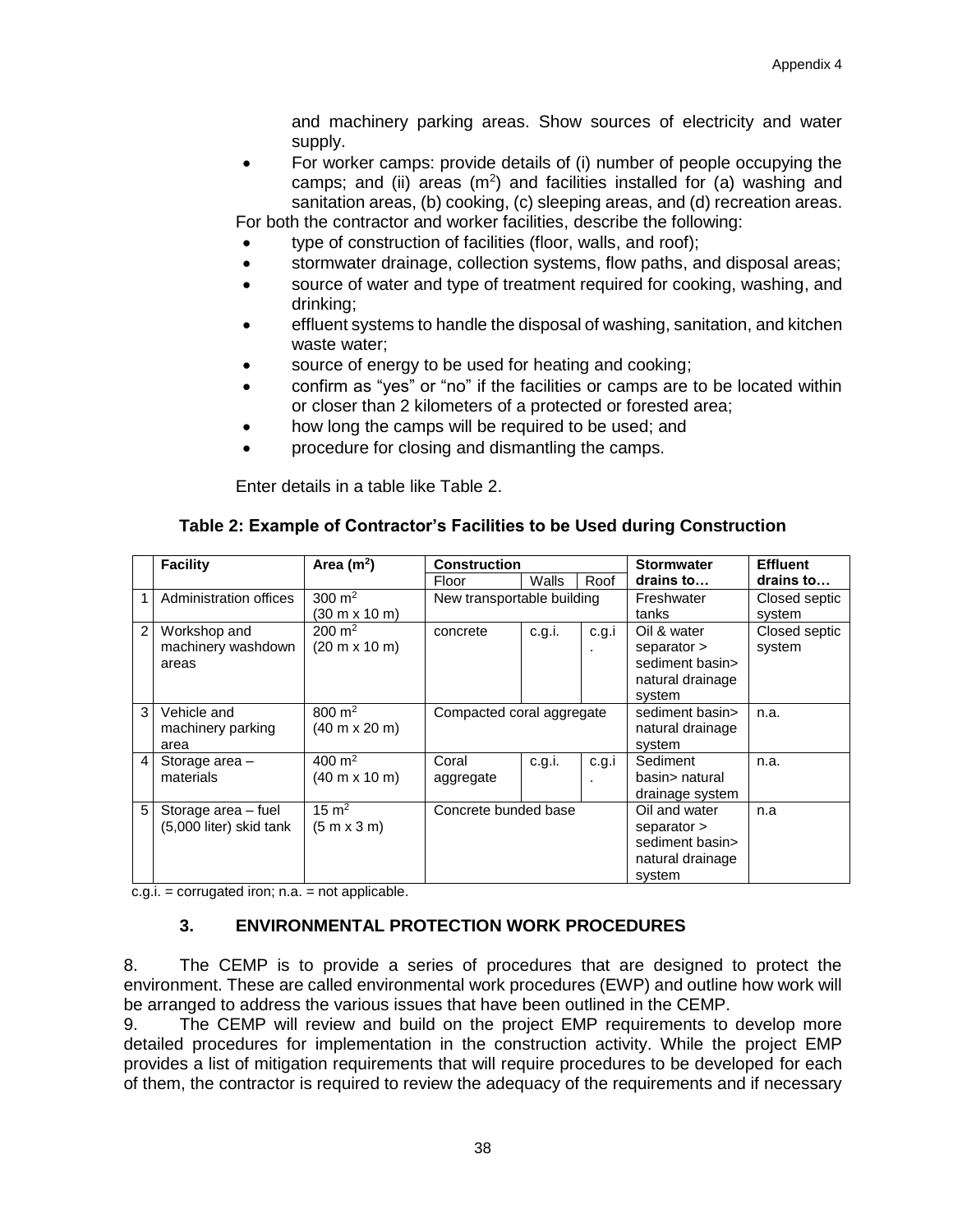and machinery parking areas. Show sources of electricity and water supply.

- For worker camps: provide details of (i) number of people occupying the camps; and (ii) areas ($m^2$) and facilities installed for (a) washing and sanitation areas, (b) cooking, (c) sleeping areas, and (d) recreation areas.

For both the contractor and worker facilities, describe the following:

- type of construction of facilities (floor, walls, and roof);
- stormwater drainage, collection systems, flow paths, and disposal areas;
- source of water and type of treatment required for cooking, washing, and drinking;
- effluent systems to handle the disposal of washing, sanitation, and kitchen waste water;
- source of energy to be used for heating and cooking;
- confirm as "yes" or "no" if the facilities or camps are to be located within or closer than 2 kilometers of a protected or forested area;
- how long the camps will be required to be used; and
- procedure for closing and dismantling the camps.

Enter details in a table like Table 2.

**Table 2: Example of Contractor's Facilities to be Used during Construction**

| | Facility | Area ($m^2$) | Construction | | | Stormwater drains to… | Effluent drains to… |
|---|---|---|---|---|---|---|---|
| | | | Floor | Walls | Roof | | |
| 1 | Administration offices | 300 $m^2$ (30 m x 10 m) | New transportable building | | | Freshwater tanks | Closed septic system |
| 2 | Workshop and machinery washdown areas | 200 $m^2$ (20 m x 10 m) | concrete | c.g.i. | c.g.i. | Oil & water separator > sediment basin> natural drainage system | Closed septic system |
| 3 | Vehicle and machinery parking area | 800 $m^2$ (40 m x 20 m) | Compacted coral aggregate | | | sediment basin> natural drainage system | n.a. |
| 4 | Storage area – materials | 400 $m^2$ (40 m x 10 m) | Coral aggregate | c.g.i. | c.g.i. | Sediment basin> natural drainage system | n.a. |
| 5 | Storage area – fuel (5,000 liter) skid tank | 15 $m^2$ (5 m x 3 m) | Concrete bunded base | | | Oil and water separator > sediment basin> natural drainage system | n.a |

c.g.i. = corrugated iron; n.a. = not applicable.

## 3. ENVIRONMENTAL PROTECTION WORK PROCEDURES

8. The CEMP is to provide a series of procedures that are designed to protect the environment. These are called environmental work procedures (EWP) and outline how work will be arranged to address the various issues that have been outlined in the CEMP.

9. The CEMP will review and build on the project EMP requirements to develop more detailed procedures for implementation in the construction activity. While the project EMP provides a list of mitigation requirements that will require procedures to be developed for each of them, the contractor is required to review the adequacy of the requirements and if necessary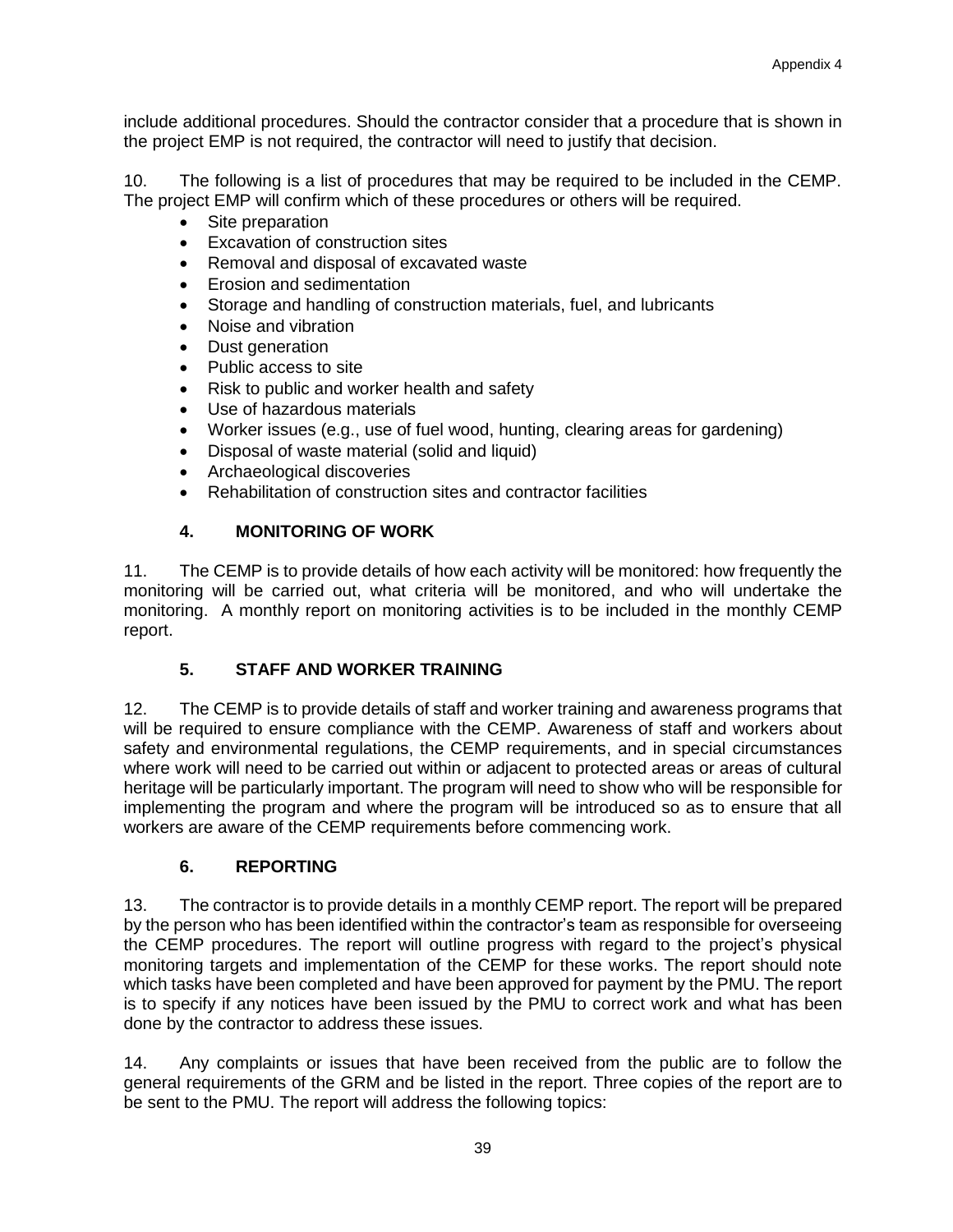include additional procedures. Should the contractor consider that a procedure that is shown in the project EMP is not required, the contractor will need to justify that decision.

10. The following is a list of procedures that may be required to be included in the CEMP. The project EMP will confirm which of these procedures or others will be required.

- Site preparation
- Excavation of construction sites
- Removal and disposal of excavated waste
- Erosion and sedimentation
- Storage and handling of construction materials, fuel, and lubricants
- Noise and vibration
- Dust generation
- Public access to site
- Risk to public and worker health and safety
- Use of hazardous materials
- Worker issues (e.g., use of fuel wood, hunting, clearing areas for gardening)
- Disposal of waste material (solid and liquid)
- Archaeological discoveries
- Rehabilitation of construction sites and contractor facilities

## 4. MONITORING OF WORK

11. The CEMP is to provide details of how each activity will be monitored: how frequently the monitoring will be carried out, what criteria will be monitored, and who will undertake the monitoring. A monthly report on monitoring activities is to be included in the monthly CEMP report.

## 5. STAFF AND WORKER TRAINING

12. The CEMP is to provide details of staff and worker training and awareness programs that will be required to ensure compliance with the CEMP. Awareness of staff and workers about safety and environmental regulations, the CEMP requirements, and in special circumstances where work will need to be carried out within or adjacent to protected areas or areas of cultural heritage will be particularly important. The program will need to show who will be responsible for implementing the program and where the program will be introduced so as to ensure that all workers are aware of the CEMP requirements before commencing work.

## 6. REPORTING

13. The contractor is to provide details in a monthly CEMP report. The report will be prepared by the person who has been identified within the contractor's team as responsible for overseeing the CEMP procedures. The report will outline progress with regard to the project's physical monitoring targets and implementation of the CEMP for these works. The report should note which tasks have been completed and have been approved for payment by the PMU. The report is to specify if any notices have been issued by the PMU to correct work and what has been done by the contractor to address these issues.

14. Any complaints or issues that have been received from the public are to follow the general requirements of the GRM and be listed in the report. Three copies of the report are to be sent to the PMU. The report will address the following topics: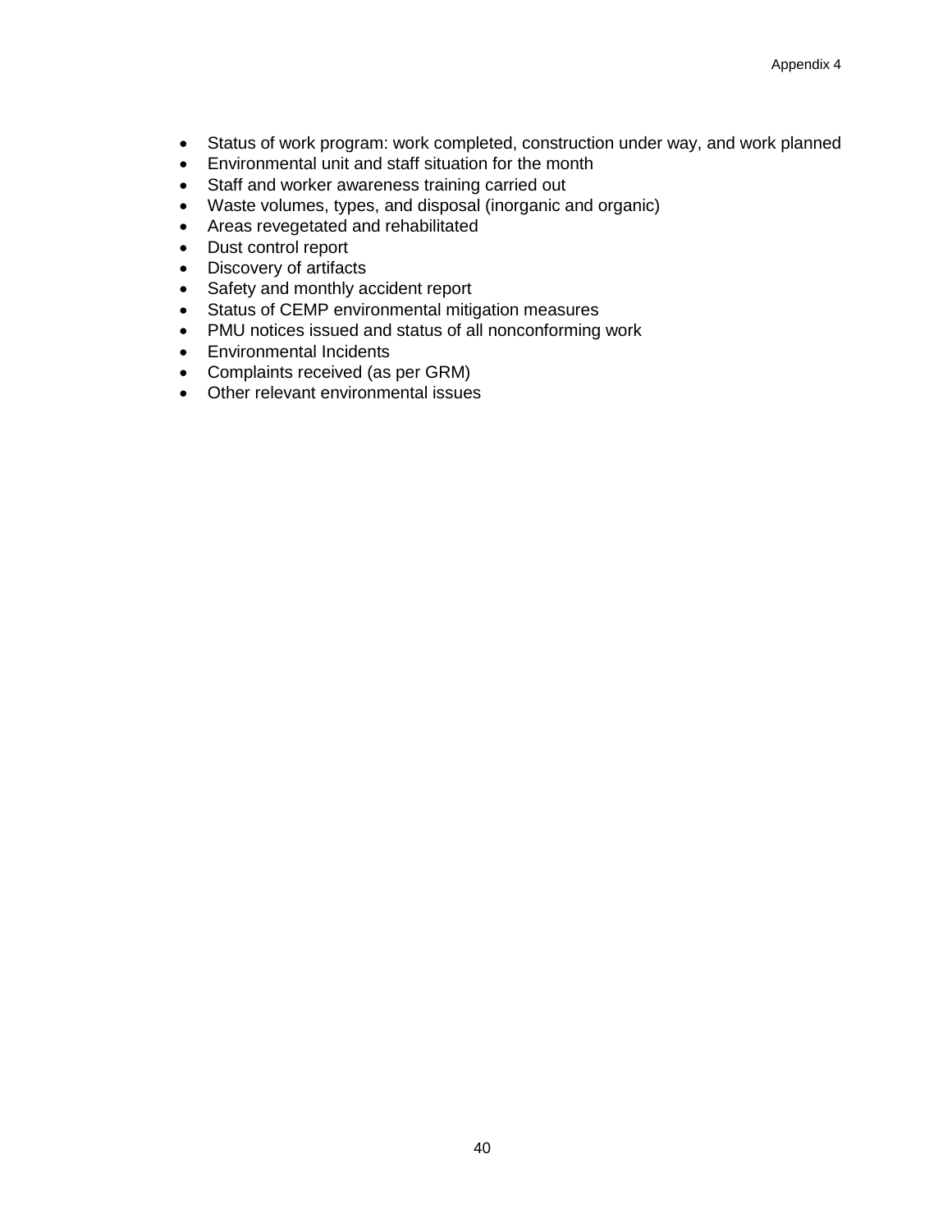- Status of work program: work completed, construction under way, and work planned
- Environmental unit and staff situation for the month
- Staff and worker awareness training carried out
- Waste volumes, types, and disposal (inorganic and organic)
- Areas revegetated and rehabilitated
- Dust control report
- Discovery of artifacts
- Safety and monthly accident report
- Status of CEMP environmental mitigation measures
- PMU notices issued and status of all nonconforming work
- Environmental Incidents
- Complaints received (as per GRM)
- Other relevant environmental issues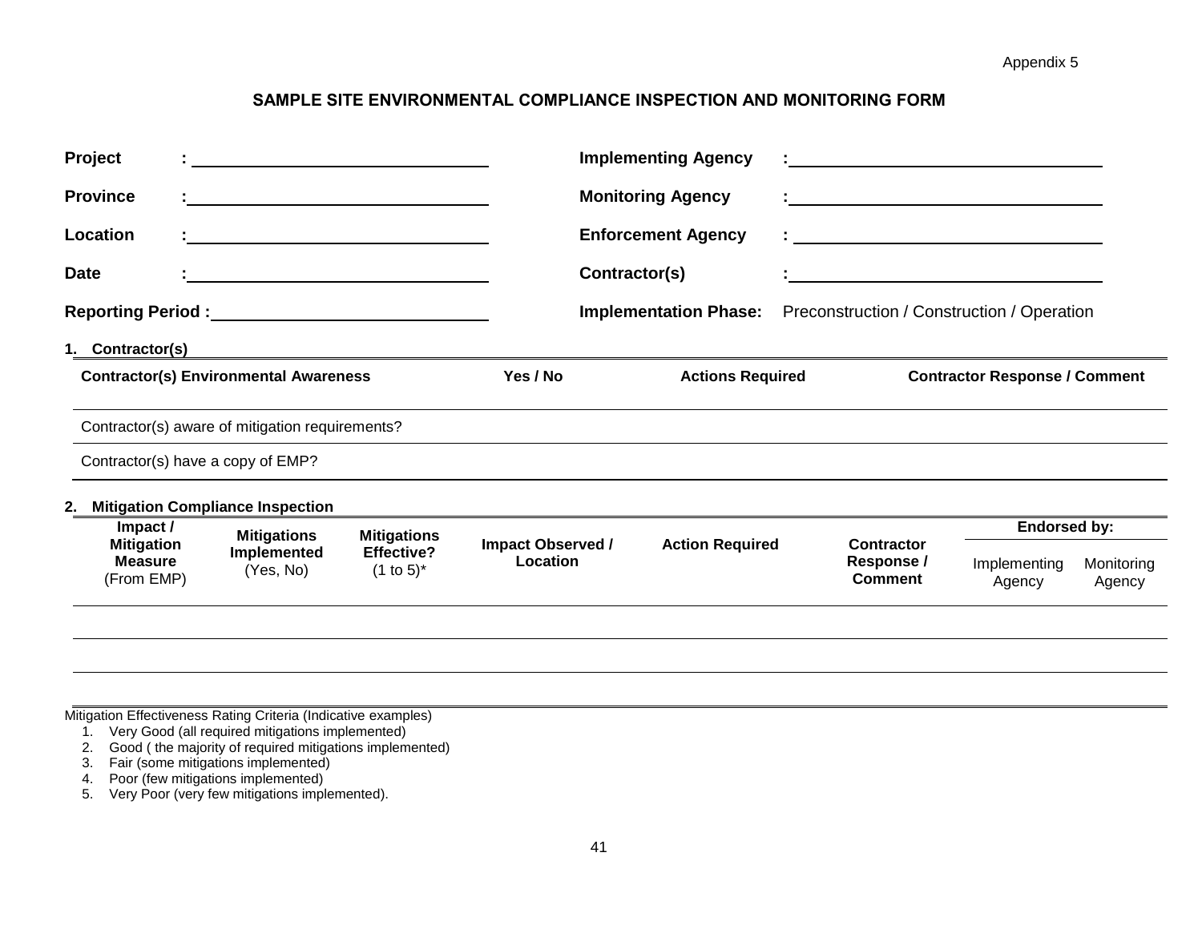Appendix 5

# SAMPLE SITE ENVIRONMENTAL COMPLIANCE INSPECTION AND MONITORING FORM

**Project** : ______________________________ **Implementing Agency** : ______________________________

**Province** : ______________________________ **Monitoring Agency** : ______________________________

**Location** : ______________________________ **Enforcement Agency** : ______________________________

**Date** : ______________________________ **Contractor(s)** : ______________________________

**Reporting Period :** ______________________________ **Implementation Phase:** Preconstruction / Construction / Operation

## 1. Contractor(s)

| Contractor(s) Environmental Awareness | Yes / No | Actions Required | Contractor Response / Comment |
|---|---|---|---|
| Contractor(s) aware of mitigation requirements? | | | |
| Contractor(s) have a copy of EMP? | | | |

## 2. Mitigation Compliance Inspection

| Impact / Mitigation Measure (From EMP) | Mitigations Implemented (Yes, No) | Mitigations Effective? (1 to 5)* | Impact Observed / Location | Action Required | Contractor Response / Comment | Endorsed by: | |
|---|---|---|---|---|---|---|---|
| | | | | | | Implementing Agency | Monitoring Agency |
| | | | | | | | |
| | | | | | | | |

Mitigation Effectiveness Rating Criteria (Indicative examples)

1. Very Good (all required mitigations implemented)
2. Good ( the majority of required mitigations implemented)
3. Fair (some mitigations implemented)
4. Poor (few mitigations implemented)
5. Very Poor (very few mitigations implemented).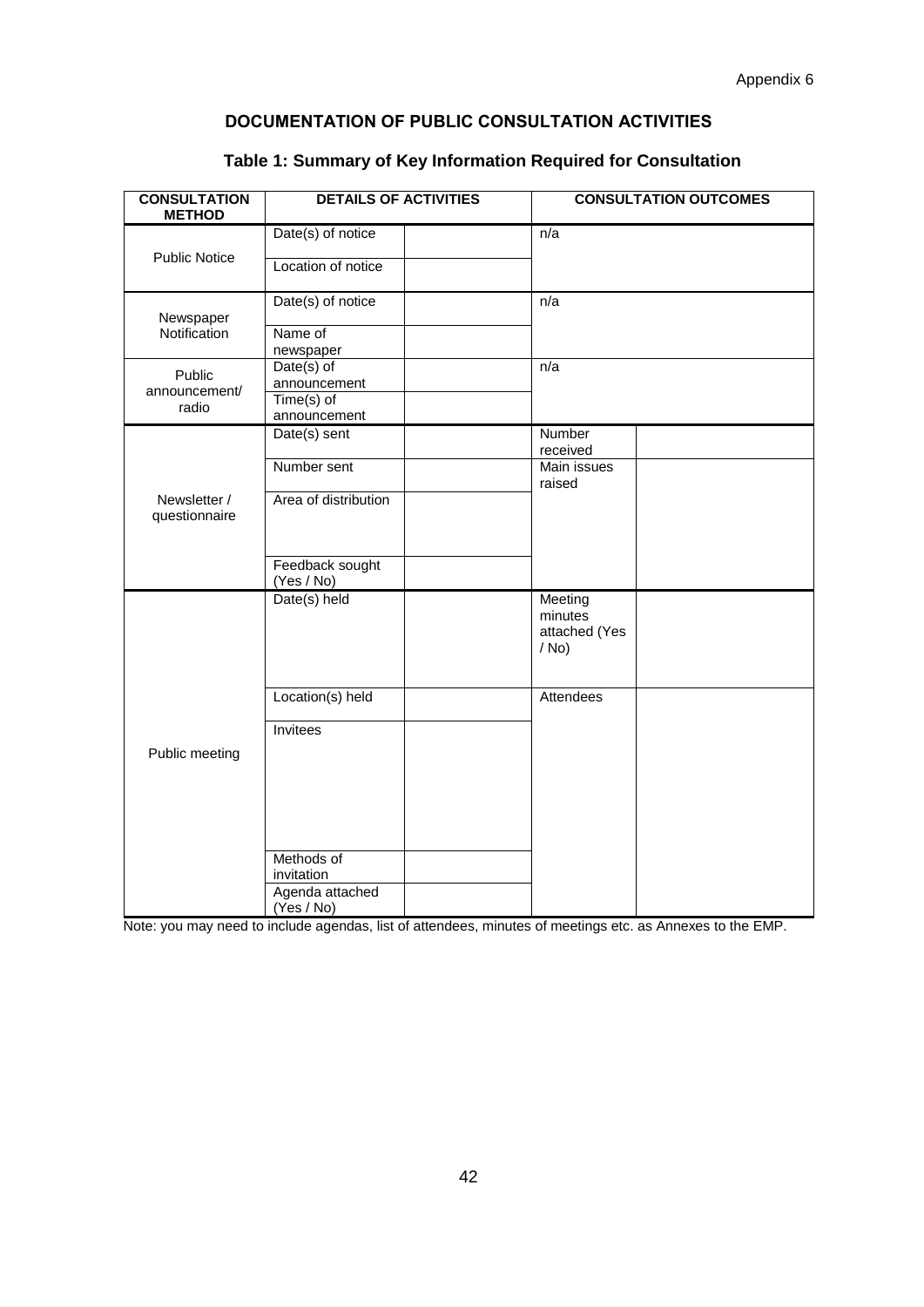Appendix 6

## DOCUMENTATION OF PUBLIC CONSULTATION ACTIVITIES

### Table 1: Summary of Key Information Required for Consultation

| CONSULTATION METHOD | DETAILS OF ACTIVITIES | | CONSULTATION OUTCOMES | |
|---|---|---|---|---|
| Public Notice | Date(s) of notice | | n/a | |
| | Location of notice | | | |
| Newspaper Notification | Date(s) of notice | | n/a | |
| | Name of newspaper | | | |
| Public announcement/ radio | Date(s) of announcement | | n/a | |
| | Time(s) of announcement | | | |
| Newsletter / questionnaire | Date(s) sent | | Number received | |
| | Number sent | | Main issues raised | |
| | Area of distribution | | | |
| | Feedback sought (Yes / No) | | | |
| Public meeting | Date(s) held | | Meeting minutes attached (Yes / No) | |
| | Location(s) held | | Attendees | |
| | Invitees | | | |
| | Methods of invitation | | | |
| | Agenda attached (Yes / No) | | | |

Note: you may need to include agendas, list of attendees, minutes of meetings etc. as Annexes to the EMP.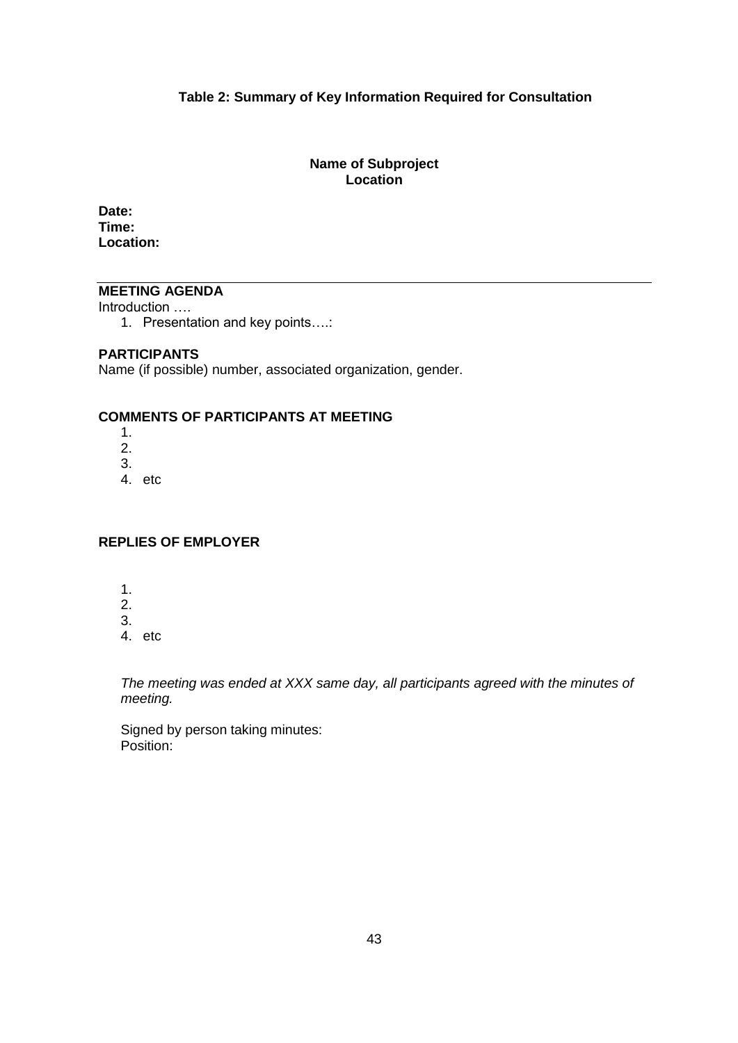**Table 2: Summary of Key Information Required for Consultation**

**Name of Subproject**
**Location**

**Date:**
**Time:**
**Location:**

---

**MEETING AGENDA**

Introduction ….

1. Presentation and key points….:

**PARTICIPANTS**

Name (if possible) number, associated organization, gender.

**COMMENTS OF PARTICIPANTS AT MEETING**

1.
2.
3.
4. etc

**REPLIES OF EMPLOYER**

1.
2.
3.
4. etc

*The meeting was ended at XXX same day, all participants agreed with the minutes of meeting.*

Signed by person taking minutes:
Position: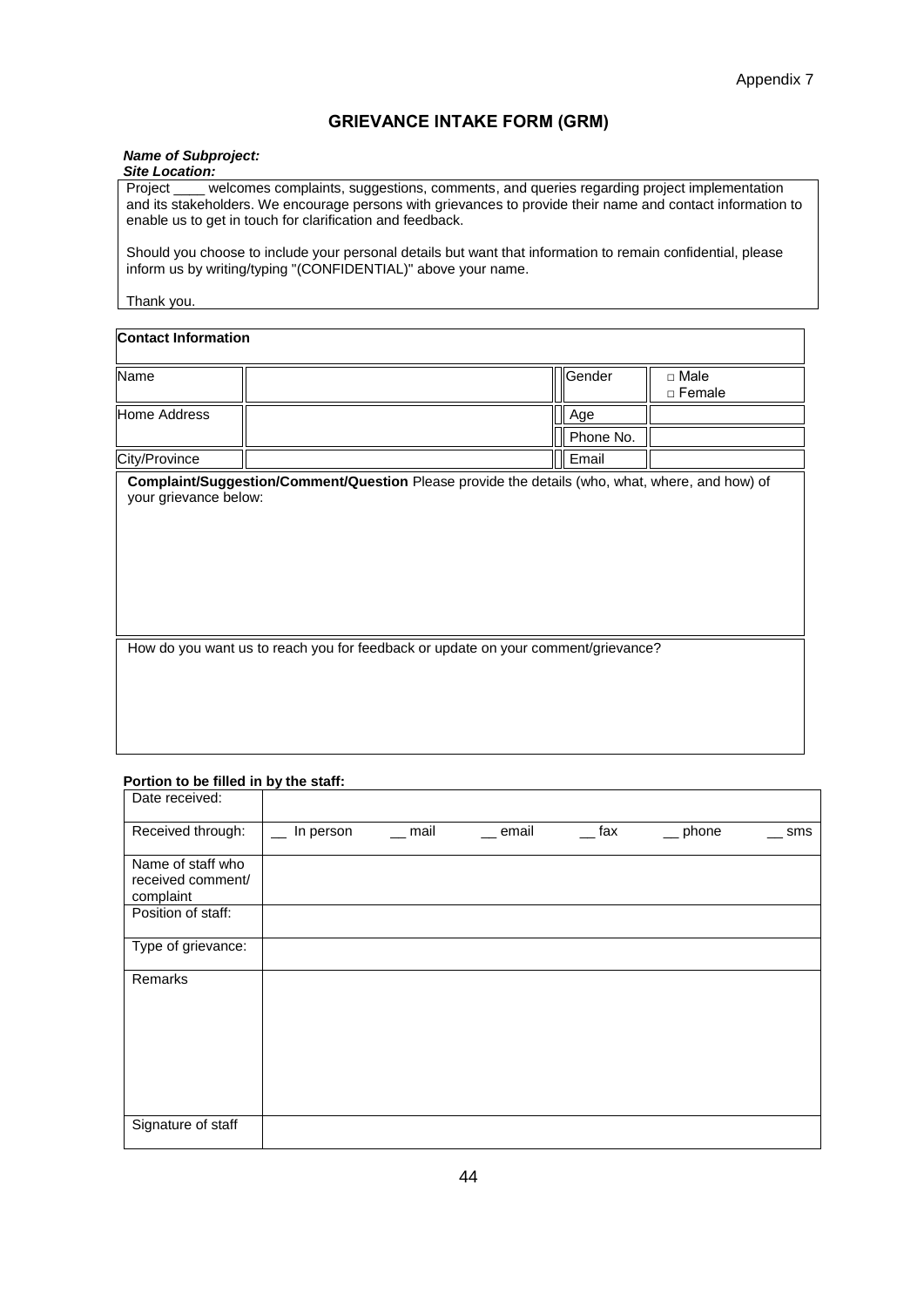Appendix 7

# GRIEVANCE INTAKE FORM (GRM)

***Name of Subproject:***
***Site Location:***

Project ____ welcomes complaints, suggestions, comments, and queries regarding project implementation and its stakeholders. We encourage persons with grievances to provide their name and contact information to enable us to get in touch for clarification and feedback.

Should you choose to include your personal details but want that information to remain confidential, please inform us by writing/typing "(CONFIDENTIAL)" above your name.

Thank you.

| **Contact Information** | | | |
|---|---|---|---|
| Name | | Gender | □ Male<br>□ Female |
| Home Address | | Age | |
| | | Phone No. | |
| City/Province | | Email | |

**Complaint/Suggestion/Comment/Question** Please provide the details (who, what, where, and how) of your grievance below:

How do you want us to reach you for feedback or update on your comment/grievance?

**Portion to be filled in by the staff:**

| | | | | | | |
|---|---|---|---|---|---|---|
| Date received: | | | | | | |
| Received through: | __ In person | __ mail | __ email | __ fax | __ phone | __ sms |
| Name of staff who received comment/ complaint | | | | | | |
| Position of staff: | | | | | | |
| Type of grievance: | | | | | | |
| Remarks | | | | | | |
| Signature of staff | | | | | | |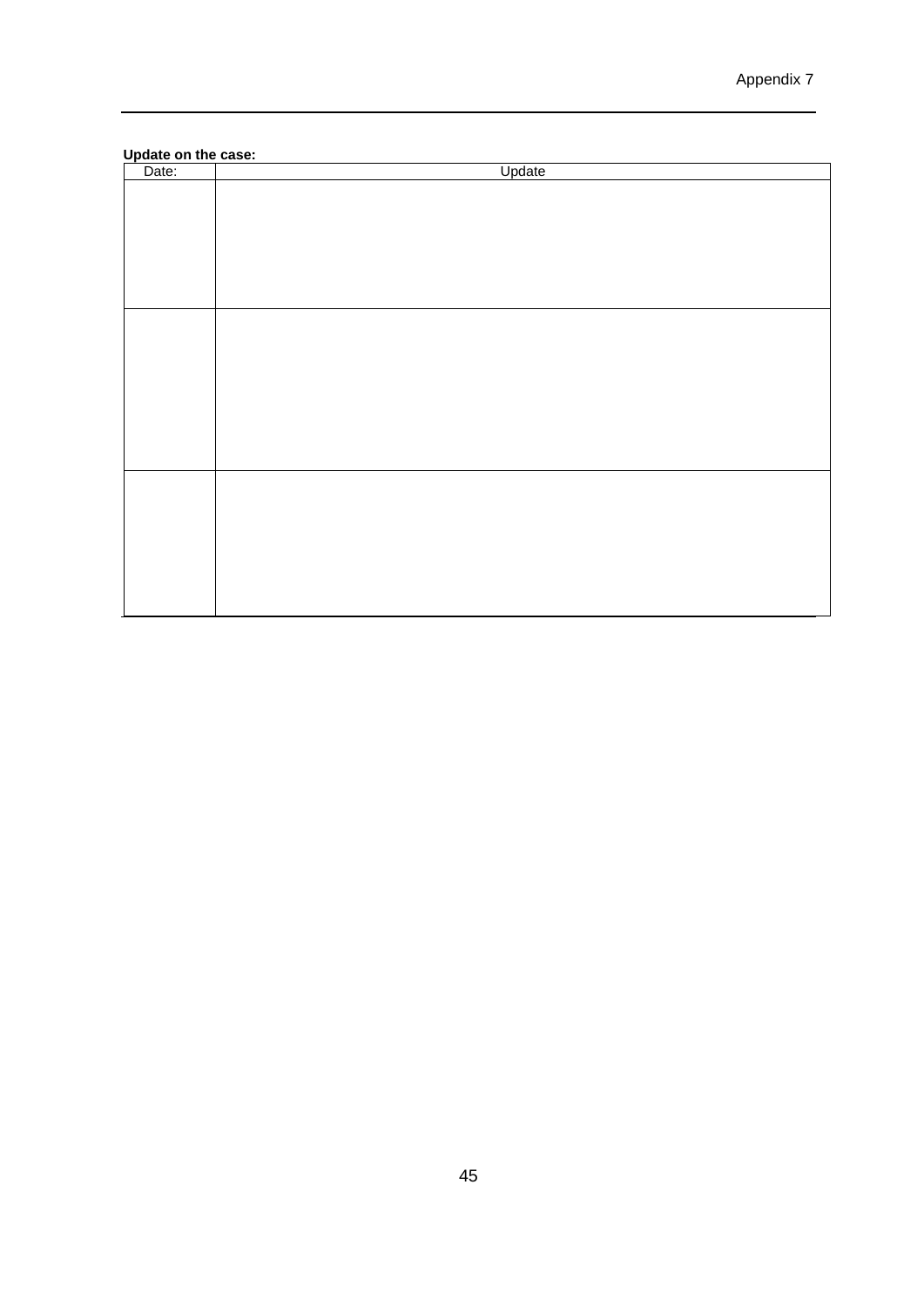**Update on the case:**

| Date: | Update |
| --- | --- |
| | |
| | |
| | |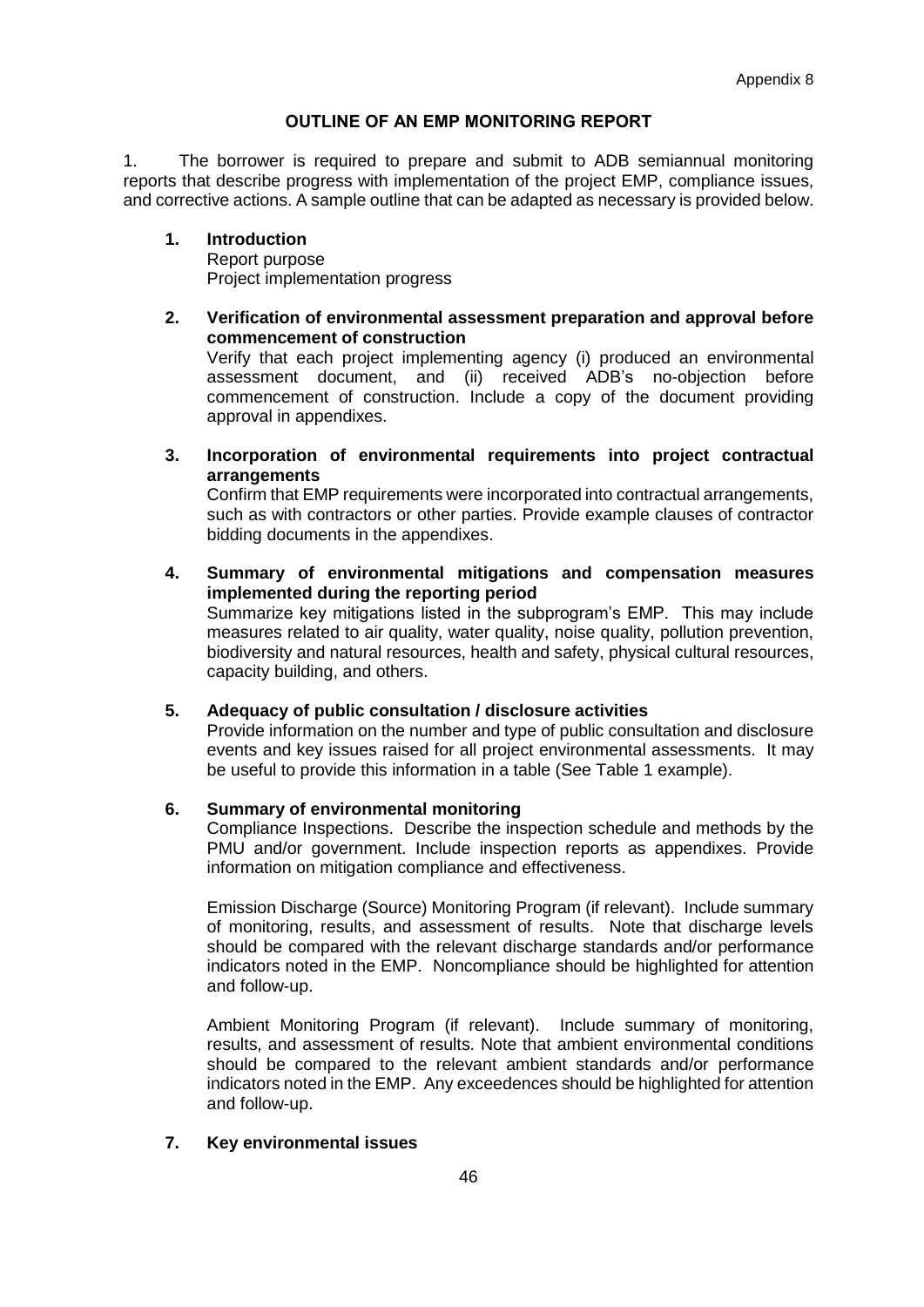Appendix 8

# OUTLINE OF AN EMP MONITORING REPORT

1. The borrower is required to prepare and submit to ADB semiannual monitoring reports that describe progress with implementation of the project EMP, compliance issues, and corrective actions. A sample outline that can be adapted as necessary is provided below.

## 1. Introduction

Report purpose
Project implementation progress

## 2. Verification of environmental assessment preparation and approval before commencement of construction

Verify that each project implementing agency (i) produced an environmental assessment document, and (ii) received ADB's no-objection before commencement of construction. Include a copy of the document providing approval in appendixes.

## 3. Incorporation of environmental requirements into project contractual arrangements

Confirm that EMP requirements were incorporated into contractual arrangements, such as with contractors or other parties. Provide example clauses of contractor bidding documents in the appendixes.

## 4. Summary of environmental mitigations and compensation measures implemented during the reporting period

Summarize key mitigations listed in the subprogram's EMP. This may include measures related to air quality, water quality, noise quality, pollution prevention, biodiversity and natural resources, health and safety, physical cultural resources, capacity building, and others.

## 5. Adequacy of public consultation / disclosure activities

Provide information on the number and type of public consultation and disclosure events and key issues raised for all project environmental assessments. It may be useful to provide this information in a table (See Table 1 example).

## 6. Summary of environmental monitoring

Compliance Inspections. Describe the inspection schedule and methods by the PMU and/or government. Include inspection reports as appendixes. Provide information on mitigation compliance and effectiveness.

Emission Discharge (Source) Monitoring Program (if relevant). Include summary of monitoring, results, and assessment of results. Note that discharge levels should be compared with the relevant discharge standards and/or performance indicators noted in the EMP. Noncompliance should be highlighted for attention and follow-up.

Ambient Monitoring Program (if relevant). Include summary of monitoring, results, and assessment of results. Note that ambient environmental conditions should be compared to the relevant ambient standards and/or performance indicators noted in the EMP. Any exceedences should be highlighted for attention and follow-up.

## 7. Key environmental issues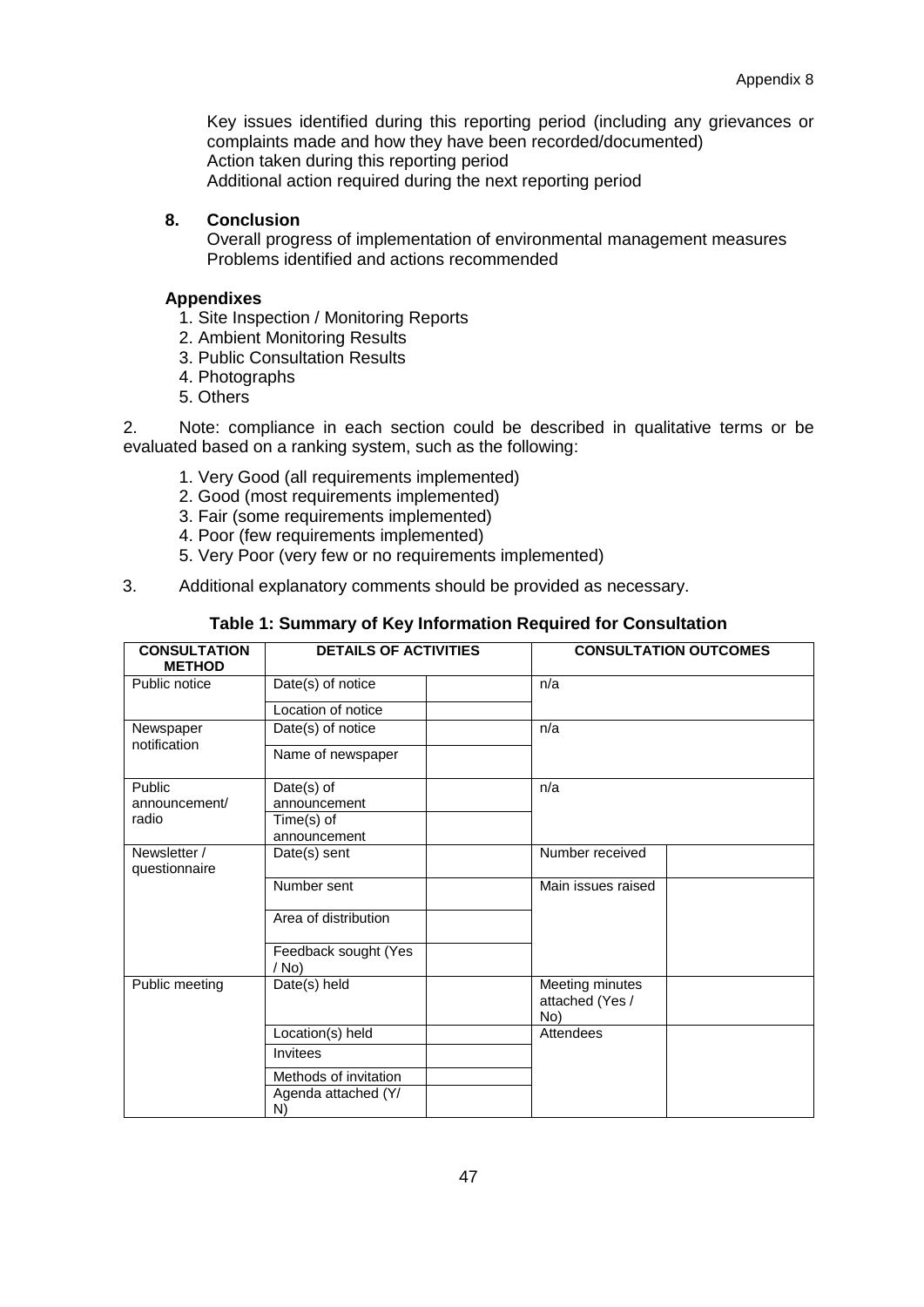Appendix 8

Key issues identified during this reporting period (including any grievances or complaints made and how they have been recorded/documented)
Action taken during this reporting period
Additional action required during the next reporting period

**8. Conclusion**

Overall progress of implementation of environmental management measures
Problems identified and actions recommended

**Appendixes**

1. Site Inspection / Monitoring Reports
2. Ambient Monitoring Results
3. Public Consultation Results
4. Photographs
5. Others

2. Note: compliance in each section could be described in qualitative terms or be evaluated based on a ranking system, such as the following:

1. Very Good (all requirements implemented)
2. Good (most requirements implemented)
3. Fair (some requirements implemented)
4. Poor (few requirements implemented)
5. Very Poor (very few or no requirements implemented)

3. Additional explanatory comments should be provided as necessary.

**Table 1: Summary of Key Information Required for Consultation**

| CONSULTATION METHOD | DETAILS OF ACTIVITIES | | CONSULTATION OUTCOMES | |
|---|---|---|---|---|
| Public notice | Date(s) of notice | | n/a | |
| | Location of notice | | | |
| Newspaper notification | Date(s) of notice | | n/a | |
| | Name of newspaper | | | |
| Public announcement/ radio | Date(s) of announcement | | n/a | |
| | Time(s) of announcement | | | |
| Newsletter / questionnaire | Date(s) sent | | Number received | |
| | Number sent | | Main issues raised | |
| | Area of distribution | | | |
| | Feedback sought (Yes / No) | | | |
| Public meeting | Date(s) held | | Meeting minutes attached (Yes / No) | |
| | Location(s) held | | Attendees | |
| | Invitees | | | |
| | Methods of invitation | | | |
| | Agenda attached (Y/ N) | | | |